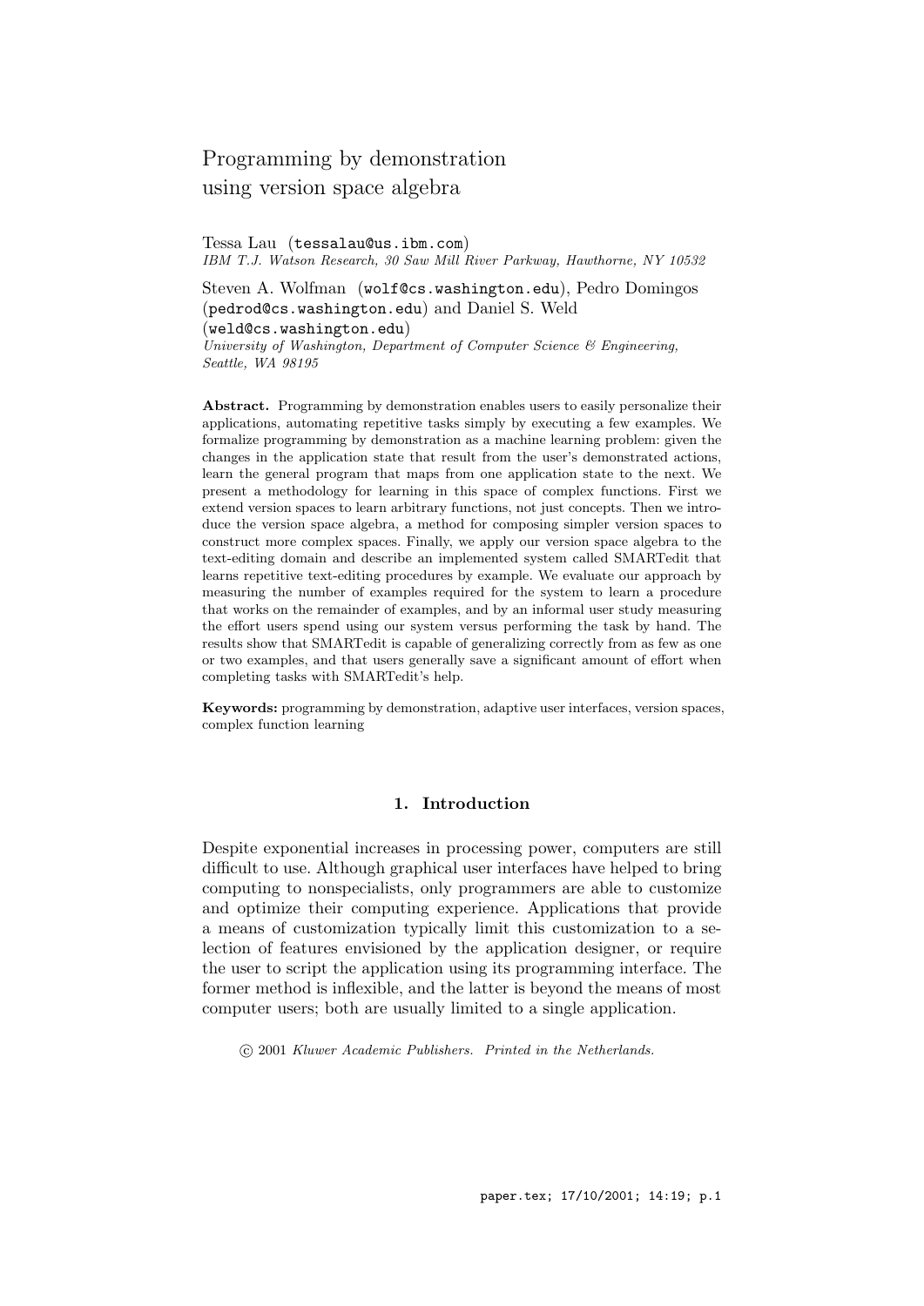# Programming by demonstration using version space algebra

Tessa Lau (tessalau@us.ibm.com)
*IBM T.J. Watson Research, 30 Saw Mill River Parkway, Hawthorne, NY 10532*

Steven A. Wolfman (wolf@cs.washington.edu), Pedro Domingos (pedrod@cs.washington.edu) and Daniel S. Weld (weld@cs.washington.edu)
*University of Washington, Department of Computer Science & Engineering, Seattle, WA 98195*

**Abstract.** Programming by demonstration enables users to easily personalize their applications, automating repetitive tasks simply by executing a few examples. We formalize programming by demonstration as a machine learning problem: given the changes in the application state that result from the user's demonstrated actions, learn the general program that maps from one application state to the next. We present a methodology for learning in this space of complex functions. First we extend version spaces to learn arbitrary functions, not just concepts. Then we introduce the version space algebra, a method for composing simpler version spaces to construct more complex spaces. Finally, we apply our version space algebra to the text-editing domain and describe an implemented system called SMARTedit that learns repetitive text-editing procedures by example. We evaluate our approach by measuring the number of examples required for the system to learn a procedure that works on the remainder of examples, and by an informal user study measuring the effort users spend using our system versus performing the task by hand. The results show that SMARTedit is capable of generalizing correctly from as few as one or two examples, and that users generally save a significant amount of effort when completing tasks with SMARTedit's help.

**Keywords:** programming by demonstration, adaptive user interfaces, version spaces, complex function learning

## 1. Introduction

Despite exponential increases in processing power, computers are still difficult to use. Although graphical user interfaces have helped to bring computing to nonspecialists, only programmers are able to customize and optimize their computing experience. Applications that provide a means of customization typically limit this customization to a selection of features envisioned by the application designer, or require the user to script the application using its programming interface. The former method is inflexible, and the latter is beyond the means of most computer users; both are usually limited to a single application.

© 2001 *Kluwer Academic Publishers. Printed in the Netherlands.*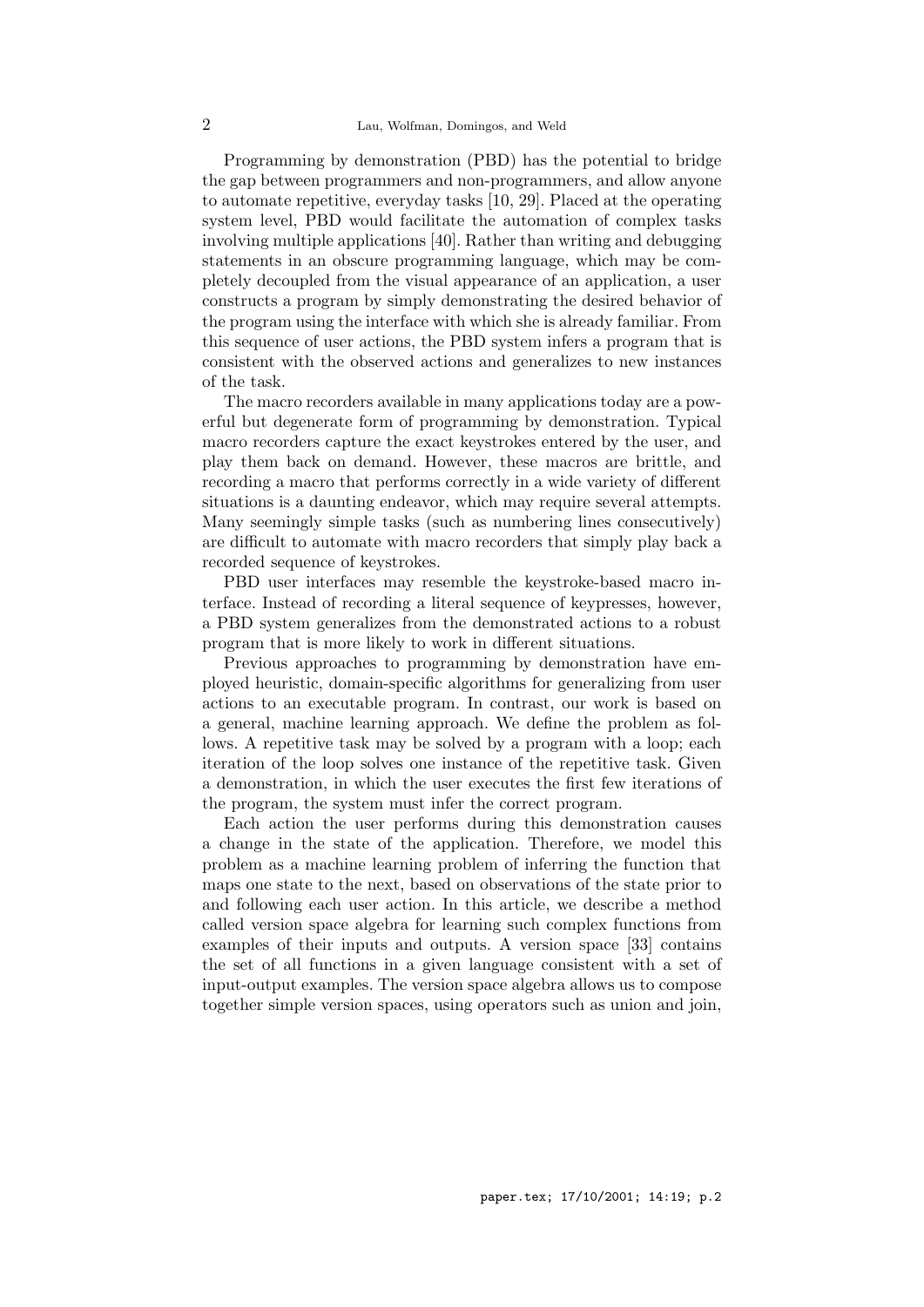Programming by demonstration (PBD) has the potential to bridge the gap between programmers and non-programmers, and allow anyone to automate repetitive, everyday tasks [10, 29]. Placed at the operating system level, PBD would facilitate the automation of complex tasks involving multiple applications [40]. Rather than writing and debugging statements in an obscure programming language, which may be completely decoupled from the visual appearance of an application, a user constructs a program by simply demonstrating the desired behavior of the program using the interface with which she is already familiar. From this sequence of user actions, the PBD system infers a program that is consistent with the observed actions and generalizes to new instances of the task.

The macro recorders available in many applications today are a powerful but degenerate form of programming by demonstration. Typical macro recorders capture the exact keystrokes entered by the user, and play them back on demand. However, these macros are brittle, and recording a macro that performs correctly in a wide variety of different situations is a daunting endeavor, which may require several attempts. Many seemingly simple tasks (such as numbering lines consecutively) are difficult to automate with macro recorders that simply play back a recorded sequence of keystrokes.

PBD user interfaces may resemble the keystroke-based macro interface. Instead of recording a literal sequence of keypresses, however, a PBD system generalizes from the demonstrated actions to a robust program that is more likely to work in different situations.

Previous approaches to programming by demonstration have employed heuristic, domain-specific algorithms for generalizing from user actions to an executable program. In contrast, our work is based on a general, machine learning approach. We define the problem as follows. A repetitive task may be solved by a program with a loop; each iteration of the loop solves one instance of the repetitive task. Given a demonstration, in which the user executes the first few iterations of the program, the system must infer the correct program.

Each action the user performs during this demonstration causes a change in the state of the application. Therefore, we model this problem as a machine learning problem of inferring the function that maps one state to the next, based on observations of the state prior to and following each user action. In this article, we describe a method called version space algebra for learning such complex functions from examples of their inputs and outputs. A version space [33] contains the set of all functions in a given language consistent with a set of input-output examples. The version space algebra allows us to compose together simple version spaces, using operators such as union and join,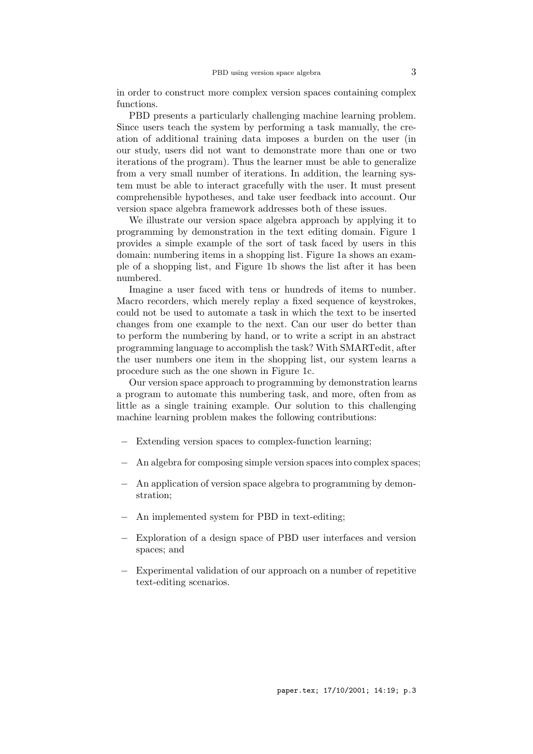in order to construct more complex version spaces containing complex functions.

PBD presents a particularly challenging machine learning problem. Since users teach the system by performing a task manually, the creation of additional training data imposes a burden on the user (in our study, users did not want to demonstrate more than one or two iterations of the program). Thus the learner must be able to generalize from a very small number of iterations. In addition, the learning system must be able to interact gracefully with the user. It must present comprehensible hypotheses, and take user feedback into account. Our version space algebra framework addresses both of these issues.

We illustrate our version space algebra approach by applying it to programming by demonstration in the text editing domain. Figure 1 provides a simple example of the sort of task faced by users in this domain: numbering items in a shopping list. Figure 1a shows an example of a shopping list, and Figure 1b shows the list after it has been numbered.

Imagine a user faced with tens or hundreds of items to number. Macro recorders, which merely replay a fixed sequence of keystrokes, could not be used to automate a task in which the text to be inserted changes from one example to the next. Can our user do better than to perform the numbering by hand, or to write a script in an abstract programming language to accomplish the task? With SMARTedit, after the user numbers one item in the shopping list, our system learns a procedure such as the one shown in Figure 1c.

Our version space approach to programming by demonstration learns a program to automate this numbering task, and more, often from as little as a single training example. Our solution to this challenging machine learning problem makes the following contributions:

- Extending version spaces to complex-function learning;
- An algebra for composing simple version spaces into complex spaces;
- An application of version space algebra to programming by demonstration;
- An implemented system for PBD in text-editing;
- Exploration of a design space of PBD user interfaces and version spaces; and
- Experimental validation of our approach on a number of repetitive text-editing scenarios.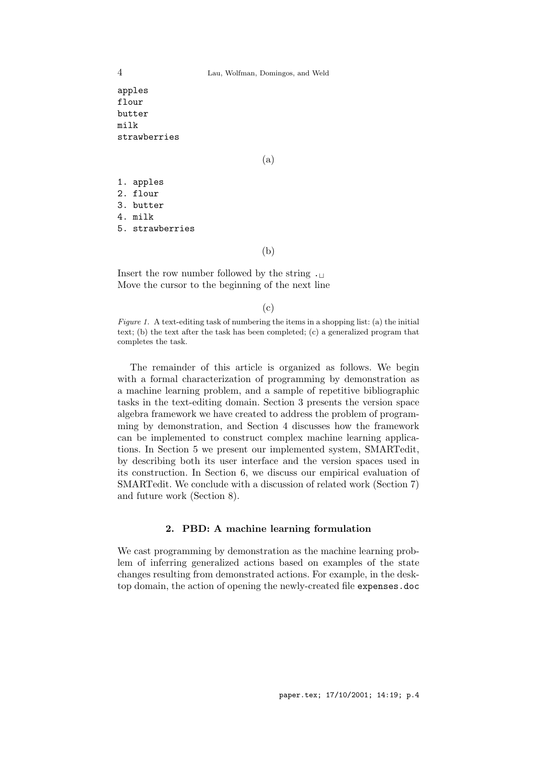```
apples
flour
butter
milk
strawberries
```

(a)

```
1. apples
2. flour
3. butter
4. milk
5. strawberries
```

(b)

Insert the row number followed by the string `. ␣`
Move the cursor to the beginning of the next line

(c)

*Figure 1.* A text-editing task of numbering the items in a shopping list: (a) the initial text; (b) the text after the task has been completed; (c) a generalized program that completes the task.

The remainder of this article is organized as follows. We begin with a formal characterization of programming by demonstration as a machine learning problem, and a sample of repetitive bibliographic tasks in the text-editing domain. Section 3 presents the version space algebra framework we have created to address the problem of programming by demonstration, and Section 4 discusses how the framework can be implemented to construct complex machine learning applications. In Section 5 we present our implemented system, SMARTedit, by describing both its user interface and the version spaces used in its construction. In Section 6, we discuss our empirical evaluation of SMARTedit. We conclude with a discussion of related work (Section 7) and future work (Section 8).

## 2. PBD: A machine learning formulation

We cast programming by demonstration as the machine learning problem of inferring generalized actions based on examples of the state changes resulting from demonstrated actions. For example, in the desktop domain, the action of opening the newly-created file `expenses.doc`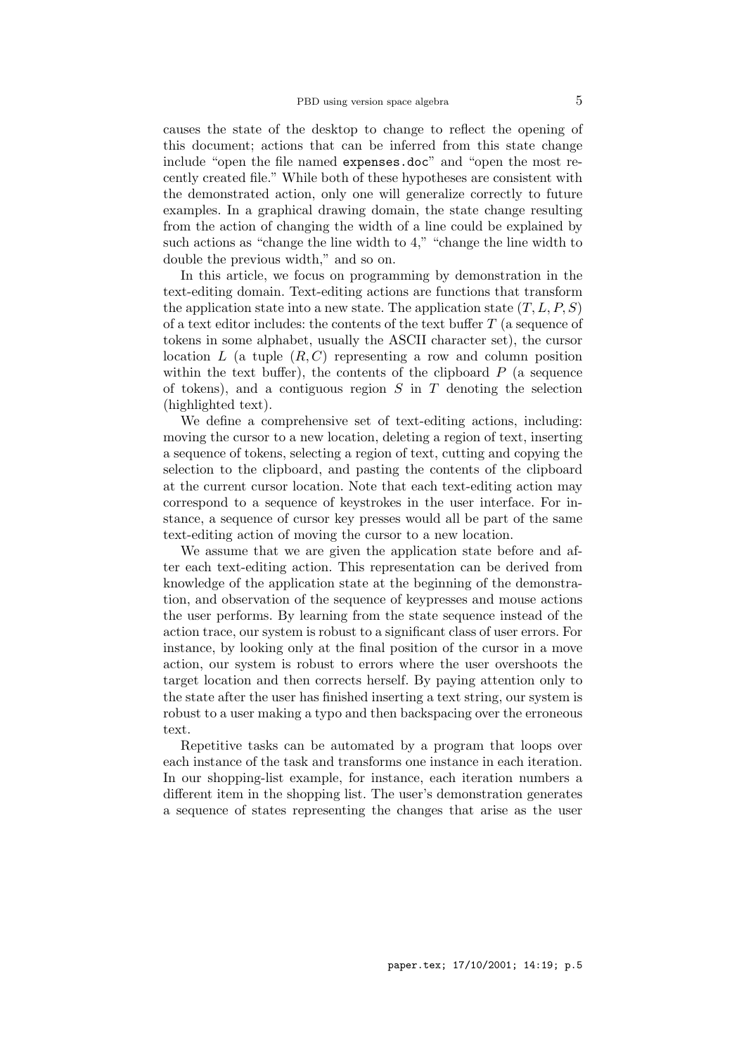causes the state of the desktop to change to reflect the opening of this document; actions that can be inferred from this state change include "open the file named `expenses.doc`" and "open the most recently created file." While both of these hypotheses are consistent with the demonstrated action, only one will generalize correctly to future examples. In a graphical drawing domain, the state change resulting from the action of changing the width of a line could be explained by such actions as "change the line width to 4," "change the line width to double the previous width," and so on.

In this article, we focus on programming by demonstration in the text-editing domain. Text-editing actions are functions that transform the application state into a new state. The application state $(T, L, P, S)$ of a text editor includes: the contents of the text buffer $T$ (a sequence of tokens in some alphabet, usually the ASCII character set), the cursor location $L$ (a tuple $(R, C)$ representing a row and column position within the text buffer), the contents of the clipboard $P$ (a sequence of tokens), and a contiguous region $S$ in $T$ denoting the selection (highlighted text).

We define a comprehensive set of text-editing actions, including: moving the cursor to a new location, deleting a region of text, inserting a sequence of tokens, selecting a region of text, cutting and copying the selection to the clipboard, and pasting the contents of the clipboard at the current cursor location. Note that each text-editing action may correspond to a sequence of keystrokes in the user interface. For instance, a sequence of cursor key presses would all be part of the same text-editing action of moving the cursor to a new location.

We assume that we are given the application state before and after each text-editing action. This representation can be derived from knowledge of the application state at the beginning of the demonstration, and observation of the sequence of keypresses and mouse actions the user performs. By learning from the state sequence instead of the action trace, our system is robust to a significant class of user errors. For instance, by looking only at the final position of the cursor in a move action, our system is robust to errors where the user overshoots the target location and then corrects herself. By paying attention only to the state after the user has finished inserting a text string, our system is robust to a user making a typo and then backspacing over the erroneous text.

Repetitive tasks can be automated by a program that loops over each instance of the task and transforms one instance in each iteration. In our shopping-list example, for instance, each iteration numbers a different item in the shopping list. The user's demonstration generates a sequence of states representing the changes that arise as the user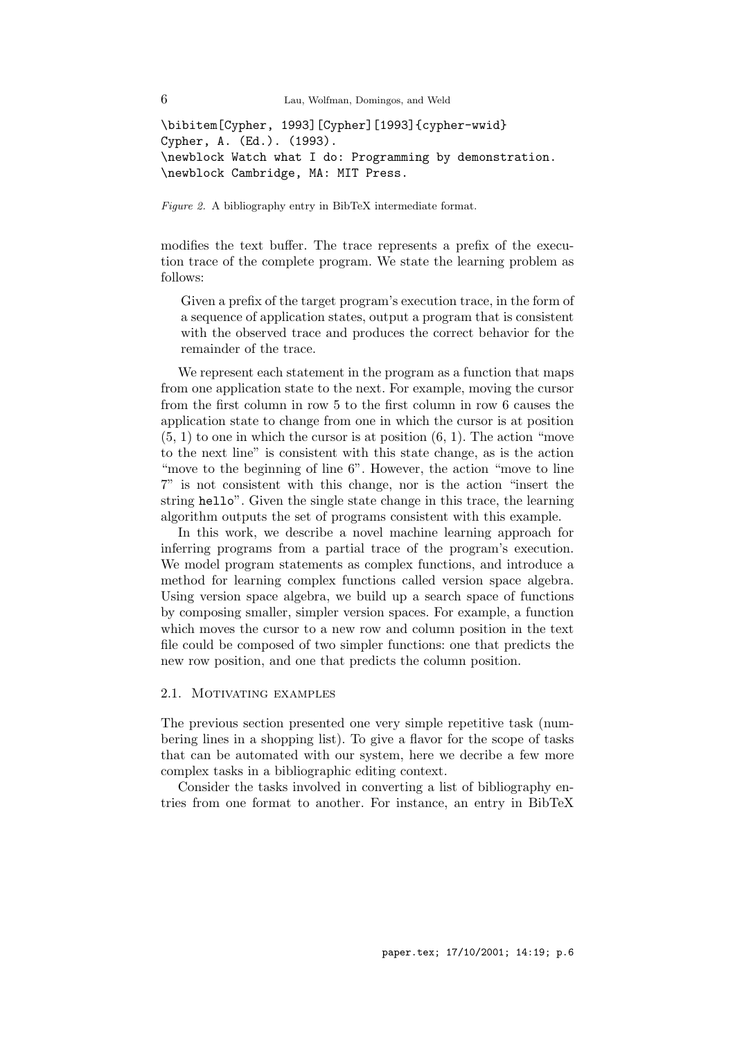```
\bibitem[Cypher, 1993][Cypher][1993]{cypher-wwid}
Cypher, A. (Ed.). (1993).
\newblock Watch what I do: Programming by demonstration.
\newblock Cambridge, MA: MIT Press.
```

*Figure 2.* A bibliography entry in BibTeX intermediate format.

modifies the text buffer. The trace represents a prefix of the execution trace of the complete program. We state the learning problem as follows:

> Given a prefix of the target program's execution trace, in the form of a sequence of application states, output a program that is consistent with the observed trace and produces the correct behavior for the remainder of the trace.

We represent each statement in the program as a function that maps from one application state to the next. For example, moving the cursor from the first column in row 5 to the first column in row 6 causes the application state to change from one in which the cursor is at position (5, 1) to one in which the cursor is at position (6, 1). The action "move to the next line" is consistent with this state change, as is the action "move to the beginning of line 6". However, the action "move to line 7" is not consistent with this change, nor is the action "insert the string `hello`". Given the single state change in this trace, the learning algorithm outputs the set of programs consistent with this example.

In this work, we describe a novel machine learning approach for inferring programs from a partial trace of the program's execution. We model program statements as complex functions, and introduce a method for learning complex functions called version space algebra. Using version space algebra, we build up a search space of functions by composing smaller, simpler version spaces. For example, a function which moves the cursor to a new row and column position in the text file could be composed of two simpler functions: one that predicts the new row position, and one that predicts the column position.

### 2.1. Motivating examples

The previous section presented one very simple repetitive task (numbering lines in a shopping list). To give a flavor for the scope of tasks that can be automated with our system, here we decribe a few more complex tasks in a bibliographic editing context.

Consider the tasks involved in converting a list of bibliography entries from one format to another. For instance, an entry in BibTeX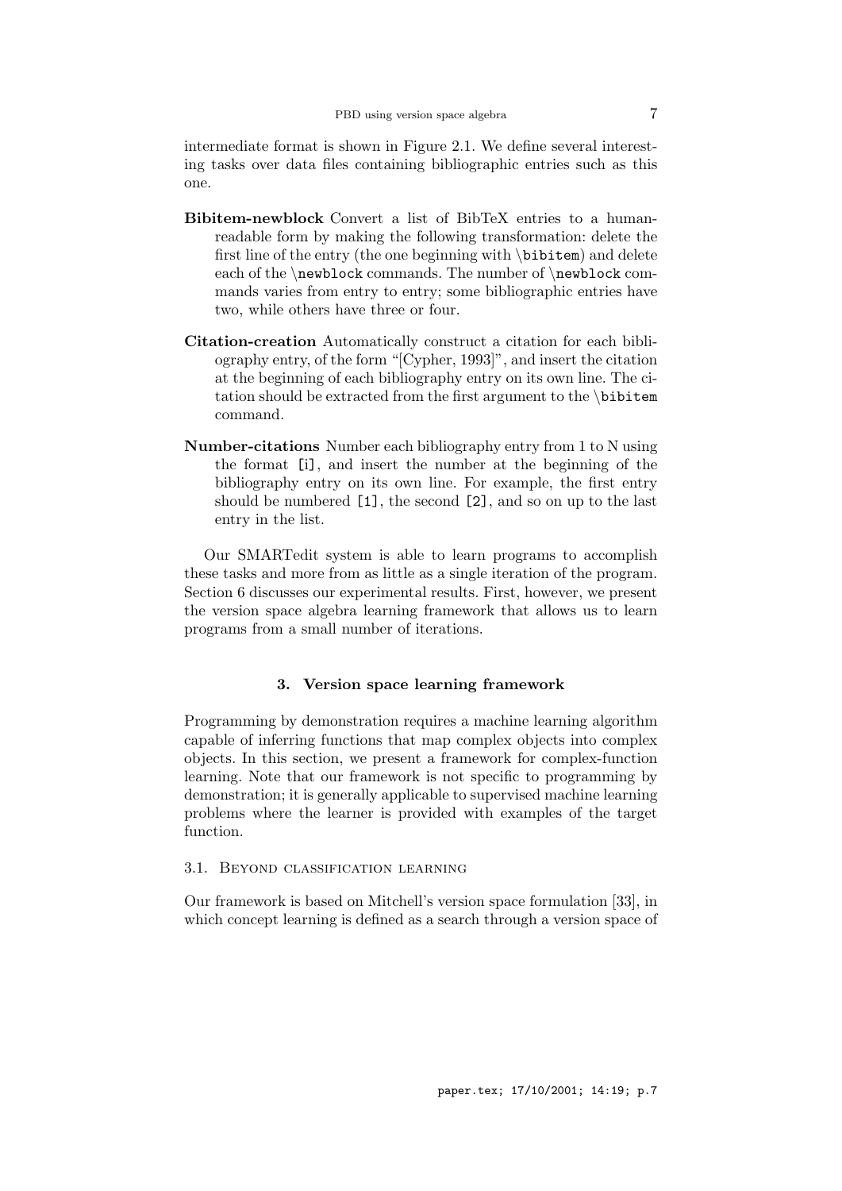intermediate format is shown in Figure 2.1. We define several interesting tasks over data files containing bibliographic entries such as this one.

**Bibitem-newblock** Convert a list of BibTeX entries to a human-readable form by making the following transformation: delete the first line of the entry (the one beginning with `\bibitem`) and delete each of the `\newblock` commands. The number of `\newblock` commands varies from entry to entry; some bibliographic entries have two, while others have three or four.

**Citation-creation** Automatically construct a citation for each bibliography entry, of the form "[Cypher, 1993]", and insert the citation at the beginning of each bibliography entry on its own line. The citation should be extracted from the first argument to the `\bibitem` command.

**Number-citations** Number each bibliography entry from 1 to N using the format `[i]`, and insert the number at the beginning of the bibliography entry on its own line. For example, the first entry should be numbered `[1]`, the second `[2]`, and so on up to the last entry in the list.

Our SMARTedit system is able to learn programs to accomplish these tasks and more from as little as a single iteration of the program. Section 6 discusses our experimental results. First, however, we present the version space algebra learning framework that allows us to learn programs from a small number of iterations.

## 3. Version space learning framework

Programming by demonstration requires a machine learning algorithm capable of inferring functions that map complex objects into complex objects. In this section, we present a framework for complex-function learning. Note that our framework is not specific to programming by demonstration; it is generally applicable to supervised machine learning problems where the learner is provided with examples of the target function.

### 3.1. Beyond classification learning

Our framework is based on Mitchell's version space formulation [33], in which concept learning is defined as a search through a version space of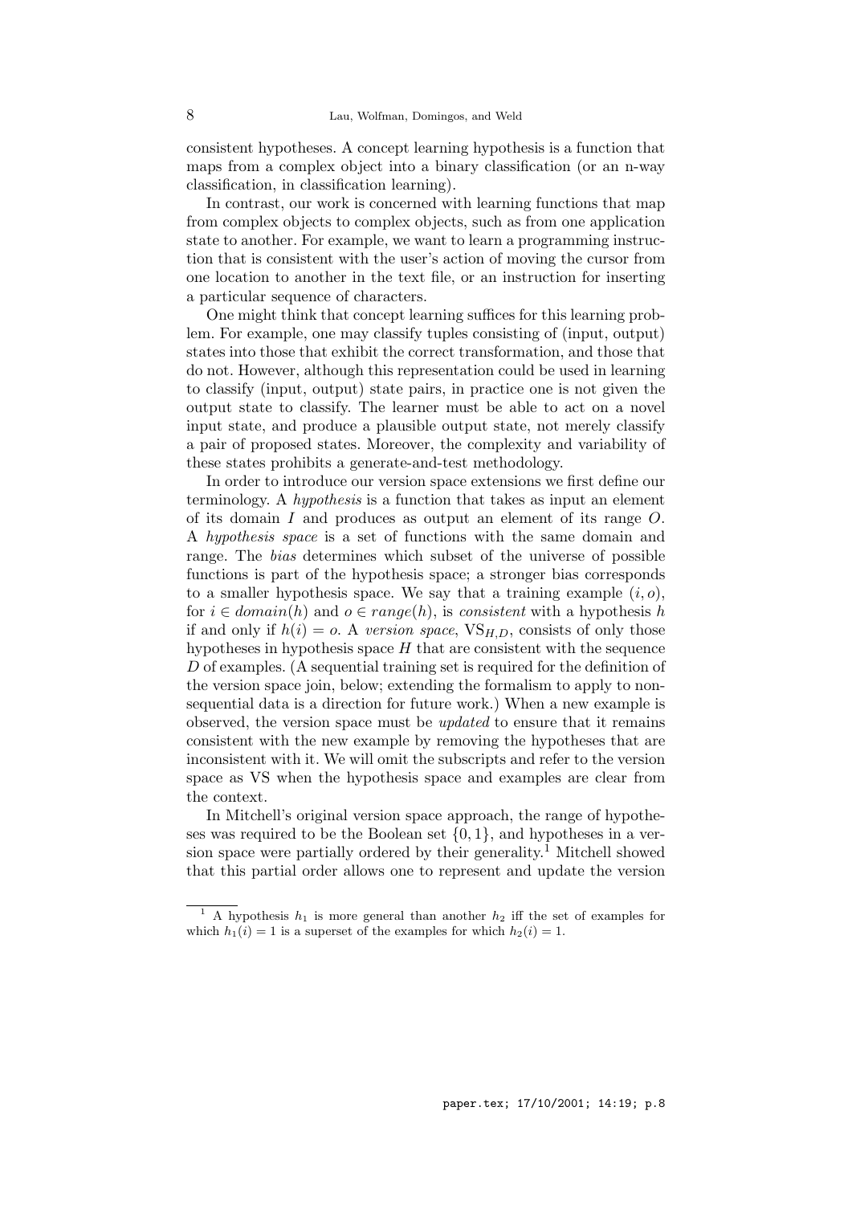consistent hypotheses. A concept learning hypothesis is a function that maps from a complex object into a binary classification (or an n-way classification, in classification learning).

In contrast, our work is concerned with learning functions that map from complex objects to complex objects, such as from one application state to another. For example, we want to learn a programming instruction that is consistent with the user's action of moving the cursor from one location to another in the text file, or an instruction for inserting a particular sequence of characters.

One might think that concept learning suffices for this learning problem. For example, one may classify tuples consisting of (input, output) states into those that exhibit the correct transformation, and those that do not. However, although this representation could be used in learning to classify (input, output) state pairs, in practice one is not given the output state to classify. The learner must be able to act on a novel input state, and produce a plausible output state, not merely classify a pair of proposed states. Moreover, the complexity and variability of these states prohibits a generate-and-test methodology.

In order to introduce our version space extensions we first define our terminology. A *hypothesis* is a function that takes as input an element of its domain $I$ and produces as output an element of its range $O$. A *hypothesis space* is a set of functions with the same domain and range. The *bias* determines which subset of the universe of possible functions is part of the hypothesis space; a stronger bias corresponds to a smaller hypothesis space. We say that a training example $(i, o)$, for $i \in domain(h)$ and $o \in range(h)$, is *consistent* with a hypothesis $h$ if and only if $h(i) = o$. A *version space*, $\mathrm{VS}_{H,D}$, consists of only those hypotheses in hypothesis space $H$ that are consistent with the sequence $D$ of examples. (A sequential training set is required for the definition of the version space join, below; extending the formalism to apply to non-sequential data is a direction for future work.) When a new example is observed, the version space must be *updated* to ensure that it remains consistent with the new example by removing the hypotheses that are inconsistent with it. We will omit the subscripts and refer to the version space as VS when the hypothesis space and examples are clear from the context.

In Mitchell's original version space approach, the range of hypotheses was required to be the Boolean set $\{0, 1\}$, and hypotheses in a version space were partially ordered by their generality.[1] Mitchell showed that this partial order allows one to represent and update the version

[1] A hypothesis $h_1$ is more general than another $h_2$ iff the set of examples for which $h_1(i) = 1$ is a superset of the examples for which $h_2(i) = 1$.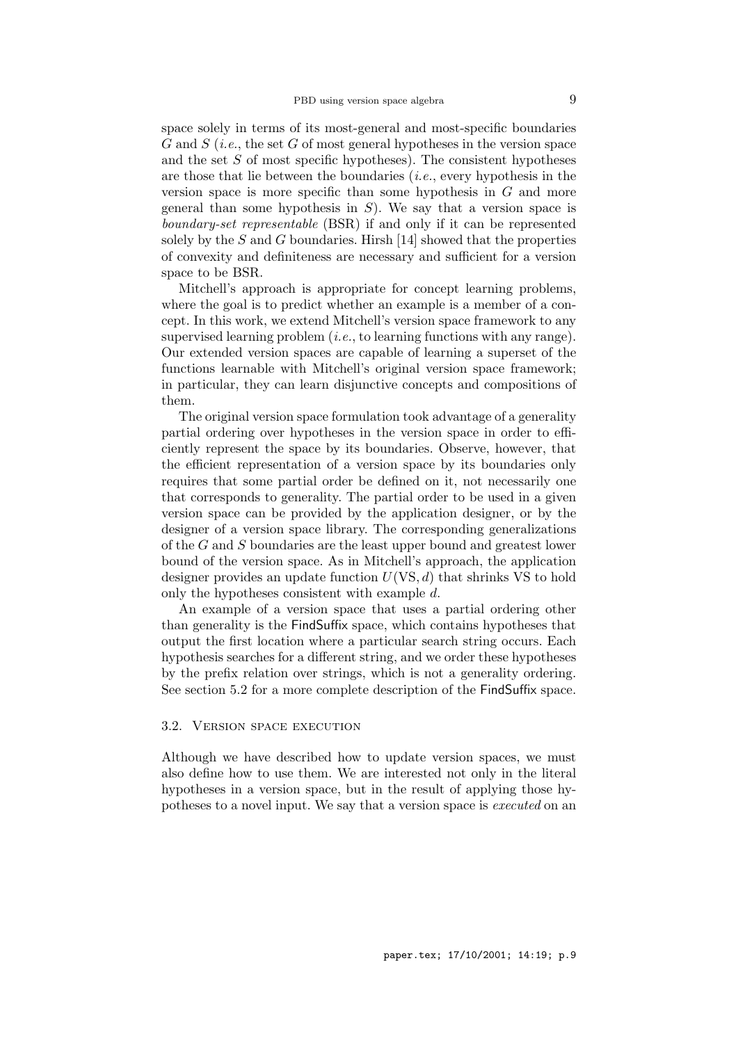space solely in terms of its most-general and most-specific boundaries $G$ and $S$ (*i.e.*, the set $G$ of most general hypotheses in the version space and the set $S$ of most specific hypotheses). The consistent hypotheses are those that lie between the boundaries (*i.e.*, every hypothesis in the version space is more specific than some hypothesis in $G$ and more general than some hypothesis in $S$). We say that a version space is *boundary-set representable* (BSR) if and only if it can be represented solely by the $S$ and $G$ boundaries. Hirsh [14] showed that the properties of convexity and definiteness are necessary and sufficient for a version space to be BSR.

Mitchell's approach is appropriate for concept learning problems, where the goal is to predict whether an example is a member of a concept. In this work, we extend Mitchell's version space framework to any supervised learning problem (*i.e.*, to learning functions with any range). Our extended version spaces are capable of learning a superset of the functions learnable with Mitchell's original version space framework; in particular, they can learn disjunctive concepts and compositions of them.

The original version space formulation took advantage of a generality partial ordering over hypotheses in the version space in order to efficiently represent the space by its boundaries. Observe, however, that the efficient representation of a version space by its boundaries only requires that some partial order be defined on it, not necessarily one that corresponds to generality. The partial order to be used in a given version space can be provided by the application designer, or by the designer of a version space library. The corresponding generalizations of the $G$ and $S$ boundaries are the least upper bound and greatest lower bound of the version space. As in Mitchell's approach, the application designer provides an update function $U(\mathrm{VS}, d)$ that shrinks VS to hold only the hypotheses consistent with example $d$.

An example of a version space that uses a partial ordering other than generality is the FindSuffix space, which contains hypotheses that output the first location where a particular search string occurs. Each hypothesis searches for a different string, and we order these hypotheses by the prefix relation over strings, which is not a generality ordering. See section 5.2 for a more complete description of the FindSuffix space.

### 3.2. Version space execution

Although we have described how to update version spaces, we must also define how to use them. We are interested not only in the literal hypotheses in a version space, but in the result of applying those hypotheses to a novel input. We say that a version space is *executed* on an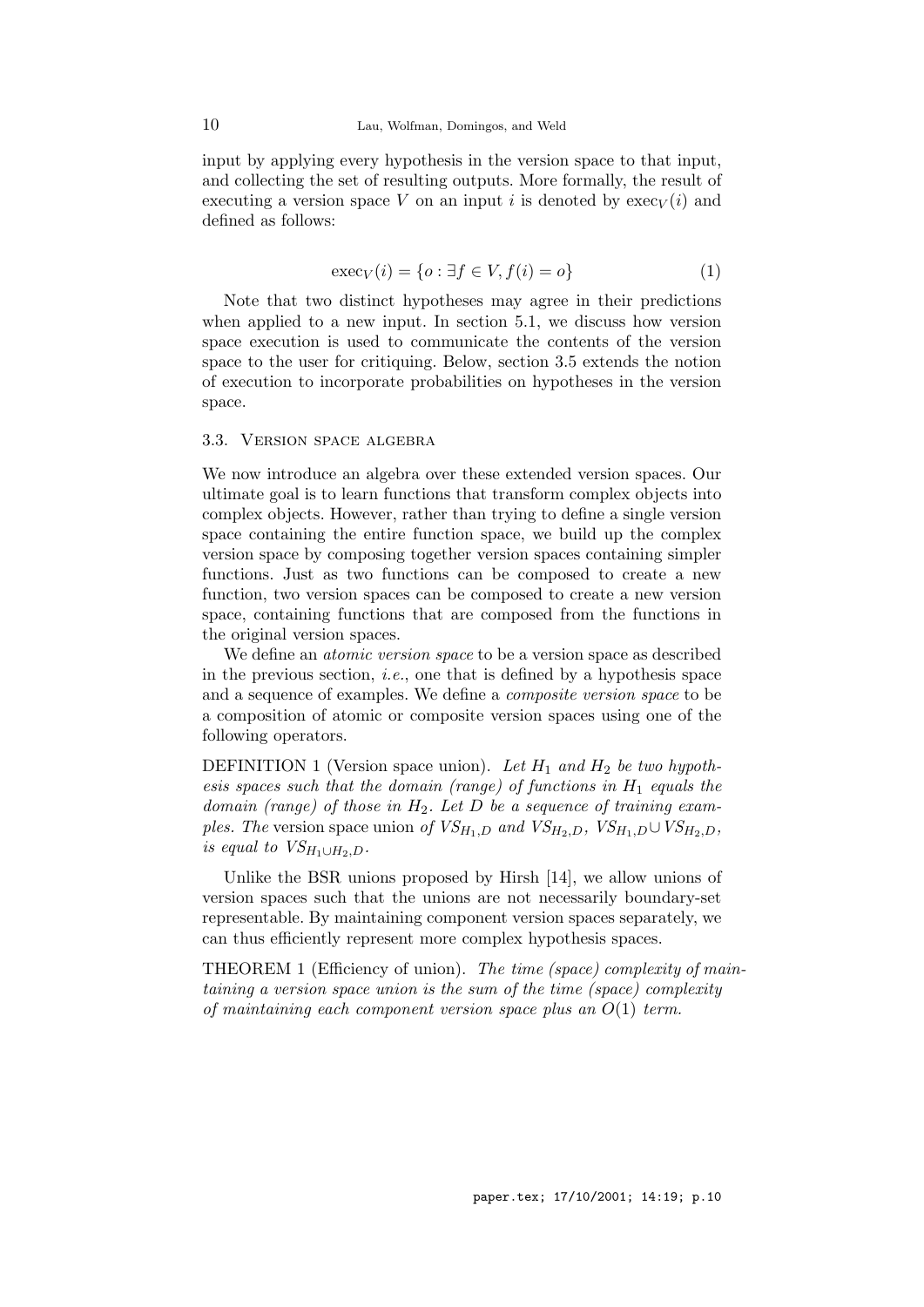input by applying every hypothesis in the version space to that input, and collecting the set of resulting outputs. More formally, the result of executing a version space $V$ on an input $i$ is denoted by $\text{exec}_V(i)$ and defined as follows:

$$\text{exec}_V(i) = \{o : \exists f \in V, f(i) = o\} \tag{1}$$

Note that two distinct hypotheses may agree in their predictions when applied to a new input. In section 5.1, we discuss how version space execution is used to communicate the contents of the version space to the user for critiquing. Below, section 3.5 extends the notion of execution to incorporate probabilities on hypotheses in the version space.

### 3.3. Version space algebra

We now introduce an algebra over these extended version spaces. Our ultimate goal is to learn functions that transform complex objects into complex objects. However, rather than trying to define a single version space containing the entire function space, we build up the complex version space by composing together version spaces containing simpler functions. Just as two functions can be composed to create a new function, two version spaces can be composed to create a new version space, containing functions that are composed from the functions in the original version spaces.

We define an *atomic version space* to be a version space as described in the previous section, *i.e.*, one that is defined by a hypothesis space and a sequence of examples. We define a *composite version space* to be a composition of atomic or composite version spaces using one of the following operators.

DEFINITION 1 (Version space union). *Let $H_1$ and $H_2$ be two hypothesis spaces such that the domain (range) of functions in $H_1$ equals the domain (range) of those in $H_2$. Let $D$ be a sequence of training examples. The* version space union *of $VS_{H_1,D}$ and $VS_{H_2,D}$, $VS_{H_1,D} \cup VS_{H_2,D}$, is equal to $VS_{H_1 \cup H_2,D}$.*

Unlike the BSR unions proposed by Hirsh [14], we allow unions of version spaces such that the unions are not necessarily boundary-set representable. By maintaining component version spaces separately, we can thus efficiently represent more complex hypothesis spaces.

THEOREM 1 (Efficiency of union). *The time (space) complexity of maintaining a version space union is the sum of the time (space) complexity of maintaining each component version space plus an $O(1)$ term.*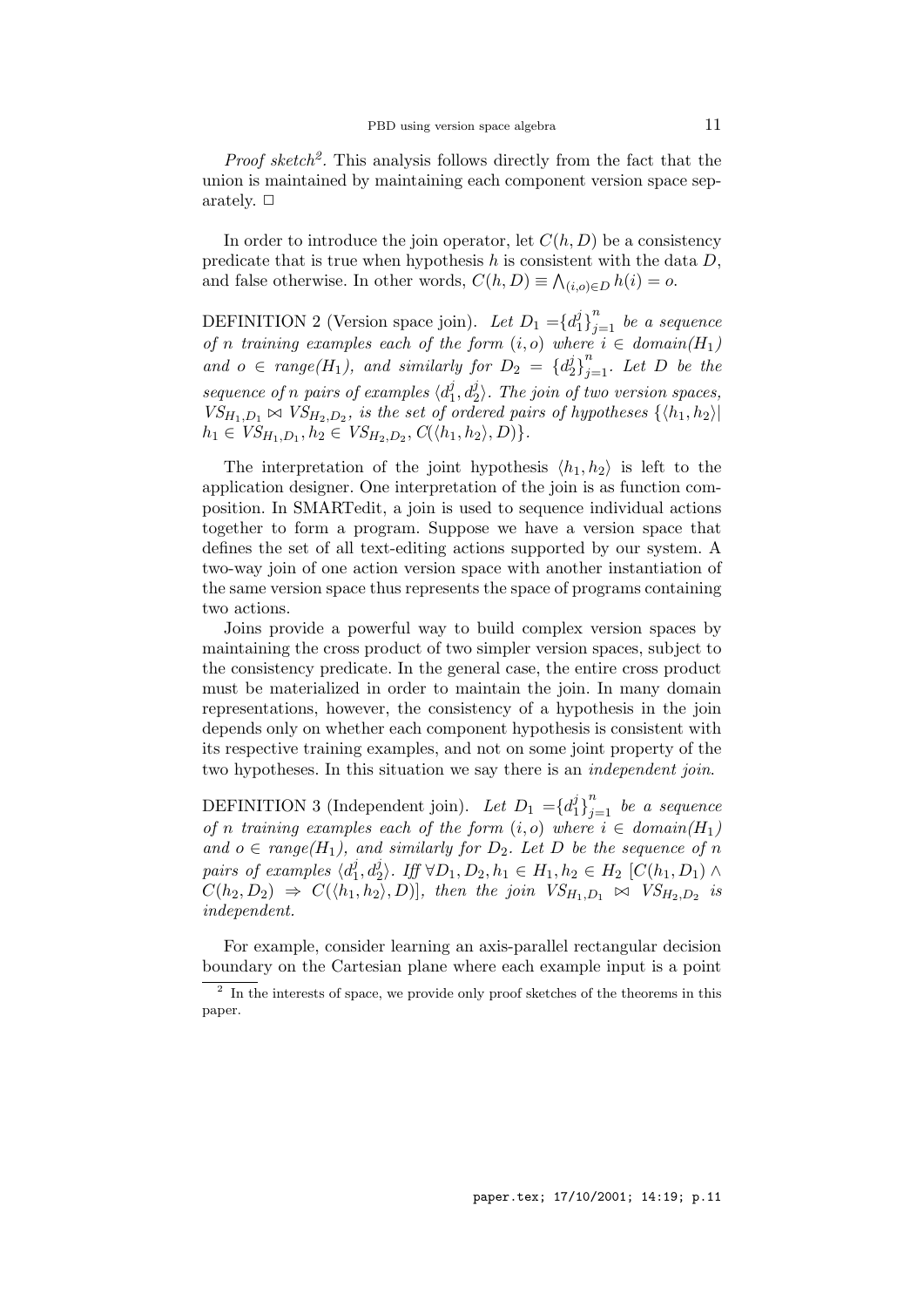*Proof sketch*[2]. This analysis follows directly from the fact that the union is maintained by maintaining each component version space separately. □

In order to introduce the join operator, let $C(h, D)$ be a consistency predicate that is true when hypothesis $h$ is consistent with the data $D$, and false otherwise. In other words, $C(h, D) \equiv \bigwedge_{(i,o) \in D} h(i) = o$.

DEFINITION 2 (Version space join). *Let $D_1 = \{d_1^j\}_{j=1}^n$ be a sequence of $n$ training examples each of the form $(i, o)$ where $i \in domain(H_1)$ and $o \in range(H_1)$, and similarly for $D_2 = \{d_2^j\}_{j=1}^n$. Let $D$ be the sequence of $n$ pairs of examples $\langle d_1^j, d_2^j \rangle$. The join of two version spaces, $VS_{H_1,D_1} \bowtie VS_{H_2,D_2}$, is the set of ordered pairs of hypotheses $\{\langle h_1, h_2 \rangle | h_1 \in VS_{H_1,D_1}, h_2 \in VS_{H_2,D_2}, C(\langle h_1, h_2 \rangle, D)\}$.*

The interpretation of the joint hypothesis $\langle h_1, h_2 \rangle$ is left to the application designer. One interpretation of the join is as function composition. In SMARTedit, a join is used to sequence individual actions together to form a program. Suppose we have a version space that defines the set of all text-editing actions supported by our system. A two-way join of one action version space with another instantiation of the same version space thus represents the space of programs containing two actions.

Joins provide a powerful way to build complex version spaces by maintaining the cross product of two simpler version spaces, subject to the consistency predicate. In the general case, the entire cross product must be materialized in order to maintain the join. In many domain representations, however, the consistency of a hypothesis in the join depends only on whether each component hypothesis is consistent with its respective training examples, and not on some joint property of the two hypotheses. In this situation we say there is an *independent join*.

DEFINITION 3 (Independent join). *Let $D_1 = \{d_1^j\}_{j=1}^n$ be a sequence of $n$ training examples each of the form $(i, o)$ where $i \in domain(H_1)$ and $o \in range(H_1)$, and similarly for $D_2$. Let $D$ be the sequence of $n$ pairs of examples $\langle d_1^j, d_2^j \rangle$. Iff $\forall D_1, D_2, h_1 \in H_1, h_2 \in H_2$ $[C(h_1, D_1) \wedge C(h_2, D_2) \Rightarrow C(\langle h_1, h_2 \rangle, D)]$, then the join $VS_{H_1,D_1} \bowtie VS_{H_2,D_2}$ is independent.*

For example, consider learning an axis-parallel rectangular decision boundary on the Cartesian plane where each example input is a point

[2] In the interests of space, we provide only proof sketches of the theorems in this paper.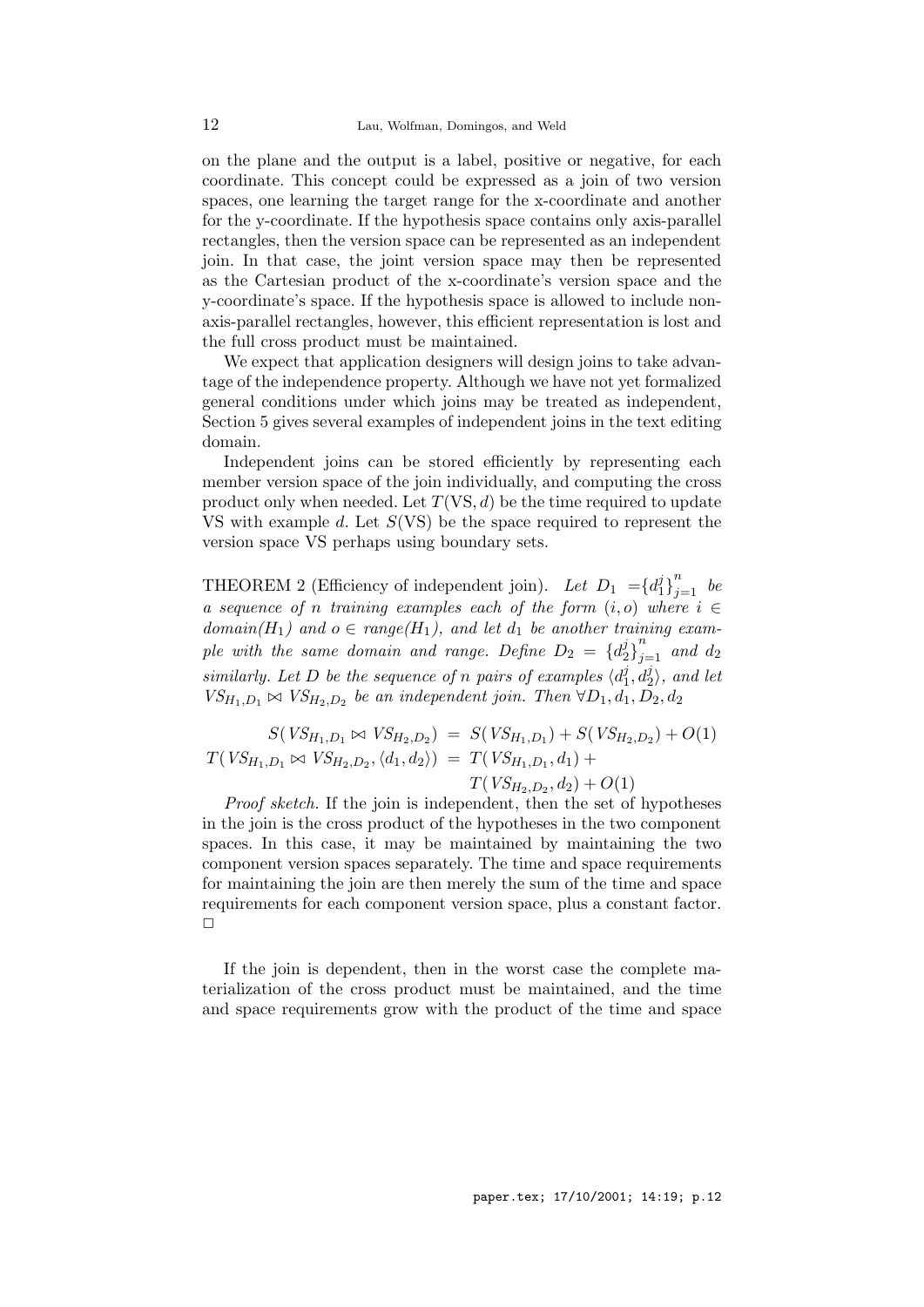on the plane and the output is a label, positive or negative, for each coordinate. This concept could be expressed as a join of two version spaces, one learning the target range for the x-coordinate and another for the y-coordinate. If the hypothesis space contains only axis-parallel rectangles, then the version space can be represented as an independent join. In that case, the joint version space may then be represented as the Cartesian product of the x-coordinate's version space and the y-coordinate's space. If the hypothesis space is allowed to include non-axis-parallel rectangles, however, this efficient representation is lost and the full cross product must be maintained.

We expect that application designers will design joins to take advantage of the independence property. Although we have not yet formalized general conditions under which joins may be treated as independent, Section 5 gives several examples of independent joins in the text editing domain.

Independent joins can be stored efficiently by representing each member version space of the join individually, and computing the cross product only when needed. Let $T(\mathrm{VS}, d)$ be the time required to update VS with example $d$. Let $S(\mathrm{VS})$ be the space required to represent the version space VS perhaps using boundary sets.

THEOREM 2 (Efficiency of independent join). *Let* $D_1 = \{d_1^j\}_{j=1}^n$ *be a sequence of* $n$ *training examples each of the form* $(i, o)$ *where* $i \in domain(H_1)$ *and* $o \in range(H_1)$, *and let* $d_1$ *be another training example with the same domain and range. Define* $D_2 = \{d_2^j\}_{j=1}^n$ *and* $d_2$ *similarly. Let* $D$ *be the sequence of* $n$ *pairs of examples* $\langle d_1^j, d_2^j \rangle$, *and let* $VS_{H_1,D_1} \bowtie VS_{H_2,D_2}$ *be an independent join. Then* $\forall D_1, d_1, D_2, d_2$

$$
\begin{aligned}
S(VS_{H_1,D_1} \bowtie VS_{H_2,D_2}) &= S(VS_{H_1,D_1}) + S(VS_{H_2,D_2}) + O(1) \\
T(VS_{H_1,D_1} \bowtie VS_{H_2,D_2}, \langle d_1, d_2 \rangle) &= T(VS_{H_1,D_1}, d_1) + \\
&\quad T(VS_{H_2,D_2}, d_2) + O(1)
\end{aligned}
$$

*Proof sketch.* If the join is independent, then the set of hypotheses in the join is the cross product of the hypotheses in the two component spaces. In this case, it may be maintained by maintaining the two component version spaces separately. The time and space requirements for maintaining the join are then merely the sum of the time and space requirements for each component version space, plus a constant factor. □

If the join is dependent, then in the worst case the complete materialization of the cross product must be maintained, and the time and space requirements grow with the product of the time and space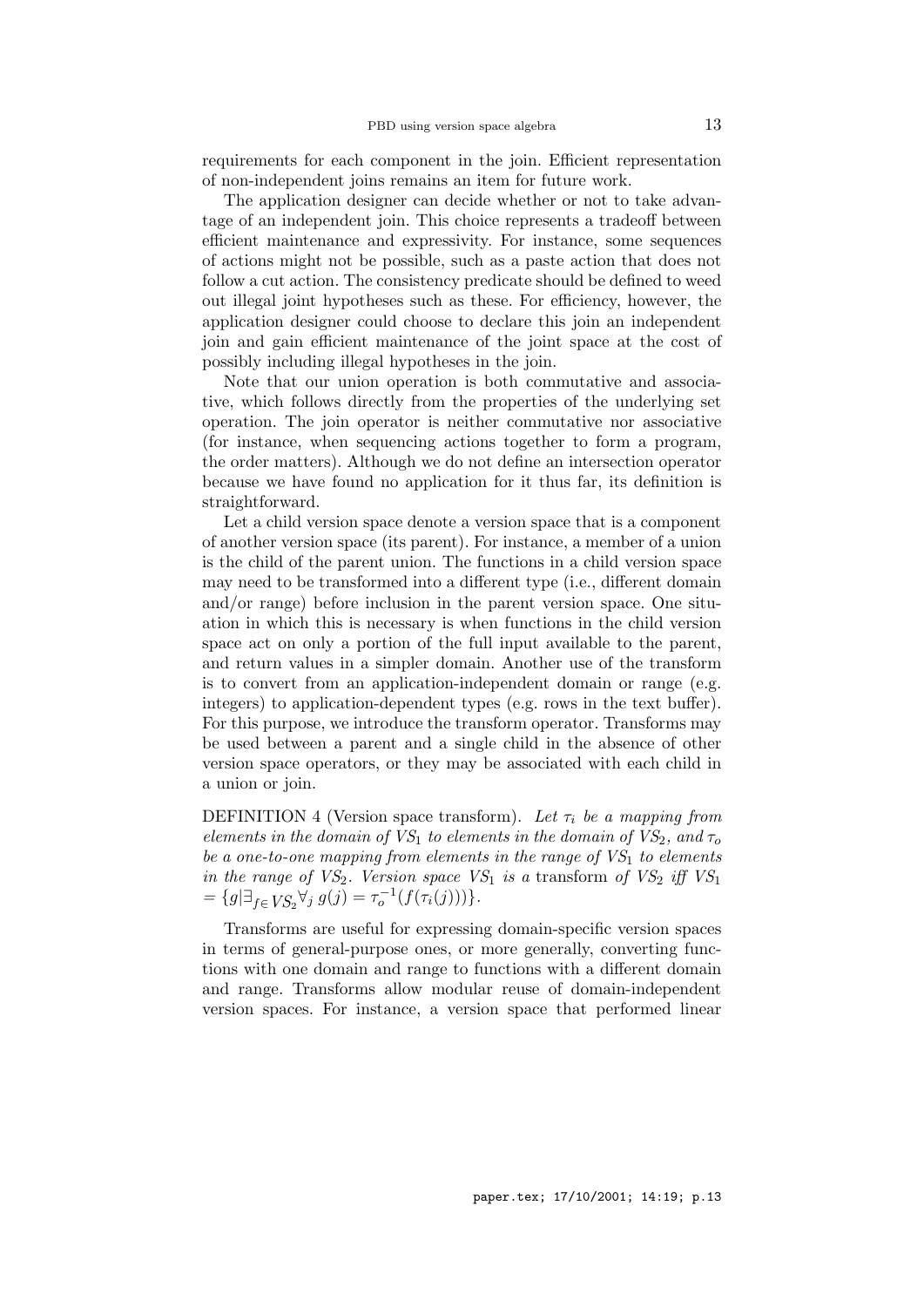requirements for each component in the join. Efficient representation of non-independent joins remains an item for future work.

The application designer can decide whether or not to take advantage of an independent join. This choice represents a tradeoff between efficient maintenance and expressivity. For instance, some sequences of actions might not be possible, such as a paste action that does not follow a cut action. The consistency predicate should be defined to weed out illegal joint hypotheses such as these. For efficiency, however, the application designer could choose to declare this join an independent join and gain efficient maintenance of the joint space at the cost of possibly including illegal hypotheses in the join.

Note that our union operation is both commutative and associative, which follows directly from the properties of the underlying set operation. The join operator is neither commutative nor associative (for instance, when sequencing actions together to form a program, the order matters). Although we do not define an intersection operator because we have found no application for it thus far, its definition is straightforward.

Let a child version space denote a version space that is a component of another version space (its parent). For instance, a member of a union is the child of the parent union. The functions in a child version space may need to be transformed into a different type (i.e., different domain and/or range) before inclusion in the parent version space. One situation in which this is necessary is when functions in the child version space act on only a portion of the full input available to the parent, and return values in a simpler domain. Another use of the transform is to convert from an application-independent domain or range (e.g. integers) to application-dependent types (e.g. rows in the text buffer). For this purpose, we introduce the transform operator. Transforms may be used between a parent and a single child in the absence of other version space operators, or they may be associated with each child in a union or join.

DEFINITION 4 (Version space transform). *Let $\tau_i$ be a mapping from elements in the domain of $VS_1$ to elements in the domain of $VS_2$, and $\tau_o$ be a one-to-one mapping from elements in the range of $VS_1$ to elements in the range of $VS_2$. Version space $VS_1$ is a* transform *of $VS_2$ iff $VS_1 = \{g | \exists_{f \in VS_2} \forall_j \; g(j) = \tau_o^{-1}(f(\tau_i(j)))\}$.*

Transforms are useful for expressing domain-specific version spaces in terms of general-purpose ones, or more generally, converting functions with one domain and range to functions with a different domain and range. Transforms allow modular reuse of domain-independent version spaces. For instance, a version space that performed linear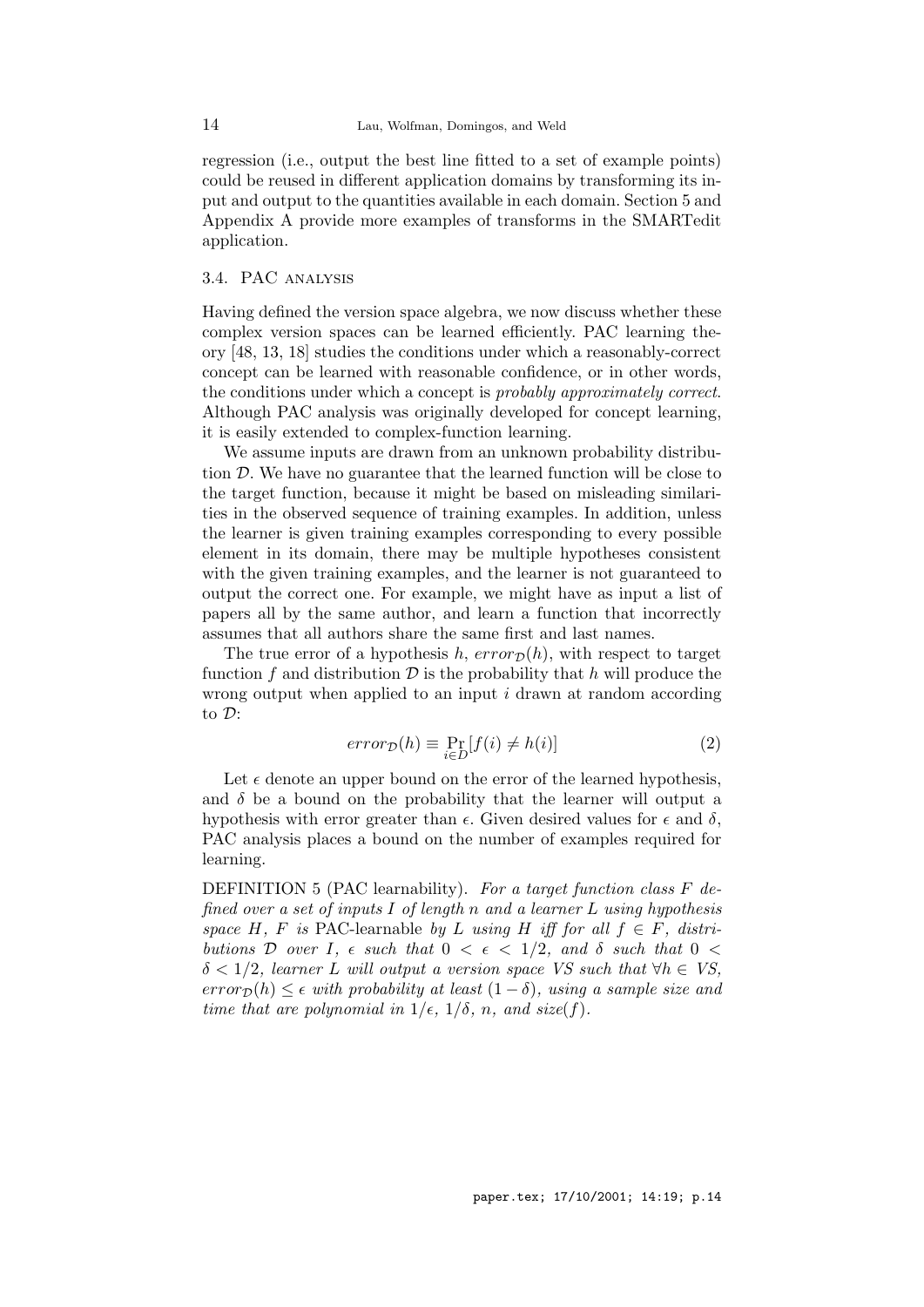regression (i.e., output the best line fitted to a set of example points) could be reused in different application domains by transforming its input and output to the quantities available in each domain. Section 5 and Appendix A provide more examples of transforms in the SMARTedit application.

### 3.4. PAC analysis

Having defined the version space algebra, we now discuss whether these complex version spaces can be learned efficiently. PAC learning theory [48, 13, 18] studies the conditions under which a reasonably-correct concept can be learned with reasonable confidence, or in other words, the conditions under which a concept is *probably approximately correct*. Although PAC analysis was originally developed for concept learning, it is easily extended to complex-function learning.

We assume inputs are drawn from an unknown probability distribution $\mathcal{D}$. We have no guarantee that the learned function will be close to the target function, because it might be based on misleading similarities in the observed sequence of training examples. In addition, unless the learner is given training examples corresponding to every possible element in its domain, there may be multiple hypotheses consistent with the given training examples, and the learner is not guaranteed to output the correct one. For example, we might have as input a list of papers all by the same author, and learn a function that incorrectly assumes that all authors share the same first and last names.

The true error of a hypothesis $h$, $error_{\mathcal{D}}(h)$, with respect to target function $f$ and distribution $\mathcal{D}$ is the probability that $h$ will produce the wrong output when applied to an input $i$ drawn at random according to $\mathcal{D}$:

$$error_{\mathcal{D}}(h) \equiv \Pr_{i \in D}[f(i) \neq h(i)] \tag{2}$$

Let $\epsilon$ denote an upper bound on the error of the learned hypothesis, and $\delta$ be a bound on the probability that the learner will output a hypothesis with error greater than $\epsilon$. Given desired values for $\epsilon$ and $\delta$, PAC analysis places a bound on the number of examples required for learning.

DEFINITION 5 (PAC learnability). *For a target function class $F$ defined over a set of inputs $I$ of length $n$ and a learner $L$ using hypothesis space $H$, $F$ is* PAC-learnable *by $L$ using $H$ iff for all $f \in F$, distributions $\mathcal{D}$ over $I$, $\epsilon$ such that $0 < \epsilon < 1/2$, and $\delta$ such that $0 < \delta < 1/2$, learner $L$ will output a version space VS such that $\forall h \in VS$, $error_{\mathcal{D}}(h) \leq \epsilon$ with probability at least $(1 - \delta)$, using a sample size and time that are polynomial in $1/\epsilon$, $1/\delta$, $n$, and $size(f)$.*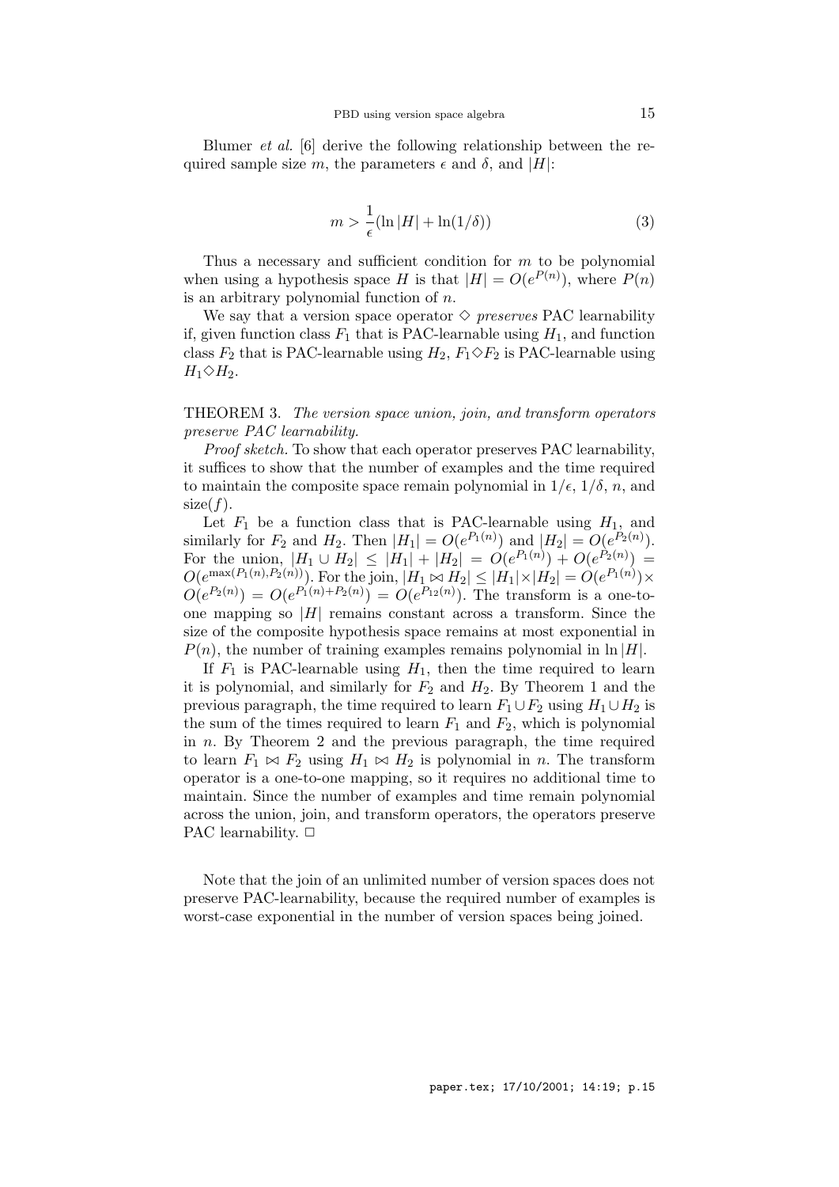Blumer *et al.* [6] derive the following relationship between the required sample size $m$, the parameters $\epsilon$ and $\delta$, and $|H|$:

$$m > \frac{1}{\epsilon}(\ln |H| + \ln(1/\delta)) \tag{3}$$

Thus a necessary and sufficient condition for $m$ to be polynomial when using a hypothesis space $H$ is that $|H| = O(e^{P(n)})$, where $P(n)$ is an arbitrary polynomial function of $n$.

We say that a version space operator $\diamond$ *preserves* PAC learnability if, given function class $F_1$ that is PAC-learnable using $H_1$, and function class $F_2$ that is PAC-learnable using $H_2$, $F_1 \diamond F_2$ is PAC-learnable using $H_1 \diamond H_2$.

THEOREM 3. *The version space union, join, and transform operators preserve PAC learnability.*

*Proof sketch.* To show that each operator preserves PAC learnability, it suffices to show that the number of examples and the time required to maintain the composite space remain polynomial in $1/\epsilon$, $1/\delta$, $n$, and $\text{size}(f)$.

Let $F_1$ be a function class that is PAC-learnable using $H_1$, and similarly for $F_2$ and $H_2$. Then $|H_1| = O(e^{P_1(n)})$ and $|H_2| = O(e^{P_2(n)})$. For the union, $|H_1 \cup H_2| \leq |H_1| + |H_2| = O(e^{P_1(n)}) + O(e^{P_2(n)}) = O(e^{\max(P_1(n), P_2(n))})$. For the join, $|H_1 \bowtie H_2| \leq |H_1| \times |H_2| = O(e^{P_1(n)}) \times O(e^{P_2(n)}) = O(e^{P_1(n)+P_2(n)}) = O(e^{P_{12}(n)})$. The transform is a one-to-one mapping so $|H|$ remains constant across a transform. Since the size of the composite hypothesis space remains at most exponential in $P(n)$, the number of training examples remains polynomial in $\ln |H|$.

If $F_1$ is PAC-learnable using $H_1$, then the time required to learn it is polynomial, and similarly for $F_2$ and $H_2$. By Theorem 1 and the previous paragraph, the time required to learn $F_1 \cup F_2$ using $H_1 \cup H_2$ is the sum of the times required to learn $F_1$ and $F_2$, which is polynomial in $n$. By Theorem 2 and the previous paragraph, the time required to learn $F_1 \bowtie F_2$ using $H_1 \bowtie H_2$ is polynomial in $n$. The transform operator is a one-to-one mapping, so it requires no additional time to maintain. Since the number of examples and time remain polynomial across the union, join, and transform operators, the operators preserve PAC learnability. □

Note that the join of an unlimited number of version spaces does not preserve PAC-learnability, because the required number of examples is worst-case exponential in the number of version spaces being joined.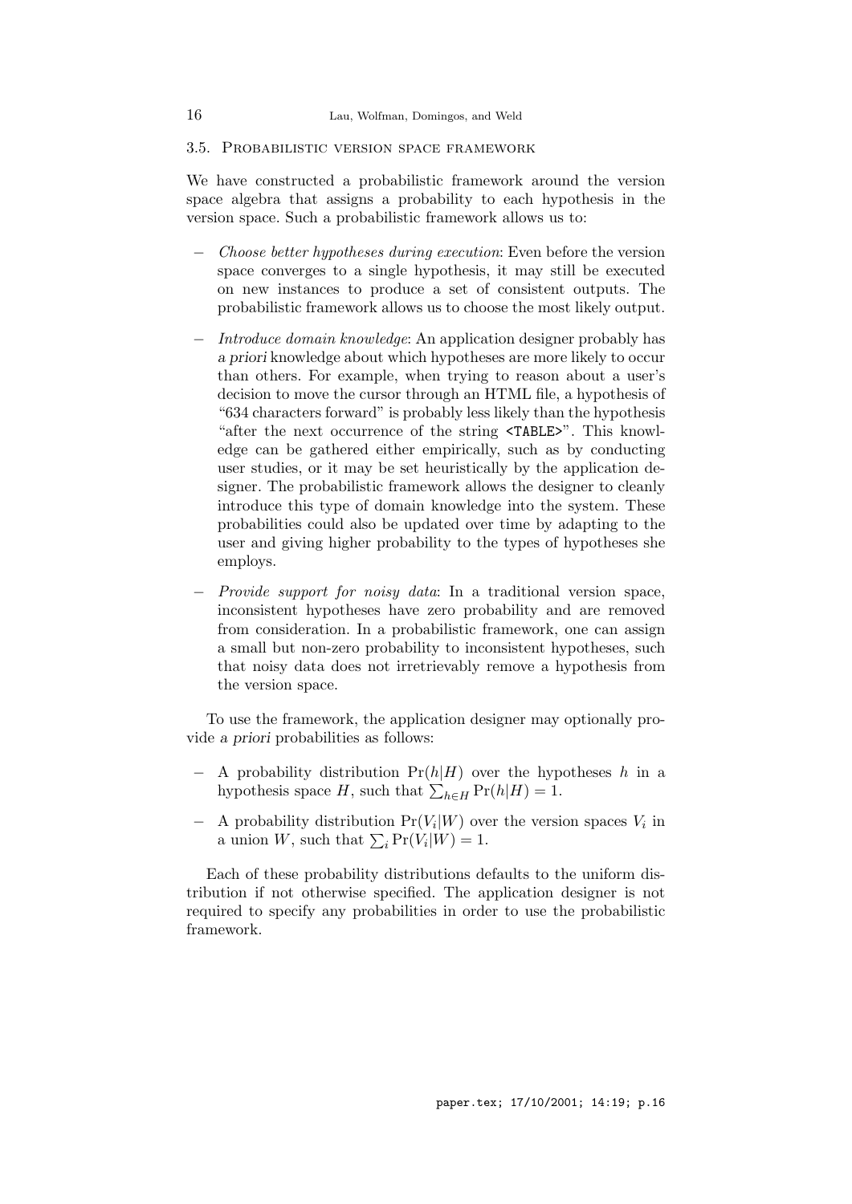### 3.5. Probabilistic version space framework

We have constructed a probabilistic framework around the version space algebra that assigns a probability to each hypothesis in the version space. Such a probabilistic framework allows us to:

- *Choose better hypotheses during execution*: Even before the version space converges to a single hypothesis, it may still be executed on new instances to produce a set of consistent outputs. The probabilistic framework allows us to choose the most likely output.
- *Introduce domain knowledge*: An application designer probably has *a priori* knowledge about which hypotheses are more likely to occur than others. For example, when trying to reason about a user's decision to move the cursor through an HTML file, a hypothesis of "634 characters forward" is probably less likely than the hypothesis "after the next occurrence of the string `<TABLE>`". This knowledge can be gathered either empirically, such as by conducting user studies, or it may be set heuristically by the application designer. The probabilistic framework allows the designer to cleanly introduce this type of domain knowledge into the system. These probabilities could also be updated over time by adapting to the user and giving higher probability to the types of hypotheses she employs.
- *Provide support for noisy data*: In a traditional version space, inconsistent hypotheses have zero probability and are removed from consideration. In a probabilistic framework, one can assign a small but non-zero probability to inconsistent hypotheses, such that noisy data does not irretrievably remove a hypothesis from the version space.

To use the framework, the application designer may optionally provide *a priori* probabilities as follows:

- A probability distribution $\Pr(h|H)$ over the hypotheses $h$ in a hypothesis space $H$, such that $\sum_{h \in H} \Pr(h|H) = 1$.
- A probability distribution $\Pr(V_i|W)$ over the version spaces $V_i$ in a union $W$, such that $\sum_i \Pr(V_i|W) = 1$.

Each of these probability distributions defaults to the uniform distribution if not otherwise specified. The application designer is not required to specify any probabilities in order to use the probabilistic framework.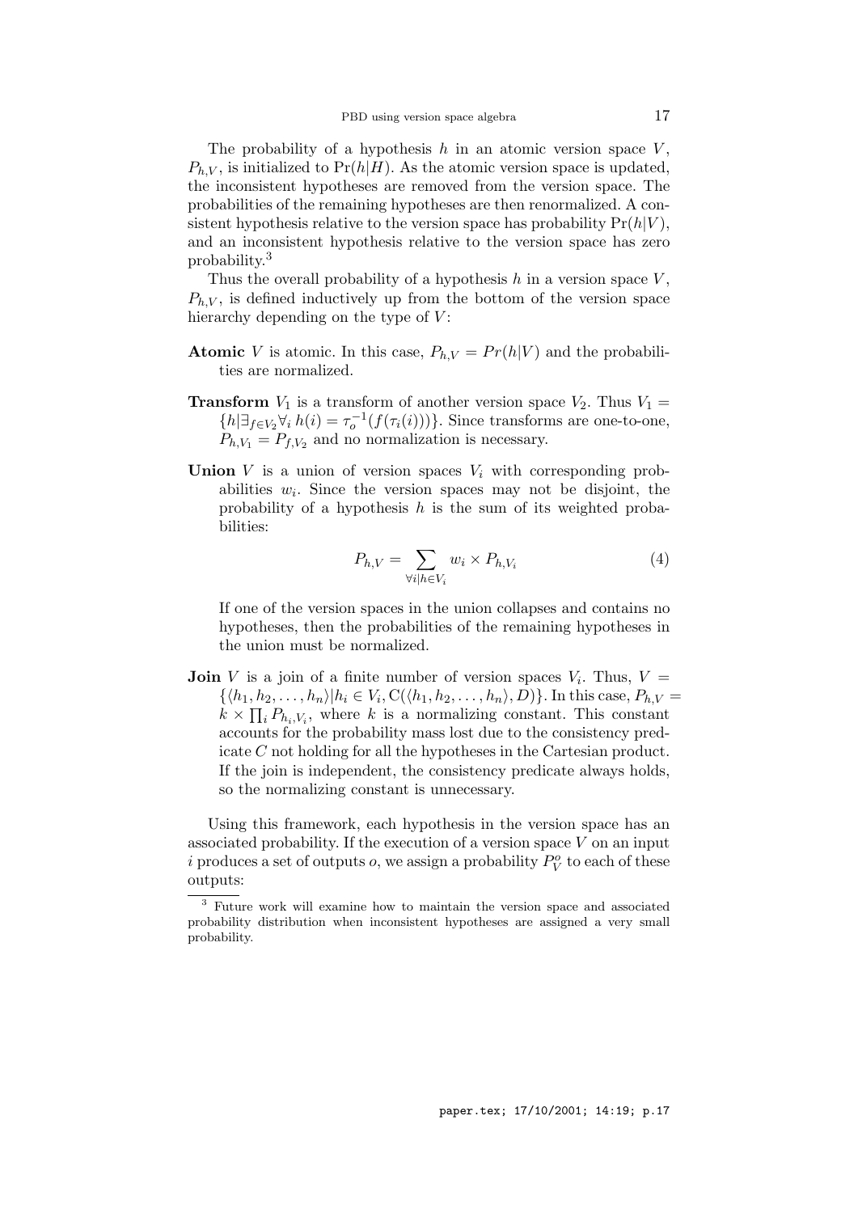The probability of a hypothesis $h$ in an atomic version space $V$, $P_{h,V}$, is initialized to $\Pr(h|H)$. As the atomic version space is updated, the inconsistent hypotheses are removed from the version space. The probabilities of the remaining hypotheses are then renormalized. A consistent hypothesis relative to the version space has probability $\Pr(h|V)$, and an inconsistent hypothesis relative to the version space has zero probability.[3]

Thus the overall probability of a hypothesis $h$ in a version space $V$, $P_{h,V}$, is defined inductively up from the bottom of the version space hierarchy depending on the type of $V$:

**Atomic** $V$ is atomic. In this case, $P_{h,V} = Pr(h|V)$ and the probabilities are normalized.

**Transform** $V_1$ is a transform of another version space $V_2$. Thus $V_1 = \{h|\exists_{f \in V_2} \forall_i \, h(i) = \tau_o^{-1}(f(\tau_i(i)))\}$. Since transforms are one-to-one, $P_{h,V_1} = P_{f,V_2}$ and no normalization is necessary.

**Union** $V$ is a union of version spaces $V_i$ with corresponding probabilities $w_i$. Since the version spaces may not be disjoint, the probability of a hypothesis $h$ is the sum of its weighted probabilities:

$$P_{h,V} = \sum_{\forall i | h \in V_i} w_i \times P_{h,V_i} \tag{4}$$

If one of the version spaces in the union collapses and contains no hypotheses, then the probabilities of the remaining hypotheses in the union must be normalized.

**Join** $V$ is a join of a finite number of version spaces $V_i$. Thus, $V = \{\langle h_1, h_2, \ldots, h_n \rangle | h_i \in V_i, \mathrm{C}(\langle h_1, h_2, \ldots, h_n \rangle, D)\}$. In this case, $P_{h,V} = k \times \prod_i P_{h_i,V_i}$, where $k$ is a normalizing constant. This constant accounts for the probability mass lost due to the consistency predicate $C$ not holding for all the hypotheses in the Cartesian product. If the join is independent, the consistency predicate always holds, so the normalizing constant is unnecessary.

Using this framework, each hypothesis in the version space has an associated probability. If the execution of a version space $V$ on an input $i$ produces a set of outputs $o$, we assign a probability $P_V^o$ to each of these outputs:

[3] Future work will examine how to maintain the version space and associated probability distribution when inconsistent hypotheses are assigned a very small probability.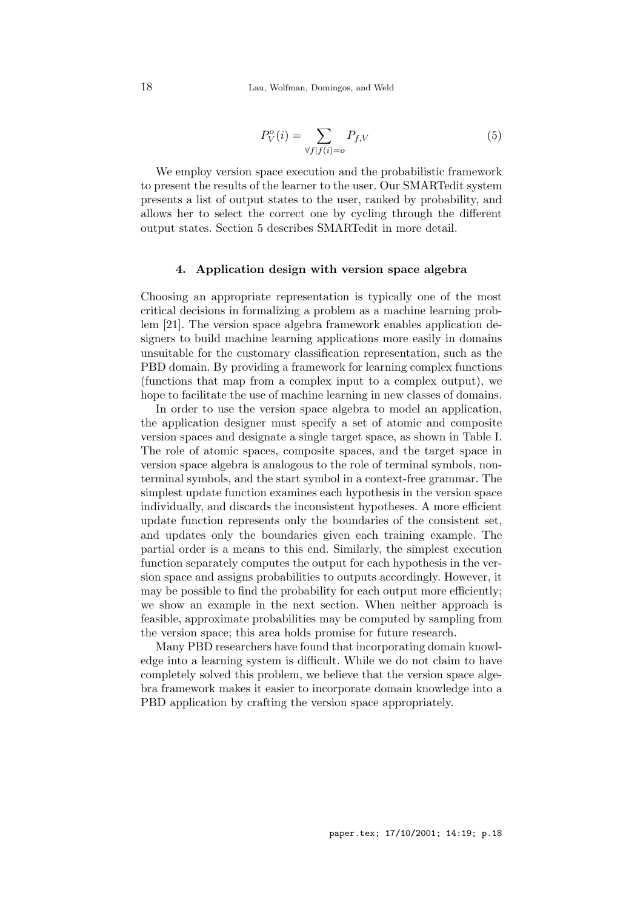$$P_V^o(i) = \sum_{\forall f | f(i)=o} P_{f,V} \tag{5}$$

We employ version space execution and the probabilistic framework to present the results of the learner to the user. Our SMARTedit system presents a list of output states to the user, ranked by probability, and allows her to select the correct one by cycling through the different output states. Section 5 describes SMARTedit in more detail.

## 4. Application design with version space algebra

Choosing an appropriate representation is typically one of the most critical decisions in formalizing a problem as a machine learning problem [21]. The version space algebra framework enables application designers to build machine learning applications more easily in domains unsuitable for the customary classification representation, such as the PBD domain. By providing a framework for learning complex functions (functions that map from a complex input to a complex output), we hope to facilitate the use of machine learning in new classes of domains.

In order to use the version space algebra to model an application, the application designer must specify a set of atomic and composite version spaces and designate a single target space, as shown in Table I. The role of atomic spaces, composite spaces, and the target space in version space algebra is analogous to the role of terminal symbols, non-terminal symbols, and the start symbol in a context-free grammar. The simplest update function examines each hypothesis in the version space individually, and discards the inconsistent hypotheses. A more efficient update function represents only the boundaries of the consistent set, and updates only the boundaries given each training example. The partial order is a means to this end. Similarly, the simplest execution function separately computes the output for each hypothesis in the version space and assigns probabilities to outputs accordingly. However, it may be possible to find the probability for each output more efficiently; we show an example in the next section. When neither approach is feasible, approximate probabilities may be computed by sampling from the version space; this area holds promise for future research.

Many PBD researchers have found that incorporating domain knowledge into a learning system is difficult. While we do not claim to have completely solved this problem, we believe that the version space algebra framework makes it easier to incorporate domain knowledge into a PBD application by crafting the version space appropriately.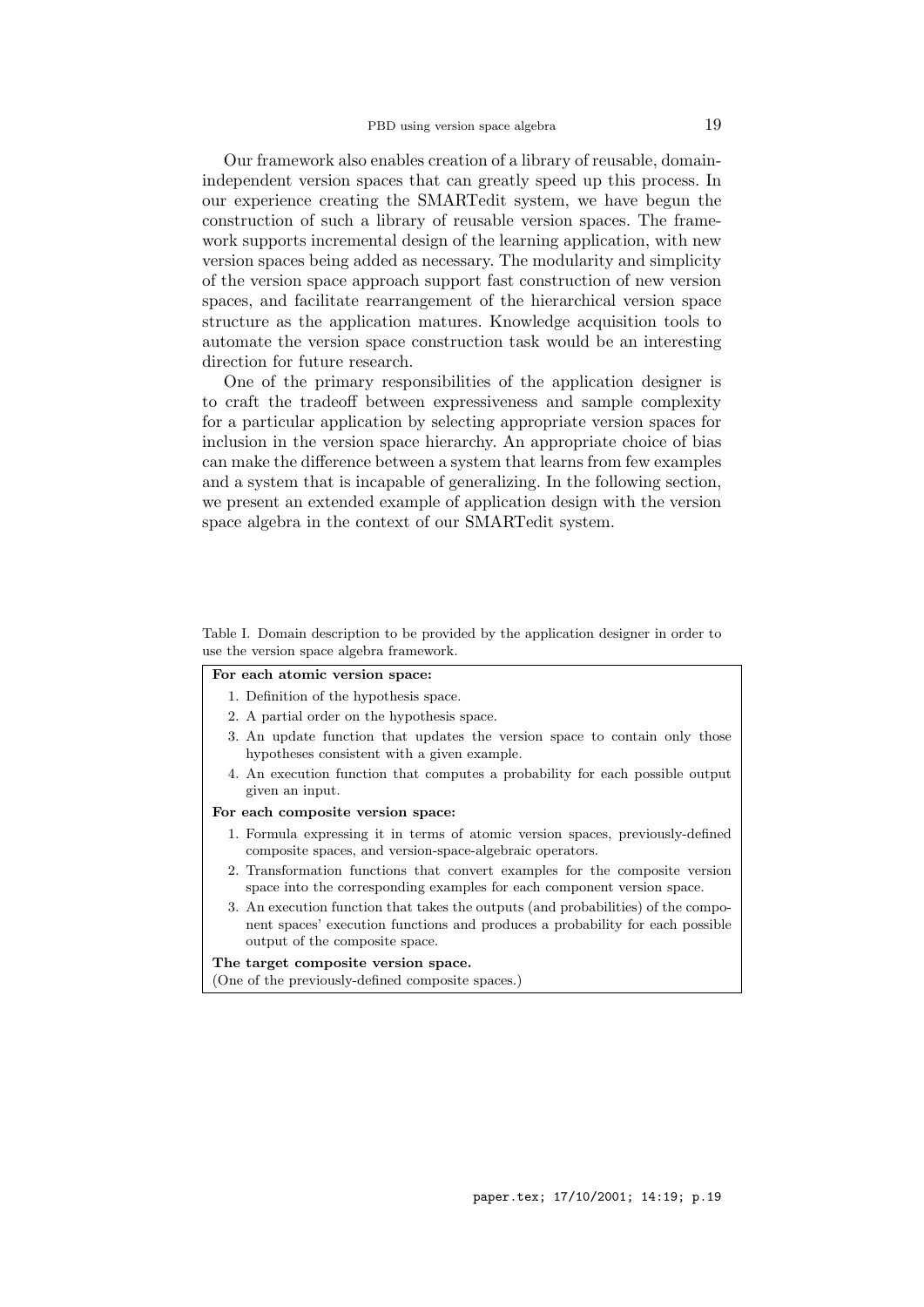Our framework also enables creation of a library of reusable, domain-independent version spaces that can greatly speed up this process. In our experience creating the SMARTedit system, we have begun the construction of such a library of reusable version spaces. The framework supports incremental design of the learning application, with new version spaces being added as necessary. The modularity and simplicity of the version space approach support fast construction of new version spaces, and facilitate rearrangement of the hierarchical version space structure as the application matures. Knowledge acquisition tools to automate the version space construction task would be an interesting direction for future research.

One of the primary responsibilities of the application designer is to craft the tradeoff between expressiveness and sample complexity for a particular application by selecting appropriate version spaces for inclusion in the version space hierarchy. An appropriate choice of bias can make the difference between a system that learns from few examples and a system that is incapable of generalizing. In the following section, we present an extended example of application design with the version space algebra in the context of our SMARTedit system.

Table I. Domain description to be provided by the application designer in order to use the version space algebra framework.

**For each atomic version space:**

1. Definition of the hypothesis space.
2. A partial order on the hypothesis space.
3. An update function that updates the version space to contain only those hypotheses consistent with a given example.
4. An execution function that computes a probability for each possible output given an input.

**For each composite version space:**

1. Formula expressing it in terms of atomic version spaces, previously-defined composite spaces, and version-space-algebraic operators.
2. Transformation functions that convert examples for the composite version space into the corresponding examples for each component version space.
3. An execution function that takes the outputs (and probabilities) of the component spaces' execution functions and produces a probability for each possible output of the composite space.

**The target composite version space.**
(One of the previously-defined composite spaces.)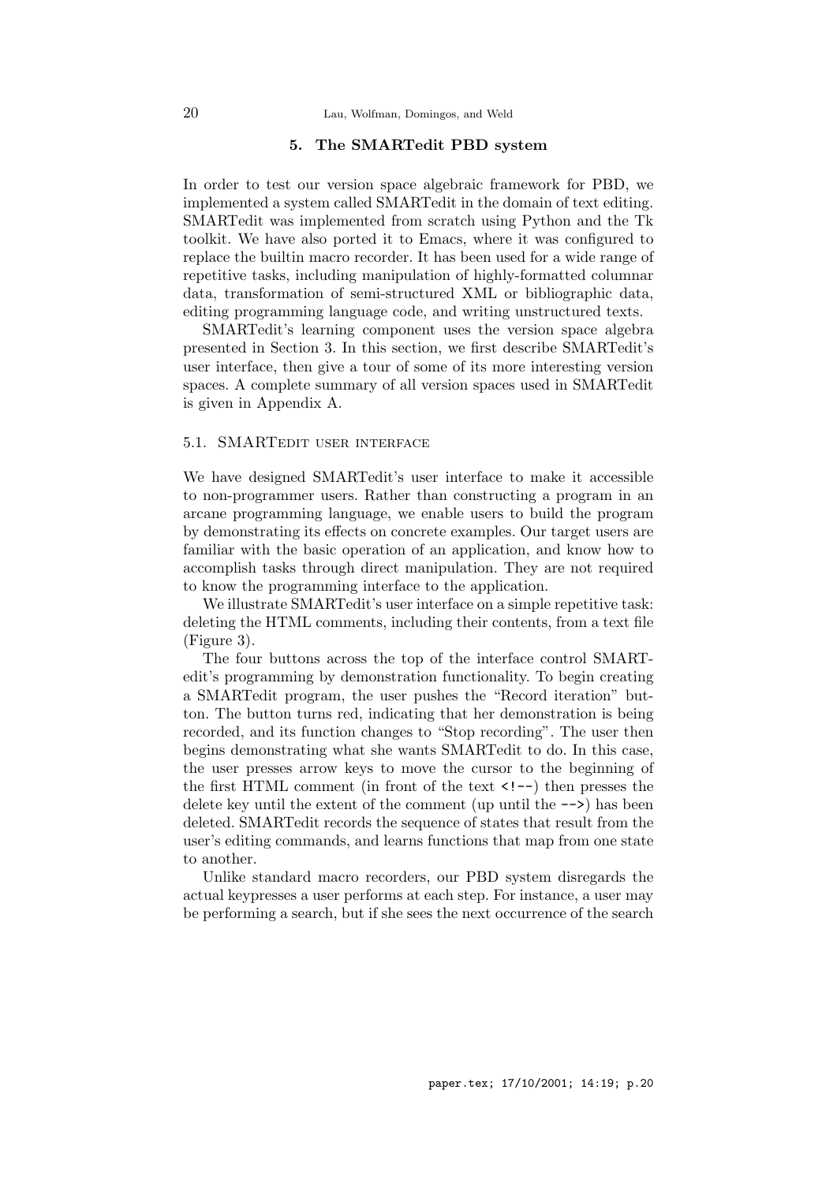## 5. The SMARTedit PBD system

In order to test our version space algebraic framework for PBD, we implemented a system called SMARTedit in the domain of text editing. SMARTedit was implemented from scratch using Python and the Tk toolkit. We have also ported it to Emacs, where it was configured to replace the builtin macro recorder. It has been used for a wide range of repetitive tasks, including manipulation of highly-formatted columnar data, transformation of semi-structured XML or bibliographic data, editing programming language code, and writing unstructured texts.

SMARTedit's learning component uses the version space algebra presented in Section 3. In this section, we first describe SMARTedit's user interface, then give a tour of some of its more interesting version spaces. A complete summary of all version spaces used in SMARTedit is given in Appendix A.

### 5.1. SMARTedit user interface

We have designed SMARTedit's user interface to make it accessible to non-programmer users. Rather than constructing a program in an arcane programming language, we enable users to build the program by demonstrating its effects on concrete examples. Our target users are familiar with the basic operation of an application, and know how to accomplish tasks through direct manipulation. They are not required to know the programming interface to the application.

We illustrate SMARTedit's user interface on a simple repetitive task: deleting the HTML comments, including their contents, from a text file (Figure 3).

The four buttons across the top of the interface control SMARTedit's programming by demonstration functionality. To begin creating a SMARTedit program, the user pushes the "Record iteration" button. The button turns red, indicating that her demonstration is being recorded, and its function changes to "Stop recording". The user then begins demonstrating what she wants SMARTedit to do. In this case, the user presses arrow keys to move the cursor to the beginning of the first HTML comment (in front of the text `<!--`) then presses the delete key until the extent of the comment (up until the `-->`) has been deleted. SMARTedit records the sequence of states that result from the user's editing commands, and learns functions that map from one state to another.

Unlike standard macro recorders, our PBD system disregards the actual keypresses a user performs at each step. For instance, a user may be performing a search, but if she sees the next occurrence of the search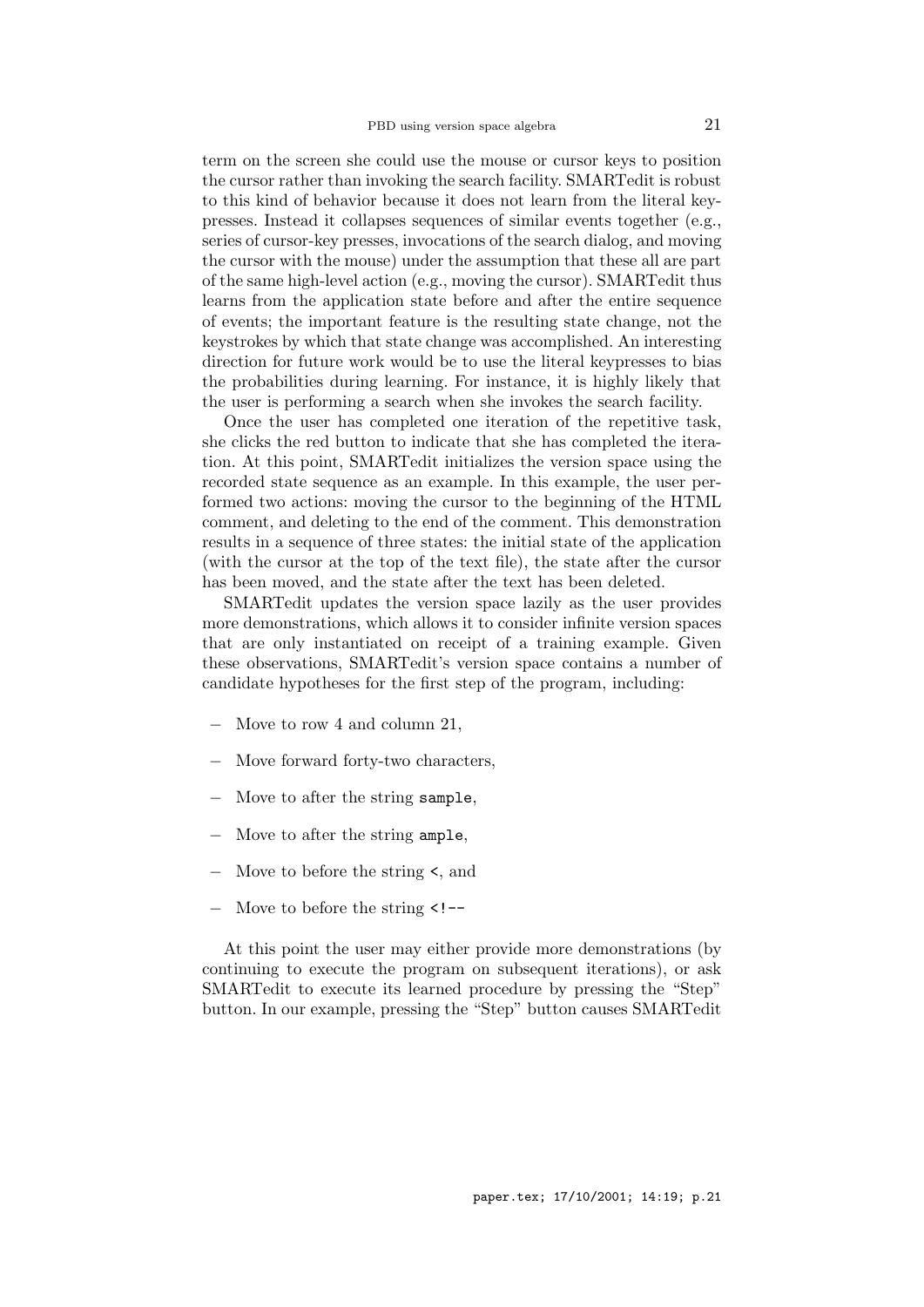term on the screen she could use the mouse or cursor keys to position the cursor rather than invoking the search facility. SMARTedit is robust to this kind of behavior because it does not learn from the literal keypresses. Instead it collapses sequences of similar events together (e.g., series of cursor-key presses, invocations of the search dialog, and moving the cursor with the mouse) under the assumption that these all are part of the same high-level action (e.g., moving the cursor). SMARTedit thus learns from the application state before and after the entire sequence of events; the important feature is the resulting state change, not the keystrokes by which that state change was accomplished. An interesting direction for future work would be to use the literal keypresses to bias the probabilities during learning. For instance, it is highly likely that the user is performing a search when she invokes the search facility.

Once the user has completed one iteration of the repetitive task, she clicks the red button to indicate that she has completed the iteration. At this point, SMARTedit initializes the version space using the recorded state sequence as an example. In this example, the user performed two actions: moving the cursor to the beginning of the HTML comment, and deleting to the end of the comment. This demonstration results in a sequence of three states: the initial state of the application (with the cursor at the top of the text file), the state after the cursor has been moved, and the state after the text has been deleted.

SMARTedit updates the version space lazily as the user provides more demonstrations, which allows it to consider infinite version spaces that are only instantiated on receipt of a training example. Given these observations, SMARTedit's version space contains a number of candidate hypotheses for the first step of the program, including:

- Move to row 4 and column 21,
- Move forward forty-two characters,
- Move to after the string `sample`,
- Move to after the string `ample`,
- Move to before the string `<`, and
- Move to before the string `<!--`

At this point the user may either provide more demonstrations (by continuing to execute the program on subsequent iterations), or ask SMARTedit to execute its learned procedure by pressing the "Step" button. In our example, pressing the "Step" button causes SMARTedit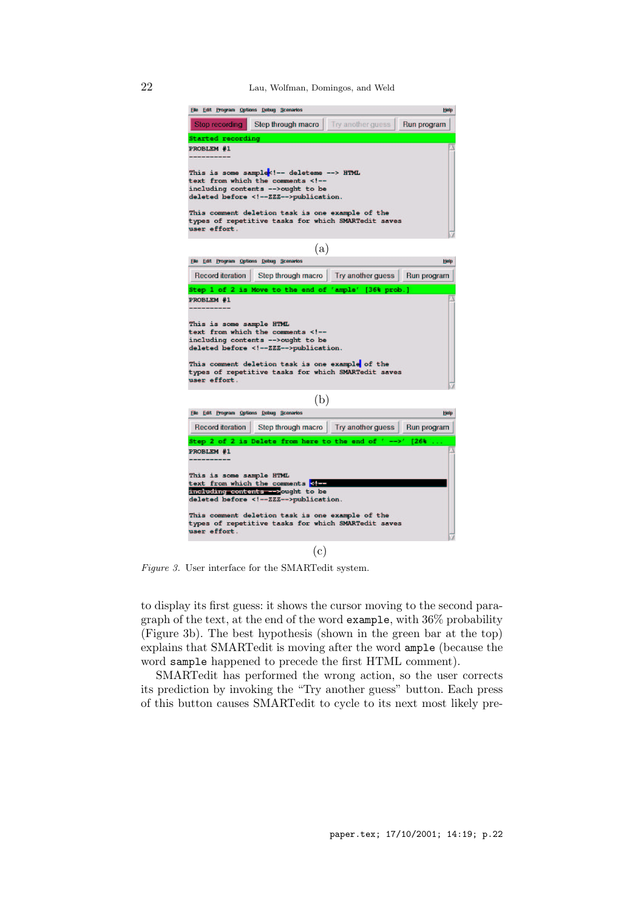(a)

(b)

(c)

*Figure 3.* User interface for the SMARTedit system.

to display its first guess: it shows the cursor moving to the second paragraph of the text, at the end of the word `example`, with 36% probability (Figure 3b). The best hypothesis (shown in the green bar at the top) explains that SMARTedit is moving after the word `ample` (because the word `sample` happened to precede the first HTML comment).

SMARTedit has performed the wrong action, so the user corrects its prediction by invoking the “Try another guess” button. Each press of this button causes SMARTedit to cycle to its next most likely pre-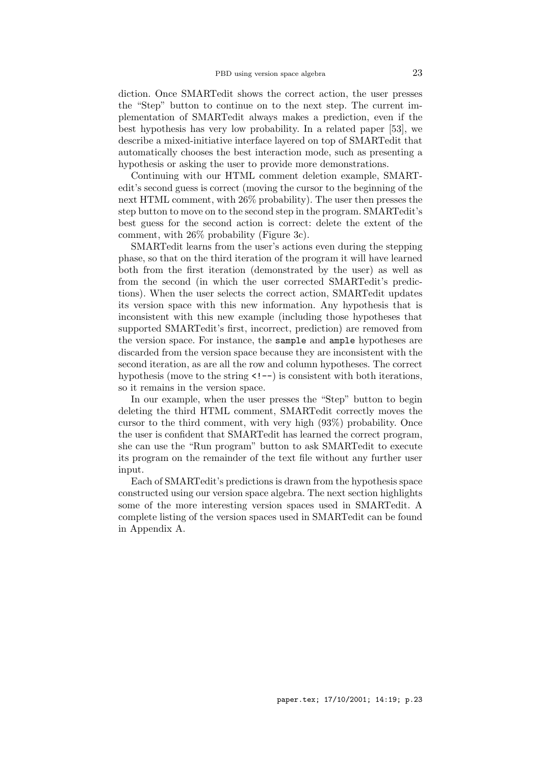diction. Once SMARTedit shows the correct action, the user presses the "Step" button to continue on to the next step. The current implementation of SMARTedit always makes a prediction, even if the best hypothesis has very low probability. In a related paper [53], we describe a mixed-initiative interface layered on top of SMARTedit that automatically chooses the best interaction mode, such as presenting a hypothesis or asking the user to provide more demonstrations.

Continuing with our HTML comment deletion example, SMARTedit's second guess is correct (moving the cursor to the beginning of the next HTML comment, with 26% probability). The user then presses the step button to move on to the second step in the program. SMARTedit's best guess for the second action is correct: delete the extent of the comment, with 26% probability (Figure 3c).

SMARTedit learns from the user's actions even during the stepping phase, so that on the third iteration of the program it will have learned both from the first iteration (demonstrated by the user) as well as from the second (in which the user corrected SMARTedit's predictions). When the user selects the correct action, SMARTedit updates its version space with this new information. Any hypothesis that is inconsistent with this new example (including those hypotheses that supported SMARTedit's first, incorrect, prediction) are removed from the version space. For instance, the `sample` and `ample` hypotheses are discarded from the version space because they are inconsistent with the second iteration, as are all the row and column hypotheses. The correct hypothesis (move to the string `<!--`) is consistent with both iterations, so it remains in the version space.

In our example, when the user presses the "Step" button to begin deleting the third HTML comment, SMARTedit correctly moves the cursor to the third comment, with very high (93%) probability. Once the user is confident that SMARTedit has learned the correct program, she can use the "Run program" button to ask SMARTedit to execute its program on the remainder of the text file without any further user input.

Each of SMARTedit's predictions is drawn from the hypothesis space constructed using our version space algebra. The next section highlights some of the more interesting version spaces used in SMARTedit. A complete listing of the version spaces used in SMARTedit can be found in Appendix A.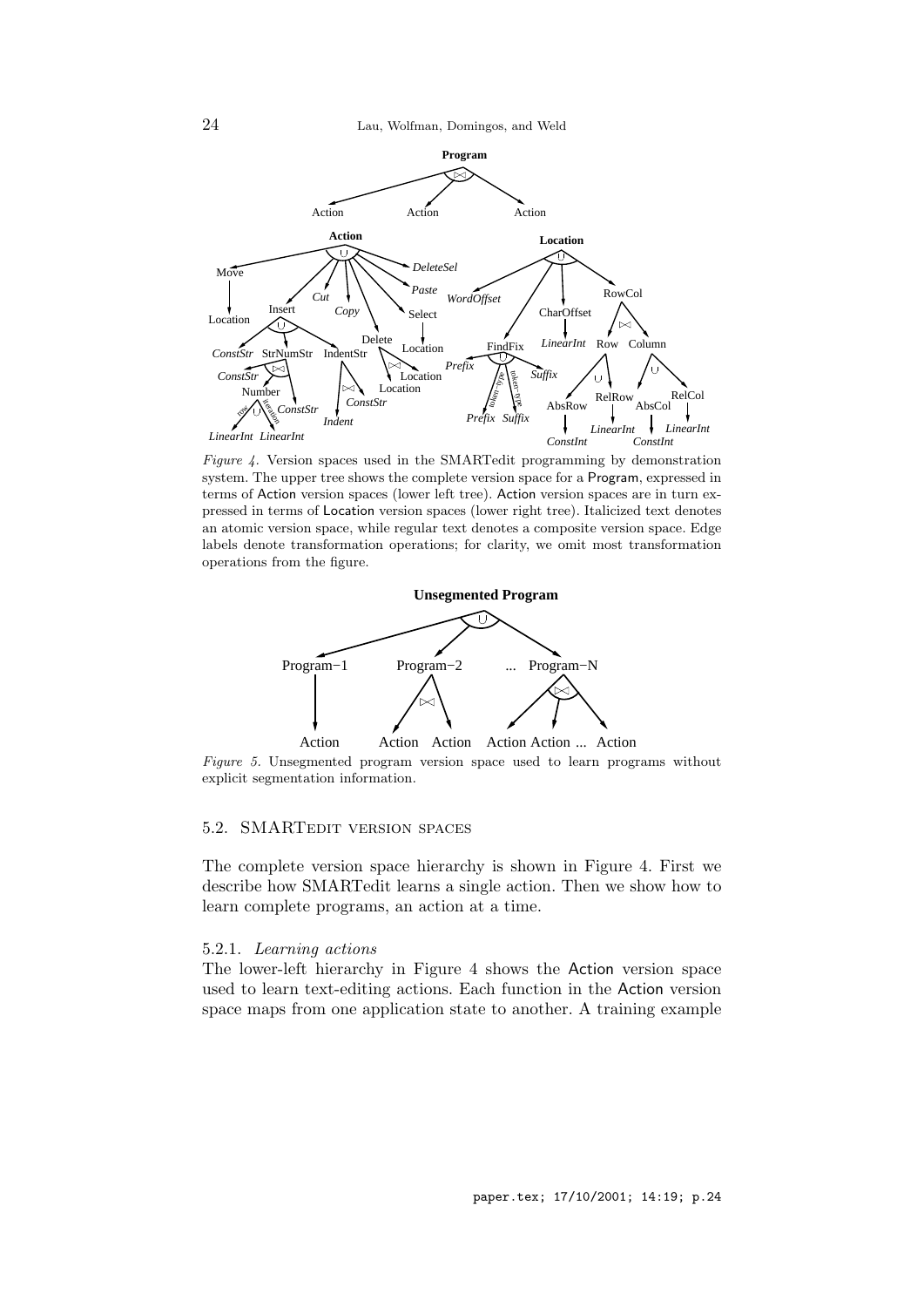*Figure 4.* Version spaces used in the SMARTedit programming by demonstration system. The upper tree shows the complete version space for a Program, expressed in terms of Action version spaces (lower left tree). Action version spaces are in turn expressed in terms of Location version spaces (lower right tree). Italicized text denotes an atomic version space, while regular text denotes a composite version space. Edge labels denote transformation operations; for clarity, we omit most transformation operations from the figure.

*Figure 5.* Unsegmented program version space used to learn programs without explicit segmentation information.

### 5.2. SMARTedit version spaces

The complete version space hierarchy is shown in Figure 4. First we describe how SMARTedit learns a single action. Then we show how to learn complete programs, an action at a time.

#### 5.2.1. *Learning actions*

The lower-left hierarchy in Figure 4 shows the Action version space used to learn text-editing actions. Each function in the Action version space maps from one application state to another. A training example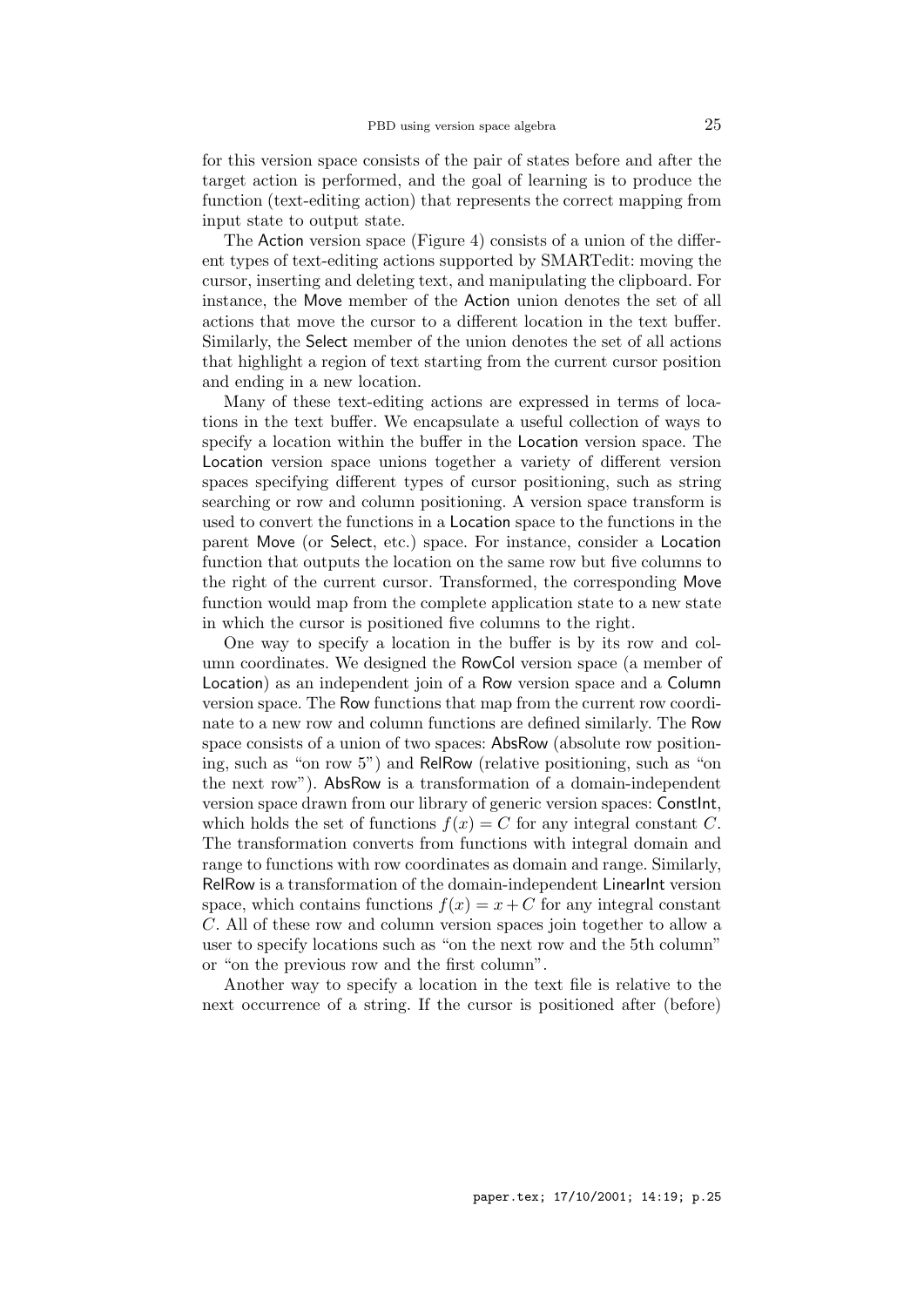for this version space consists of the pair of states before and after the target action is performed, and the goal of learning is to produce the function (text-editing action) that represents the correct mapping from input state to output state.

The Action version space (Figure 4) consists of a union of the different types of text-editing actions supported by SMARTedit: moving the cursor, inserting and deleting text, and manipulating the clipboard. For instance, the Move member of the Action union denotes the set of all actions that move the cursor to a different location in the text buffer. Similarly, the Select member of the union denotes the set of all actions that highlight a region of text starting from the current cursor position and ending in a new location.

Many of these text-editing actions are expressed in terms of locations in the text buffer. We encapsulate a useful collection of ways to specify a location within the buffer in the Location version space. The Location version space unions together a variety of different version spaces specifying different types of cursor positioning, such as string searching or row and column positioning. A version space transform is used to convert the functions in a Location space to the functions in the parent Move (or Select, etc.) space. For instance, consider a Location function that outputs the location on the same row but five columns to the right of the current cursor. Transformed, the corresponding Move function would map from the complete application state to a new state in which the cursor is positioned five columns to the right.

One way to specify a location in the buffer is by its row and column coordinates. We designed the RowCol version space (a member of Location) as an independent join of a Row version space and a Column version space. The Row functions that map from the current row coordinate to a new row and column functions are defined similarly. The Row space consists of a union of two spaces: AbsRow (absolute row positioning, such as "on row 5") and RelRow (relative positioning, such as "on the next row"). AbsRow is a transformation of a domain-independent version space drawn from our library of generic version spaces: ConstInt, which holds the set of functions $f(x) = C$ for any integral constant $C$. The transformation converts from functions with integral domain and range to functions with row coordinates as domain and range. Similarly, RelRow is a transformation of the domain-independent LinearInt version space, which contains functions $f(x) = x + C$ for any integral constant $C$. All of these row and column version spaces join together to allow a user to specify locations such as "on the next row and the 5th column" or "on the previous row and the first column".

Another way to specify a location in the text file is relative to the next occurrence of a string. If the cursor is positioned after (before)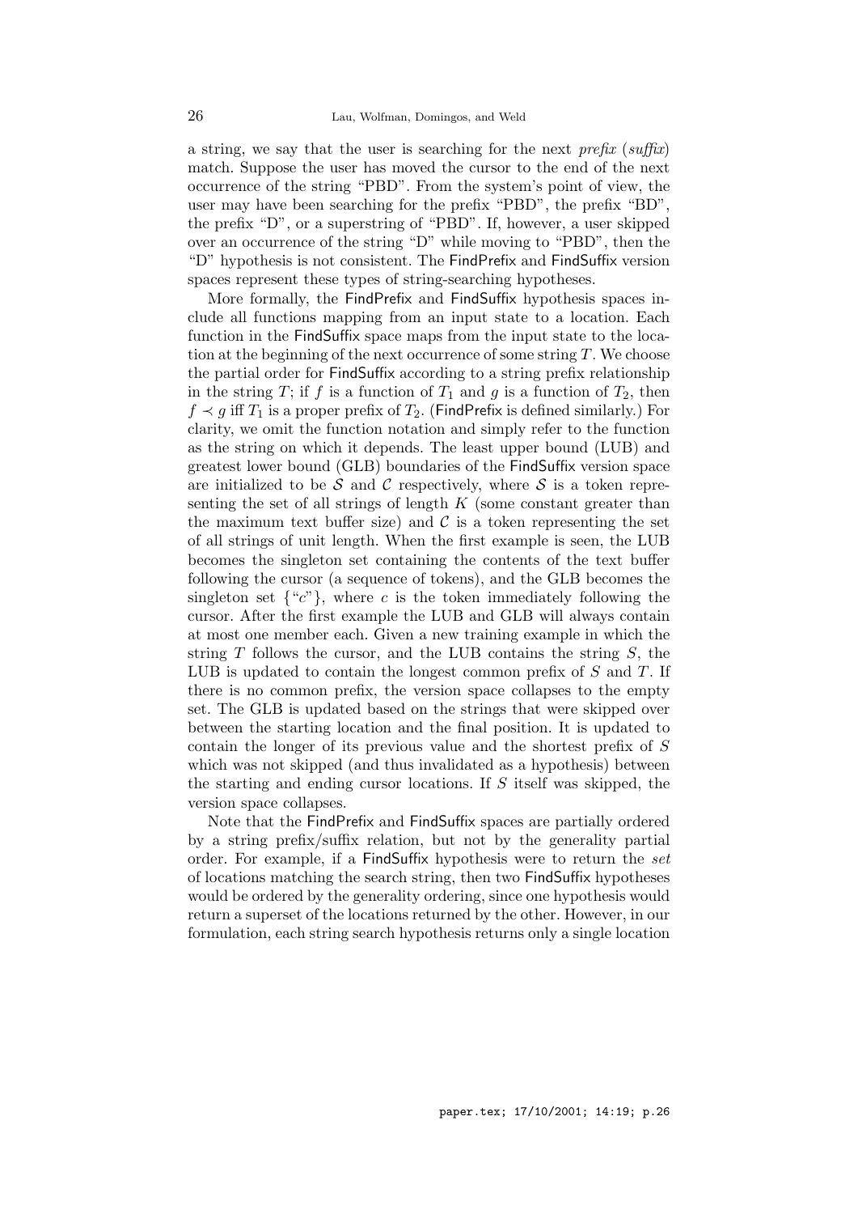a string, we say that the user is searching for the next *prefix* (*suffix*) match. Suppose the user has moved the cursor to the end of the next occurrence of the string "PBD". From the system's point of view, the user may have been searching for the prefix "PBD", the prefix "BD", the prefix "D", or a superstring of "PBD". If, however, a user skipped over an occurrence of the string "D" while moving to "PBD", then the "D" hypothesis is not consistent. The FindPrefix and FindSuffix version spaces represent these types of string-searching hypotheses.

More formally, the FindPrefix and FindSuffix hypothesis spaces include all functions mapping from an input state to a location. Each function in the FindSuffix space maps from the input state to the location at the beginning of the next occurrence of some string $T$. We choose the partial order for FindSuffix according to a string prefix relationship in the string $T$; if $f$ is a function of $T_1$ and $g$ is a function of $T_2$, then $f \prec g$ iff $T_1$ is a proper prefix of $T_2$. (FindPrefix is defined similarly.) For clarity, we omit the function notation and simply refer to the function as the string on which it depends. The least upper bound (LUB) and greatest lower bound (GLB) boundaries of the FindSuffix version space are initialized to be $\mathcal{S}$ and $\mathcal{C}$ respectively, where $\mathcal{S}$ is a token representing the set of all strings of length $K$ (some constant greater than the maximum text buffer size) and $\mathcal{C}$ is a token representing the set of all strings of unit length. When the first example is seen, the LUB becomes the singleton set containing the contents of the text buffer following the cursor (a sequence of tokens), and the GLB becomes the singleton set {"$c$"}, where $c$ is the token immediately following the cursor. After the first example the LUB and GLB will always contain at most one member each. Given a new training example in which the string $T$ follows the cursor, and the LUB contains the string $S$, the LUB is updated to contain the longest common prefix of $S$ and $T$. If there is no common prefix, the version space collapses to the empty set. The GLB is updated based on the strings that were skipped over between the starting location and the final position. It is updated to contain the longer of its previous value and the shortest prefix of $S$ which was not skipped (and thus invalidated as a hypothesis) between the starting and ending cursor locations. If $S$ itself was skipped, the version space collapses.

Note that the FindPrefix and FindSuffix spaces are partially ordered by a string prefix/suffix relation, but not by the generality partial order. For example, if a FindSuffix hypothesis were to return the *set* of locations matching the search string, then two FindSuffix hypotheses would be ordered by the generality ordering, since one hypothesis would return a superset of the locations returned by the other. However, in our formulation, each string search hypothesis returns only a single location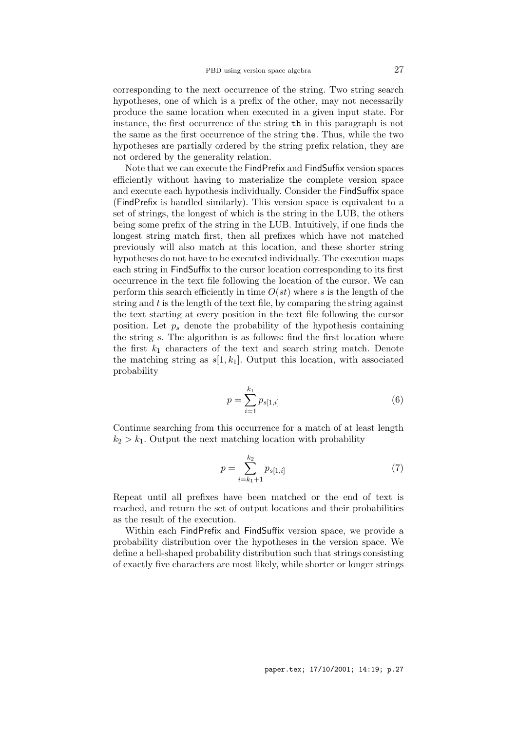corresponding to the next occurrence of the string. Two string search hypotheses, one of which is a prefix of the other, may not necessarily produce the same location when executed in a given input state. For instance, the first occurrence of the string `th` in this paragraph is not the same as the first occurrence of the string `the`. Thus, while the two hypotheses are partially ordered by the string prefix relation, they are not ordered by the generality relation.

Note that we can execute the FindPrefix and FindSuffix version spaces efficiently without having to materialize the complete version space and execute each hypothesis individually. Consider the FindSuffix space (FindPrefix is handled similarly). This version space is equivalent to a set of strings, the longest of which is the string in the LUB, the others being some prefix of the string in the LUB. Intuitively, if one finds the longest string match first, then all prefixes which have not matched previously will also match at this location, and these shorter string hypotheses do not have to be executed individually. The execution maps each string in FindSuffix to the cursor location corresponding to its first occurrence in the text file following the location of the cursor. We can perform this search efficiently in time $O(st)$ where $s$ is the length of the string and $t$ is the length of the text file, by comparing the string against the text starting at every position in the text file following the cursor position. Let $p_s$ denote the probability of the hypothesis containing the string $s$. The algorithm is as follows: find the first location where the first $k_1$ characters of the text and search string match. Denote the matching string as $s[1, k_1]$. Output this location, with associated probability

$$p = \sum_{i=1}^{k_1} p_{s[1,i]} \tag{6}$$

Continue searching from this occurrence for a match of at least length $k_2 > k_1$. Output the next matching location with probability

$$p = \sum_{i=k_1+1}^{k_2} p_{s[1,i]} \tag{7}$$

Repeat until all prefixes have been matched or the end of text is reached, and return the set of output locations and their probabilities as the result of the execution.

Within each FindPrefix and FindSuffix version space, we provide a probability distribution over the hypotheses in the version space. We define a bell-shaped probability distribution such that strings consisting of exactly five characters are most likely, while shorter or longer strings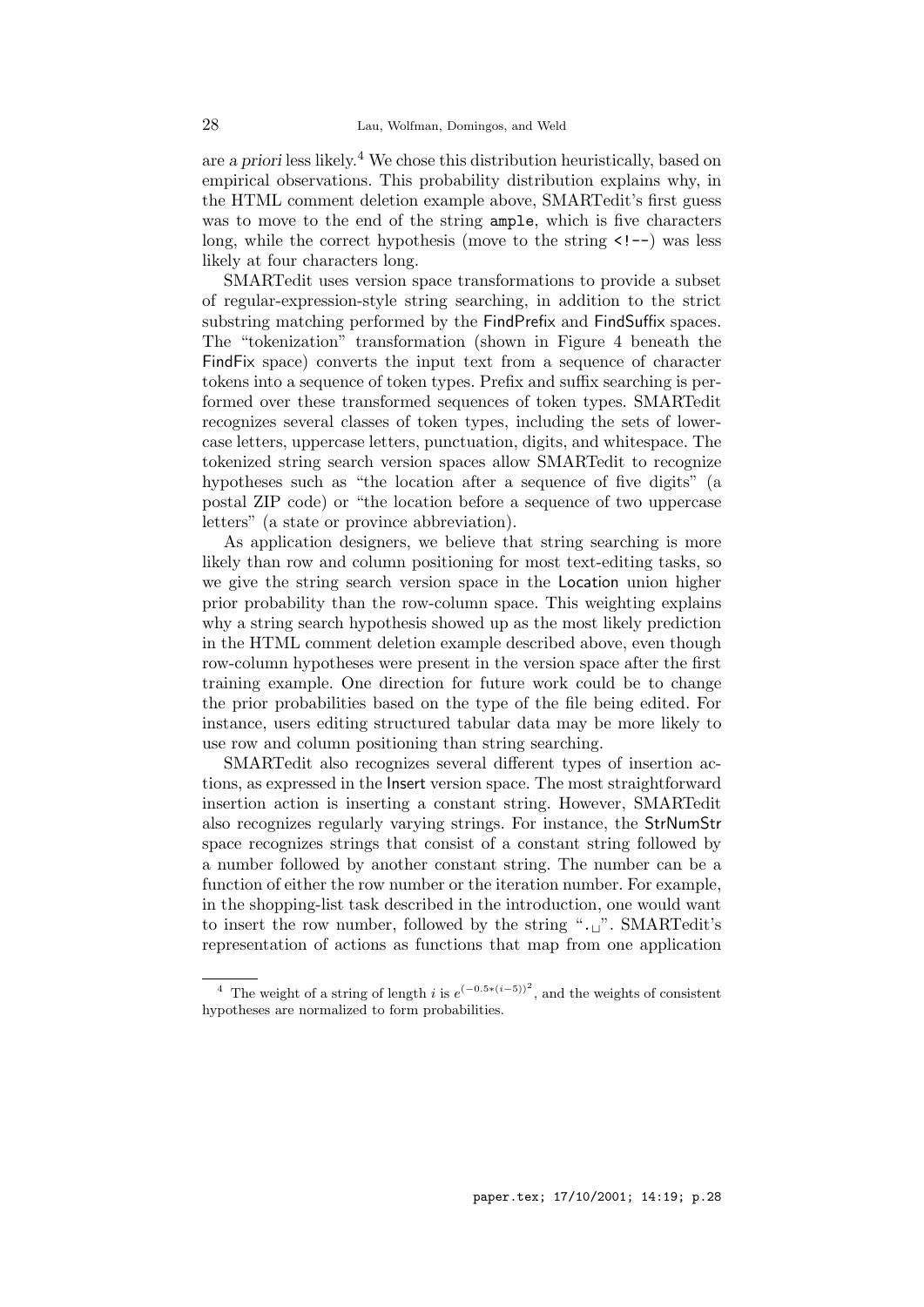are *a priori* less likely.[4] We chose this distribution heuristically, based on empirical observations. This probability distribution explains why, in the HTML comment deletion example above, SMARTedit's first guess was to move to the end of the string `ample`, which is five characters long, while the correct hypothesis (move to the string `<!--`) was less likely at four characters long.

SMARTedit uses version space transformations to provide a subset of regular-expression-style string searching, in addition to the strict substring matching performed by the FindPrefix and FindSuffix spaces. The "tokenization" transformation (shown in Figure 4 beneath the FindFix space) converts the input text from a sequence of character tokens into a sequence of token types. Prefix and suffix searching is performed over these transformed sequences of token types. SMARTedit recognizes several classes of token types, including the sets of lowercase letters, uppercase letters, punctuation, digits, and whitespace. The tokenized string search version spaces allow SMARTedit to recognize hypotheses such as "the location after a sequence of five digits" (a postal ZIP code) or "the location before a sequence of two uppercase letters" (a state or province abbreviation).

As application designers, we believe that string searching is more likely than row and column positioning for most text-editing tasks, so we give the string search version space in the Location union higher prior probability than the row-column space. This weighting explains why a string search hypothesis showed up as the most likely prediction in the HTML comment deletion example described above, even though row-column hypotheses were present in the version space after the first training example. One direction for future work could be to change the prior probabilities based on the type of the file being edited. For instance, users editing structured tabular data may be more likely to use row and column positioning than string searching.

SMARTedit also recognizes several different types of insertion actions, as expressed in the Insert version space. The most straightforward insertion action is inserting a constant string. However, SMARTedit also recognizes regularly varying strings. For instance, the StrNumStr space recognizes strings that consist of a constant string followed by a number followed by another constant string. The number can be a function of either the row number or the iteration number. For example, in the shopping-list task described in the introduction, one would want to insert the row number, followed by the string "`.␣`". SMARTedit's representation of actions as functions that map from one application

---

[4] The weight of a string of length $i$ is $e^{(-0.5*(i-5))^2}$, and the weights of consistent hypotheses are normalized to form probabilities.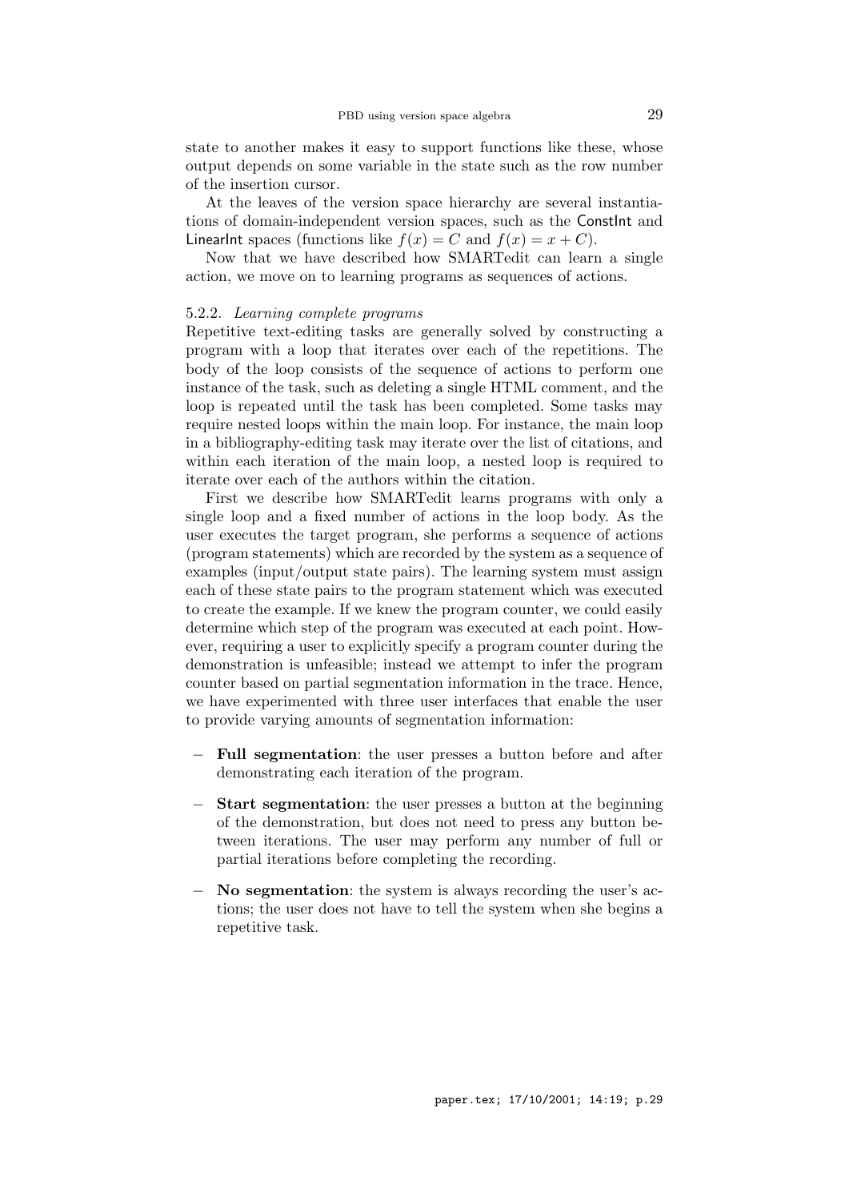state to another makes it easy to support functions like these, whose output depends on some variable in the state such as the row number of the insertion cursor.

At the leaves of the version space hierarchy are several instantiations of domain-independent version spaces, such as the ConstInt and LinearInt spaces (functions like $f(x) = C$ and $f(x) = x + C$).

Now that we have described how SMARTedit can learn a single action, we move on to learning programs as sequences of actions.

### 5.2.2. *Learning complete programs*

Repetitive text-editing tasks are generally solved by constructing a program with a loop that iterates over each of the repetitions. The body of the loop consists of the sequence of actions to perform one instance of the task, such as deleting a single HTML comment, and the loop is repeated until the task has been completed. Some tasks may require nested loops within the main loop. For instance, the main loop in a bibliography-editing task may iterate over the list of citations, and within each iteration of the main loop, a nested loop is required to iterate over each of the authors within the citation.

First we describe how SMARTedit learns programs with only a single loop and a fixed number of actions in the loop body. As the user executes the target program, she performs a sequence of actions (program statements) which are recorded by the system as a sequence of examples (input/output state pairs). The learning system must assign each of these state pairs to the program statement which was executed to create the example. If we knew the program counter, we could easily determine which step of the program was executed at each point. However, requiring a user to explicitly specify a program counter during the demonstration is unfeasible; instead we attempt to infer the program counter based on partial segmentation information in the trace. Hence, we have experimented with three user interfaces that enable the user to provide varying amounts of segmentation information:

- **Full segmentation**: the user presses a button before and after demonstrating each iteration of the program.
- **Start segmentation**: the user presses a button at the beginning of the demonstration, but does not need to press any button between iterations. The user may perform any number of full or partial iterations before completing the recording.
- **No segmentation**: the system is always recording the user's actions; the user does not have to tell the system when she begins a repetitive task.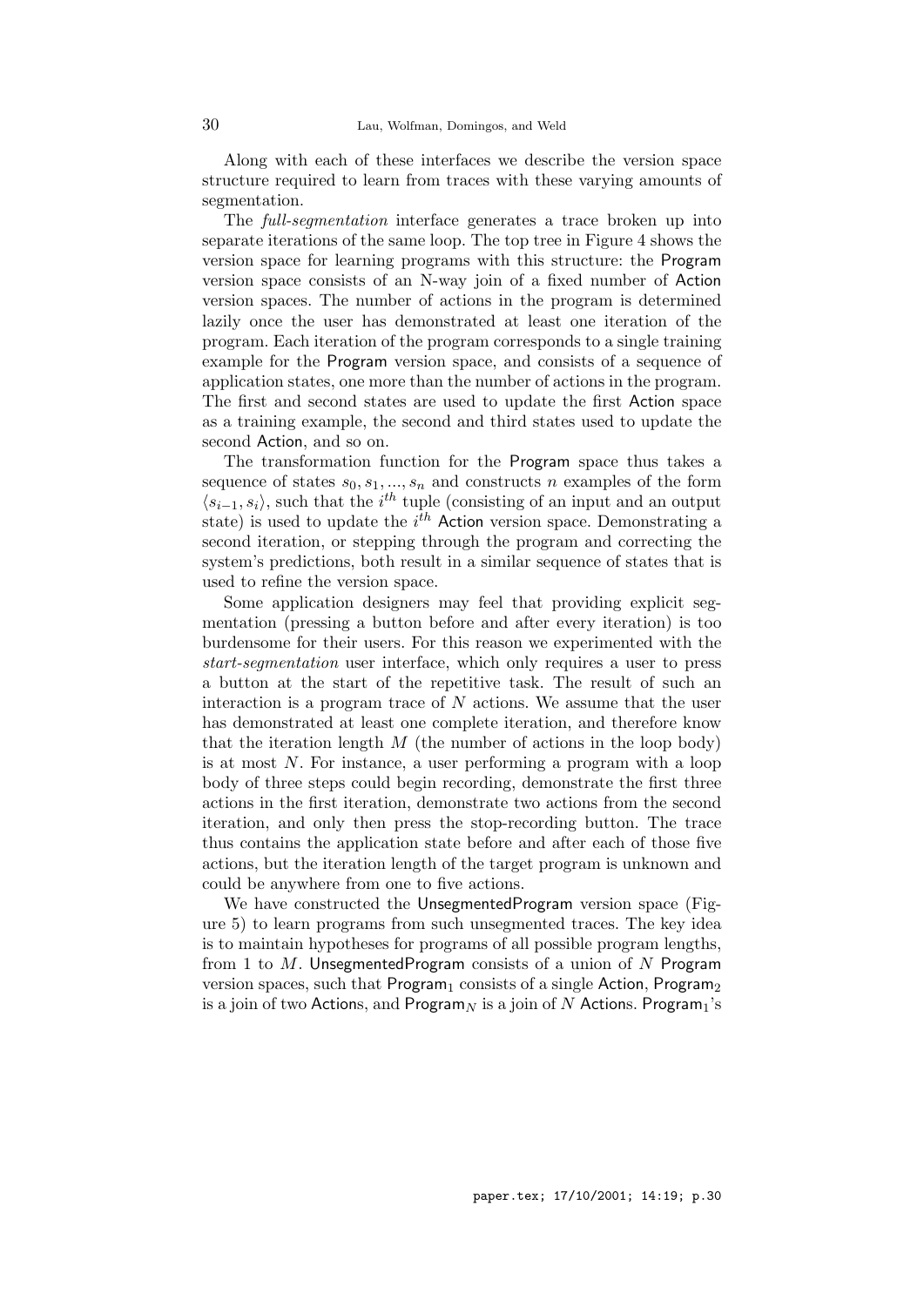Along with each of these interfaces we describe the version space structure required to learn from traces with these varying amounts of segmentation.

The *full-segmentation* interface generates a trace broken up into separate iterations of the same loop. The top tree in Figure 4 shows the version space for learning programs with this structure: the Program version space consists of an N-way join of a fixed number of Action version spaces. The number of actions in the program is determined lazily once the user has demonstrated at least one iteration of the program. Each iteration of the program corresponds to a single training example for the Program version space, and consists of a sequence of application states, one more than the number of actions in the program. The first and second states are used to update the first Action space as a training example, the second and third states used to update the second Action, and so on.

The transformation function for the Program space thus takes a sequence of states $s_0, s_1, ..., s_n$ and constructs $n$ examples of the form $\langle s_{i-1}, s_i \rangle$, such that the $i^{th}$ tuple (consisting of an input and an output state) is used to update the $i^{th}$ Action version space. Demonstrating a second iteration, or stepping through the program and correcting the system's predictions, both result in a similar sequence of states that is used to refine the version space.

Some application designers may feel that providing explicit segmentation (pressing a button before and after every iteration) is too burdensome for their users. For this reason we experimented with the *start-segmentation* user interface, which only requires a user to press a button at the start of the repetitive task. The result of such an interaction is a program trace of $N$ actions. We assume that the user has demonstrated at least one complete iteration, and therefore know that the iteration length $M$ (the number of actions in the loop body) is at most $N$. For instance, a user performing a program with a loop body of three steps could begin recording, demonstrate the first three actions in the first iteration, demonstrate two actions from the second iteration, and only then press the stop-recording button. The trace thus contains the application state before and after each of those five actions, but the iteration length of the target program is unknown and could be anywhere from one to five actions.

We have constructed the UnsegmentedProgram version space (Figure 5) to learn programs from such unsegmented traces. The key idea is to maintain hypotheses for programs of all possible program lengths, from 1 to $M$. UnsegmentedProgram consists of a union of $N$ Program version spaces, such that $\text{Program}_1$ consists of a single Action, $\text{Program}_2$ is a join of two Actions, and $\text{Program}_N$ is a join of $N$ Actions. $\text{Program}_1$'s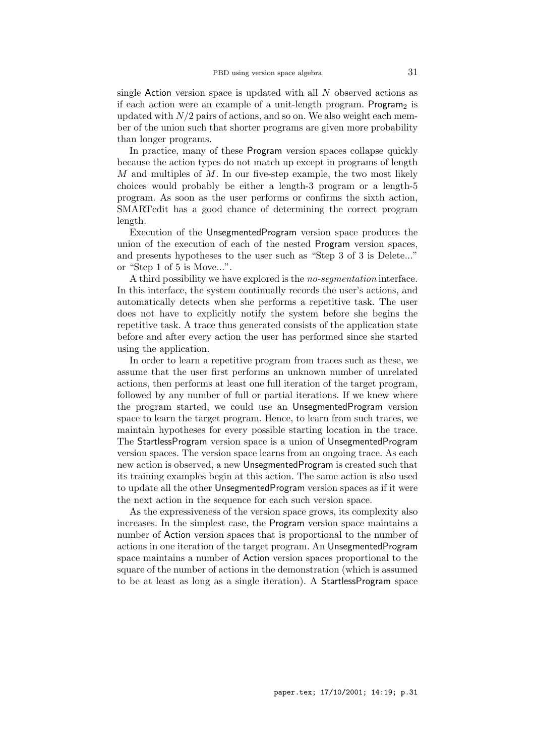single Action version space is updated with all $N$ observed actions as if each action were an example of a unit-length program. $\text{Program}_2$ is updated with $N/2$ pairs of actions, and so on. We also weight each member of the union such that shorter programs are given more probability than longer programs.

In practice, many of these Program version spaces collapse quickly because the action types do not match up except in programs of length $M$ and multiples of $M$. In our five-step example, the two most likely choices would probably be either a length-3 program or a length-5 program. As soon as the user performs or confirms the sixth action, SMARTedit has a good chance of determining the correct program length.

Execution of the UnsegmentedProgram version space produces the union of the execution of each of the nested Program version spaces, and presents hypotheses to the user such as "Step 3 of 3 is Delete..." or "Step 1 of 5 is Move...".

A third possibility we have explored is the *no-segmentation* interface. In this interface, the system continually records the user's actions, and automatically detects when she performs a repetitive task. The user does not have to explicitly notify the system before she begins the repetitive task. A trace thus generated consists of the application state before and after every action the user has performed since she started using the application.

In order to learn a repetitive program from traces such as these, we assume that the user first performs an unknown number of unrelated actions, then performs at least one full iteration of the target program, followed by any number of full or partial iterations. If we knew where the program started, we could use an UnsegmentedProgram version space to learn the target program. Hence, to learn from such traces, we maintain hypotheses for every possible starting location in the trace. The StartlessProgram version space is a union of UnsegmentedProgram version spaces. The version space learns from an ongoing trace. As each new action is observed, a new UnsegmentedProgram is created such that its training examples begin at this action. The same action is also used to update all the other UnsegmentedProgram version spaces as if it were the next action in the sequence for each such version space.

As the expressiveness of the version space grows, its complexity also increases. In the simplest case, the Program version space maintains a number of Action version spaces that is proportional to the number of actions in one iteration of the target program. An UnsegmentedProgram space maintains a number of Action version spaces proportional to the square of the number of actions in the demonstration (which is assumed to be at least as long as a single iteration). A StartlessProgram space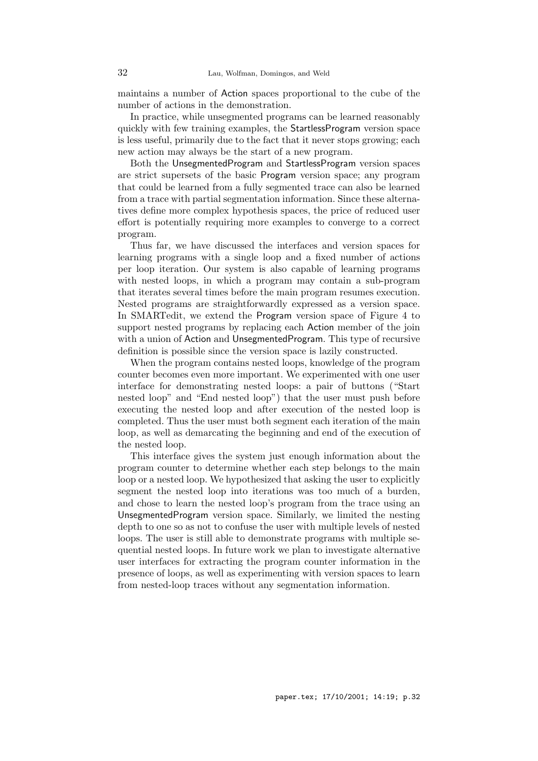maintains a number of Action spaces proportional to the cube of the number of actions in the demonstration.

In practice, while unsegmented programs can be learned reasonably quickly with few training examples, the StartlessProgram version space is less useful, primarily due to the fact that it never stops growing; each new action may always be the start of a new program.

Both the UnsegmentedProgram and StartlessProgram version spaces are strict supersets of the basic Program version space; any program that could be learned from a fully segmented trace can also be learned from a trace with partial segmentation information. Since these alternatives define more complex hypothesis spaces, the price of reduced user effort is potentially requiring more examples to converge to a correct program.

Thus far, we have discussed the interfaces and version spaces for learning programs with a single loop and a fixed number of actions per loop iteration. Our system is also capable of learning programs with nested loops, in which a program may contain a sub-program that iterates several times before the main program resumes execution. Nested programs are straightforwardly expressed as a version space. In SMARTedit, we extend the Program version space of Figure 4 to support nested programs by replacing each Action member of the join with a union of Action and UnsegmentedProgram. This type of recursive definition is possible since the version space is lazily constructed.

When the program contains nested loops, knowledge of the program counter becomes even more important. We experimented with one user interface for demonstrating nested loops: a pair of buttons ("Start nested loop" and "End nested loop") that the user must push before executing the nested loop and after execution of the nested loop is completed. Thus the user must both segment each iteration of the main loop, as well as demarcating the beginning and end of the execution of the nested loop.

This interface gives the system just enough information about the program counter to determine whether each step belongs to the main loop or a nested loop. We hypothesized that asking the user to explicitly segment the nested loop into iterations was too much of a burden, and chose to learn the nested loop's program from the trace using an UnsegmentedProgram version space. Similarly, we limited the nesting depth to one so as not to confuse the user with multiple levels of nested loops. The user is still able to demonstrate programs with multiple sequential nested loops. In future work we plan to investigate alternative user interfaces for extracting the program counter information in the presence of loops, as well as experimenting with version spaces to learn from nested-loop traces without any segmentation information.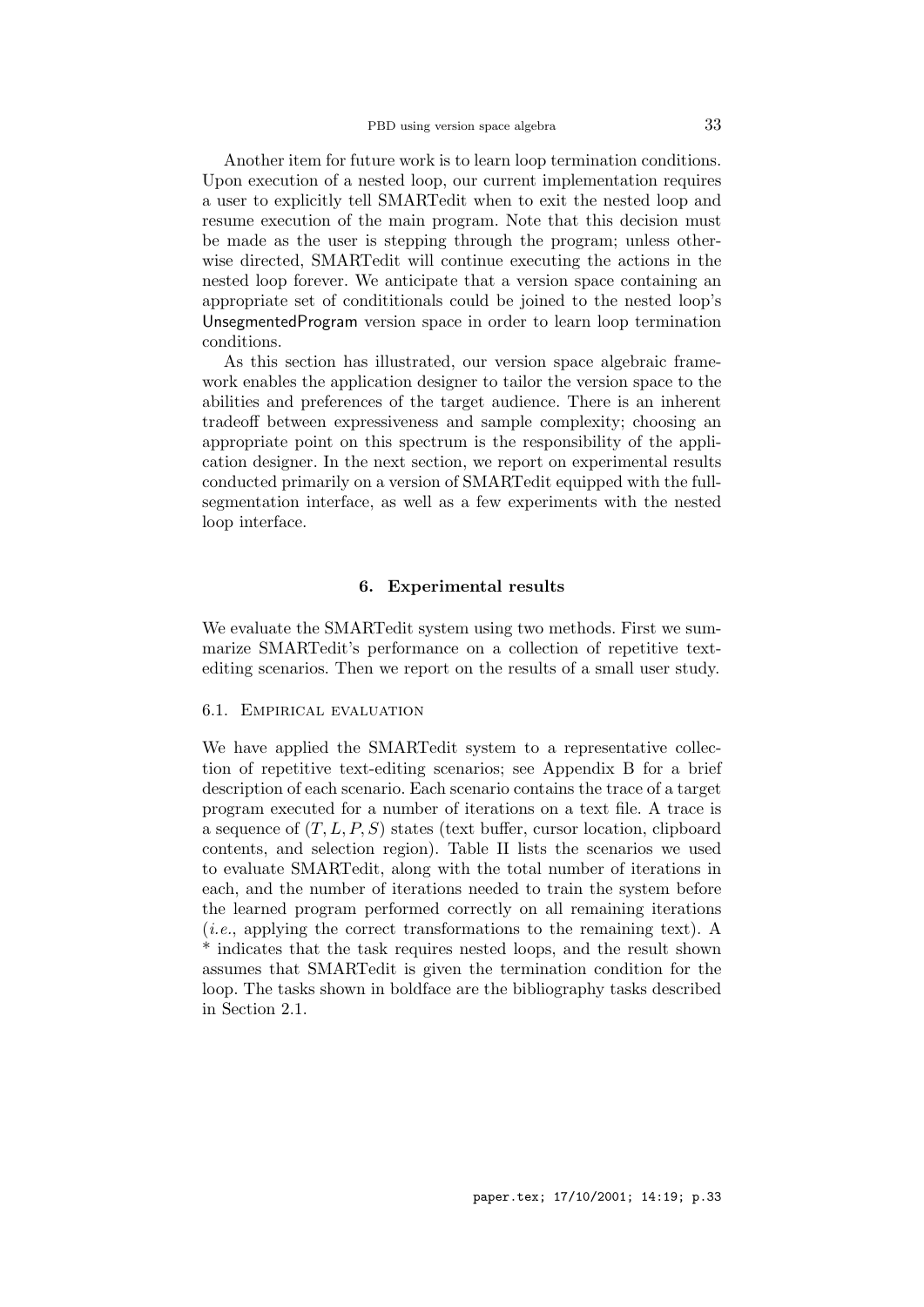Another item for future work is to learn loop termination conditions. Upon execution of a nested loop, our current implementation requires a user to explicitly tell SMARTedit when to exit the nested loop and resume execution of the main program. Note that this decision must be made as the user is stepping through the program; unless otherwise directed, SMARTedit will continue executing the actions in the nested loop forever. We anticipate that a version space containing an appropriate set of condititionals could be joined to the nested loop's UnsegmentedProgram version space in order to learn loop termination conditions.

As this section has illustrated, our version space algebraic framework enables the application designer to tailor the version space to the abilities and preferences of the target audience. There is an inherent tradeoff between expressiveness and sample complexity; choosing an appropriate point on this spectrum is the responsibility of the application designer. In the next section, we report on experimental results conducted primarily on a version of SMARTedit equipped with the full-segmentation interface, as well as a few experiments with the nested loop interface.

## 6. Experimental results

We evaluate the SMARTedit system using two methods. First we summarize SMARTedit's performance on a collection of repetitive text-editing scenarios. Then we report on the results of a small user study.

### 6.1. Empirical evaluation

We have applied the SMARTedit system to a representative collection of repetitive text-editing scenarios; see Appendix B for a brief description of each scenario. Each scenario contains the trace of a target program executed for a number of iterations on a text file. A trace is a sequence of $(T, L, P, S)$ states (text buffer, cursor location, clipboard contents, and selection region). Table II lists the scenarios we used to evaluate SMARTedit, along with the total number of iterations in each, and the number of iterations needed to train the system before the learned program performed correctly on all remaining iterations (*i.e.*, applying the correct transformations to the remaining text). A * indicates that the task requires nested loops, and the result shown assumes that SMARTedit is given the termination condition for the loop. The tasks shown in boldface are the bibliography tasks described in Section 2.1.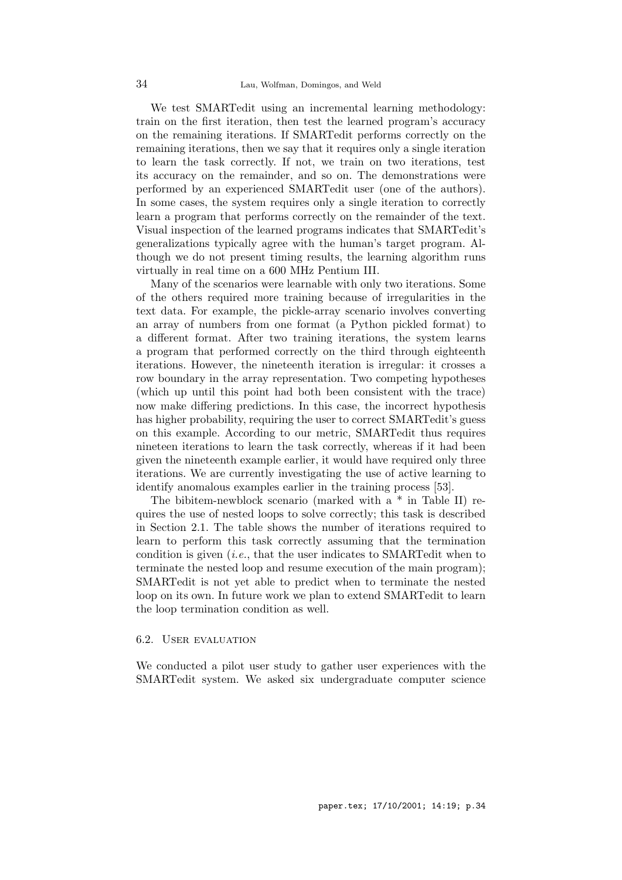We test SMARTedit using an incremental learning methodology: train on the first iteration, then test the learned program's accuracy on the remaining iterations. If SMARTedit performs correctly on the remaining iterations, then we say that it requires only a single iteration to learn the task correctly. If not, we train on two iterations, test its accuracy on the remainder, and so on. The demonstrations were performed by an experienced SMARTedit user (one of the authors). In some cases, the system requires only a single iteration to correctly learn a program that performs correctly on the remainder of the text. Visual inspection of the learned programs indicates that SMARTedit's generalizations typically agree with the human's target program. Although we do not present timing results, the learning algorithm runs virtually in real time on a 600 MHz Pentium III.

Many of the scenarios were learnable with only two iterations. Some of the others required more training because of irregularities in the text data. For example, the pickle-array scenario involves converting an array of numbers from one format (a Python pickled format) to a different format. After two training iterations, the system learns a program that performed correctly on the third through eighteenth iterations. However, the nineteenth iteration is irregular: it crosses a row boundary in the array representation. Two competing hypotheses (which up until this point had both been consistent with the trace) now make differing predictions. In this case, the incorrect hypothesis has higher probability, requiring the user to correct SMARTedit's guess on this example. According to our metric, SMARTedit thus requires nineteen iterations to learn the task correctly, whereas if it had been given the nineteenth example earlier, it would have required only three iterations. We are currently investigating the use of active learning to identify anomalous examples earlier in the training process [53].

The bibitem-newblock scenario (marked with a * in Table II) requires the use of nested loops to solve correctly; this task is described in Section 2.1. The table shows the number of iterations required to learn to perform this task correctly assuming that the termination condition is given (*i.e.*, that the user indicates to SMARTedit when to terminate the nested loop and resume execution of the main program); SMARTedit is not yet able to predict when to terminate the nested loop on its own. In future work we plan to extend SMARTedit to learn the loop termination condition as well.

### 6.2. User evaluation

We conducted a pilot user study to gather user experiences with the SMARTedit system. We asked six undergraduate computer science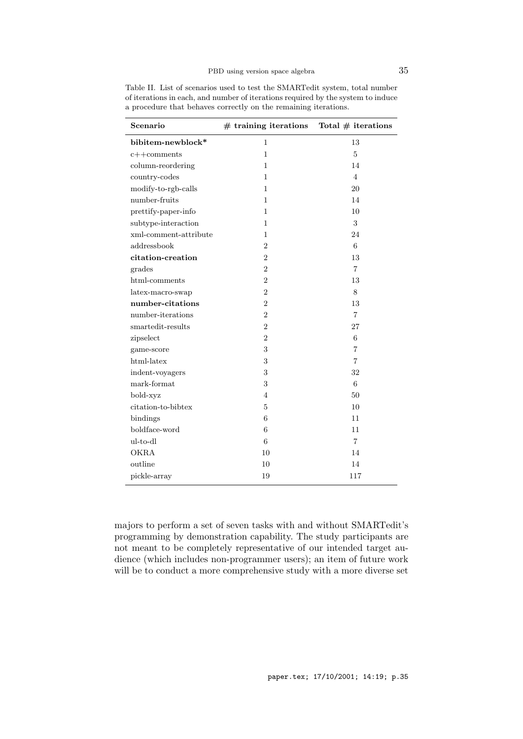Table II. List of scenarios used to test the SMARTedit system, total number of iterations in each, and number of iterations required by the system to induce a procedure that behaves correctly on the remaining iterations.

| **Scenario** | **# training iterations** | **Total # iterations** |
|---|---|---|
| **bibitem-newblock*** | 1 | 13 |
| c++comments | 1 | 5 |
| column-reordering | 1 | 14 |
| country-codes | 1 | 4 |
| modify-to-rgb-calls | 1 | 20 |
| number-fruits | 1 | 14 |
| prettify-paper-info | 1 | 10 |
| subtype-interaction | 1 | 3 |
| xml-comment-attribute | 1 | 24 |
| addressbook | 2 | 6 |
| **citation-creation** | 2 | 13 |
| grades | 2 | 7 |
| html-comments | 2 | 13 |
| latex-macro-swap | 2 | 8 |
| **number-citations** | 2 | 13 |
| number-iterations | 2 | 7 |
| smartedit-results | 2 | 27 |
| zipselect | 2 | 6 |
| game-score | 3 | 7 |
| html-latex | 3 | 7 |
| indent-voyagers | 3 | 32 |
| mark-format | 3 | 6 |
| bold-xyz | 4 | 50 |
| citation-to-bibtex | 5 | 10 |
| bindings | 6 | 11 |
| boldface-word | 6 | 11 |
| ul-to-dl | 6 | 7 |
| OKRA | 10 | 14 |
| outline | 10 | 14 |
| pickle-array | 19 | 117 |

majors to perform a set of seven tasks with and without SMARTedit's programming by demonstration capability. The study participants are not meant to be completely representative of our intended target audience (which includes non-programmer users); an item of future work will be to conduct a more comprehensive study with a more diverse set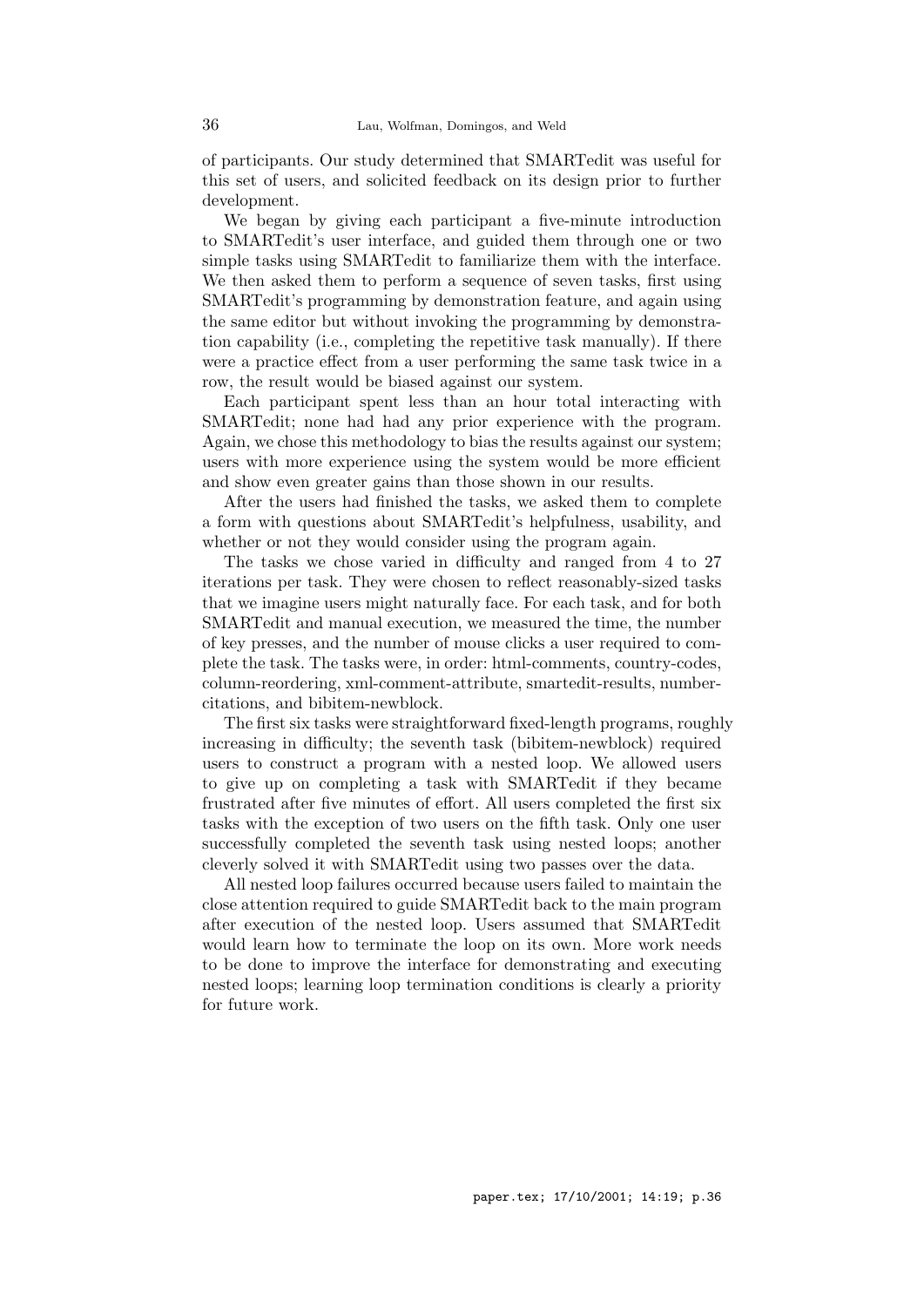of participants. Our study determined that SMARTedit was useful for this set of users, and solicited feedback on its design prior to further development.

We began by giving each participant a five-minute introduction to SMARTedit's user interface, and guided them through one or two simple tasks using SMARTedit to familiarize them with the interface. We then asked them to perform a sequence of seven tasks, first using SMARTedit's programming by demonstration feature, and again using the same editor but without invoking the programming by demonstration capability (i.e., completing the repetitive task manually). If there were a practice effect from a user performing the same task twice in a row, the result would be biased against our system.

Each participant spent less than an hour total interacting with SMARTedit; none had had any prior experience with the program. Again, we chose this methodology to bias the results against our system; users with more experience using the system would be more efficient and show even greater gains than those shown in our results.

After the users had finished the tasks, we asked them to complete a form with questions about SMARTedit's helpfulness, usability, and whether or not they would consider using the program again.

The tasks we chose varied in difficulty and ranged from 4 to 27 iterations per task. They were chosen to reflect reasonably-sized tasks that we imagine users might naturally face. For each task, and for both SMARTedit and manual execution, we measured the time, the number of key presses, and the number of mouse clicks a user required to complete the task. The tasks were, in order: html-comments, country-codes, column-reordering, xml-comment-attribute, smartedit-results, number-citations, and bibitem-newblock.

The first six tasks were straightforward fixed-length programs, roughly increasing in difficulty; the seventh task (bibitem-newblock) required users to construct a program with a nested loop. We allowed users to give up on completing a task with SMARTedit if they became frustrated after five minutes of effort. All users completed the first six tasks with the exception of two users on the fifth task. Only one user successfully completed the seventh task using nested loops; another cleverly solved it with SMARTedit using two passes over the data.

All nested loop failures occurred because users failed to maintain the close attention required to guide SMARTedit back to the main program after execution of the nested loop. Users assumed that SMARTedit would learn how to terminate the loop on its own. More work needs to be done to improve the interface for demonstrating and executing nested loops; learning loop termination conditions is clearly a priority for future work.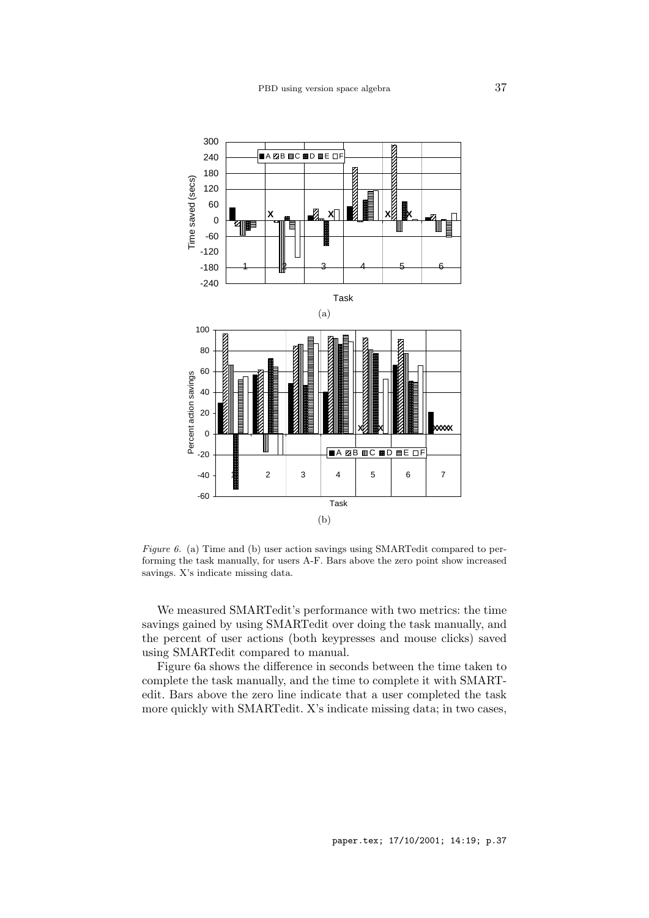*Figure 6.* (a) Time and (b) user action savings using SMARTedit compared to performing the task manually, for users A-F. Bars above the zero point show increased savings. X's indicate missing data.

We measured SMARTedit's performance with two metrics: the time savings gained by using SMARTedit over doing the task manually, and the percent of user actions (both keypresses and mouse clicks) saved using SMARTedit compared to manual.

Figure 6a shows the difference in seconds between the time taken to complete the task manually, and the time to complete it with SMARTedit. Bars above the zero line indicate that a user completed the task more quickly with SMARTedit. X's indicate missing data; in two cases,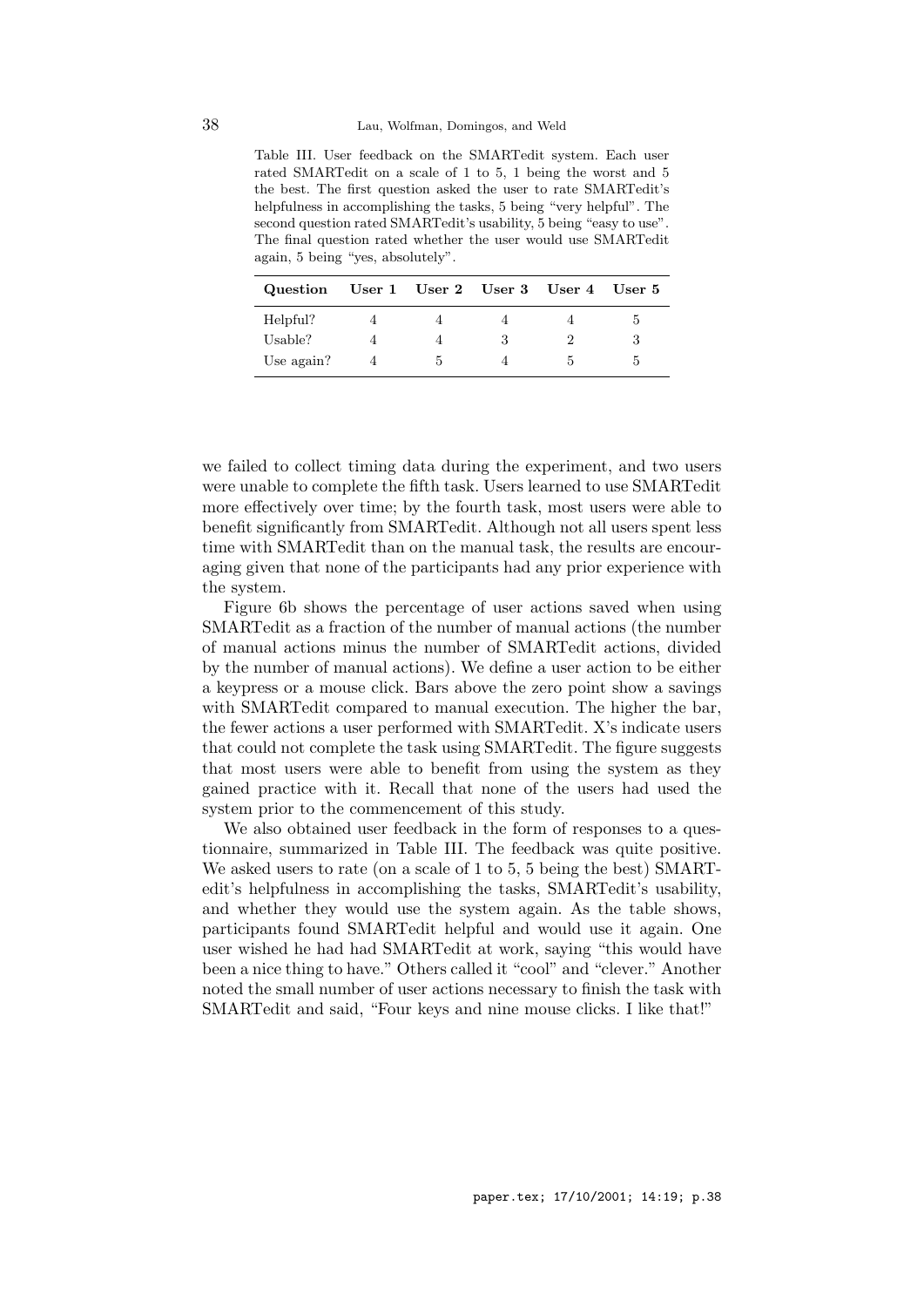Table III. User feedback on the SMARTedit system. Each user rated SMARTedit on a scale of 1 to 5, 1 being the worst and 5 the best. The first question asked the user to rate SMARTedit's helpfulness in accomplishing the tasks, 5 being "very helpful". The second question rated SMARTedit's usability, 5 being "easy to use". The final question rated whether the user would use SMARTedit again, 5 being "yes, absolutely".

| Question | User 1 | User 2 | User 3 | User 4 | User 5 |
|---|---|---|---|---|---|
| Helpful? | 4 | 4 | 4 | 4 | 5 |
| Usable? | 4 | 4 | 3 | 2 | 3 |
| Use again? | 4 | 5 | 4 | 5 | 5 |

we failed to collect timing data during the experiment, and two users were unable to complete the fifth task. Users learned to use SMARTedit more effectively over time; by the fourth task, most users were able to benefit significantly from SMARTedit. Although not all users spent less time with SMARTedit than on the manual task, the results are encouraging given that none of the participants had any prior experience with the system.

Figure 6b shows the percentage of user actions saved when using SMARTedit as a fraction of the number of manual actions (the number of manual actions minus the number of SMARTedit actions, divided by the number of manual actions). We define a user action to be either a keypress or a mouse click. Bars above the zero point show a savings with SMARTedit compared to manual execution. The higher the bar, the fewer actions a user performed with SMARTedit. X's indicate users that could not complete the task using SMARTedit. The figure suggests that most users were able to benefit from using the system as they gained practice with it. Recall that none of the users had used the system prior to the commencement of this study.

We also obtained user feedback in the form of responses to a questionnaire, summarized in Table III. The feedback was quite positive. We asked users to rate (on a scale of 1 to 5, 5 being the best) SMARTedit's helpfulness in accomplishing the tasks, SMARTedit's usability, and whether they would use the system again. As the table shows, participants found SMARTedit helpful and would use it again. One user wished he had had SMARTedit at work, saying "this would have been a nice thing to have." Others called it "cool" and "clever." Another noted the small number of user actions necessary to finish the task with SMARTedit and said, "Four keys and nine mouse clicks. I like that!"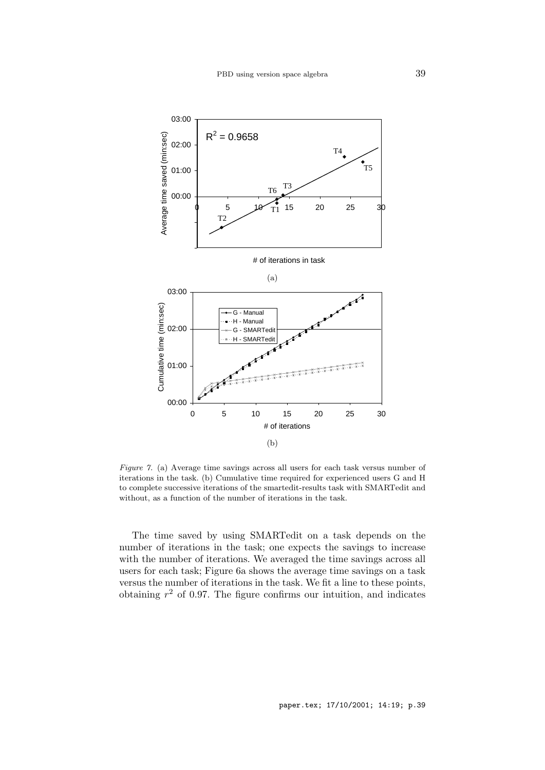*Figure 7.* (a) Average time savings across all users for each task versus number of iterations in the task. (b) Cumulative time required for experienced users G and H to complete successive iterations of the smartedit-results task with SMARTedit and without, as a function of the number of iterations in the task.

The time saved by using SMARTedit on a task depends on the number of iterations in the task; one expects the savings to increase with the number of iterations. We averaged the time savings across all users for each task; Figure 6a shows the average time savings on a task versus the number of iterations in the task. We fit a line to these points, obtaining $r^2$ of 0.97. The figure confirms our intuition, and indicates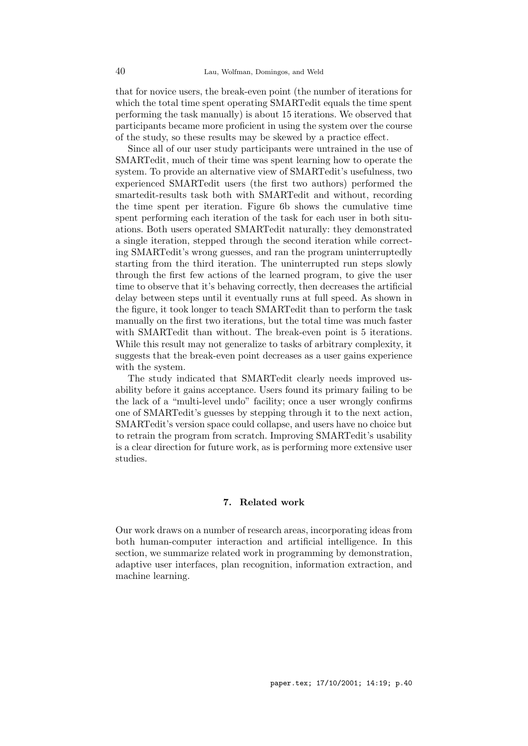that for novice users, the break-even point (the number of iterations for which the total time spent operating SMARTedit equals the time spent performing the task manually) is about 15 iterations. We observed that participants became more proficient in using the system over the course of the study, so these results may be skewed by a practice effect.

Since all of our user study participants were untrained in the use of SMARTedit, much of their time was spent learning how to operate the system. To provide an alternative view of SMARTedit's usefulness, two experienced SMARTedit users (the first two authors) performed the smartedit-results task both with SMARTedit and without, recording the time spent per iteration. Figure 6b shows the cumulative time spent performing each iteration of the task for each user in both situations. Both users operated SMARTedit naturally: they demonstrated a single iteration, stepped through the second iteration while correcting SMARTedit's wrong guesses, and ran the program uninterruptedly starting from the third iteration. The uninterrupted run steps slowly through the first few actions of the learned program, to give the user time to observe that it's behaving correctly, then decreases the artificial delay between steps until it eventually runs at full speed. As shown in the figure, it took longer to teach SMARTedit than to perform the task manually on the first two iterations, but the total time was much faster with SMARTedit than without. The break-even point is 5 iterations. While this result may not generalize to tasks of arbitrary complexity, it suggests that the break-even point decreases as a user gains experience with the system.

The study indicated that SMARTedit clearly needs improved usability before it gains acceptance. Users found its primary failing to be the lack of a "multi-level undo" facility; once a user wrongly confirms one of SMARTedit's guesses by stepping through it to the next action, SMARTedit's version space could collapse, and users have no choice but to retrain the program from scratch. Improving SMARTedit's usability is a clear direction for future work, as is performing more extensive user studies.

## 7. Related work

Our work draws on a number of research areas, incorporating ideas from both human-computer interaction and artificial intelligence. In this section, we summarize related work in programming by demonstration, adaptive user interfaces, plan recognition, information extraction, and machine learning.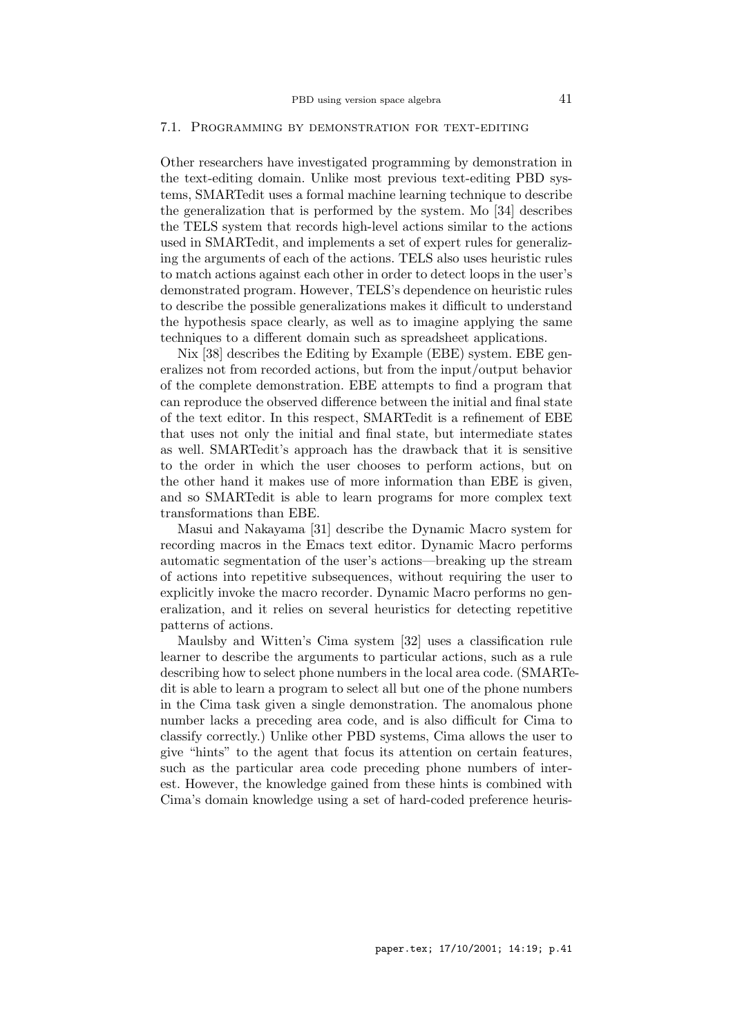### 7.1. Programming by demonstration for text-editing

Other researchers have investigated programming by demonstration in the text-editing domain. Unlike most previous text-editing PBD systems, SMARTedit uses a formal machine learning technique to describe the generalization that is performed by the system. Mo [34] describes the TELS system that records high-level actions similar to the actions used in SMARTedit, and implements a set of expert rules for generalizing the arguments of each of the actions. TELS also uses heuristic rules to match actions against each other in order to detect loops in the user's demonstrated program. However, TELS's dependence on heuristic rules to describe the possible generalizations makes it difficult to understand the hypothesis space clearly, as well as to imagine applying the same techniques to a different domain such as spreadsheet applications.

Nix [38] describes the Editing by Example (EBE) system. EBE generalizes not from recorded actions, but from the input/output behavior of the complete demonstration. EBE attempts to find a program that can reproduce the observed difference between the initial and final state of the text editor. In this respect, SMARTedit is a refinement of EBE that uses not only the initial and final state, but intermediate states as well. SMARTedit's approach has the drawback that it is sensitive to the order in which the user chooses to perform actions, but on the other hand it makes use of more information than EBE is given, and so SMARTedit is able to learn programs for more complex text transformations than EBE.

Masui and Nakayama [31] describe the Dynamic Macro system for recording macros in the Emacs text editor. Dynamic Macro performs automatic segmentation of the user's actions—breaking up the stream of actions into repetitive subsequences, without requiring the user to explicitly invoke the macro recorder. Dynamic Macro performs no generalization, and it relies on several heuristics for detecting repetitive patterns of actions.

Maulsby and Witten's Cima system [32] uses a classification rule learner to describe the arguments to particular actions, such as a rule describing how to select phone numbers in the local area code. (SMARTedit is able to learn a program to select all but one of the phone numbers in the Cima task given a single demonstration. The anomalous phone number lacks a preceding area code, and is also difficult for Cima to classify correctly.) Unlike other PBD systems, Cima allows the user to give "hints" to the agent that focus its attention on certain features, such as the particular area code preceding phone numbers of interest. However, the knowledge gained from these hints is combined with Cima's domain knowledge using a set of hard-coded preference heuris-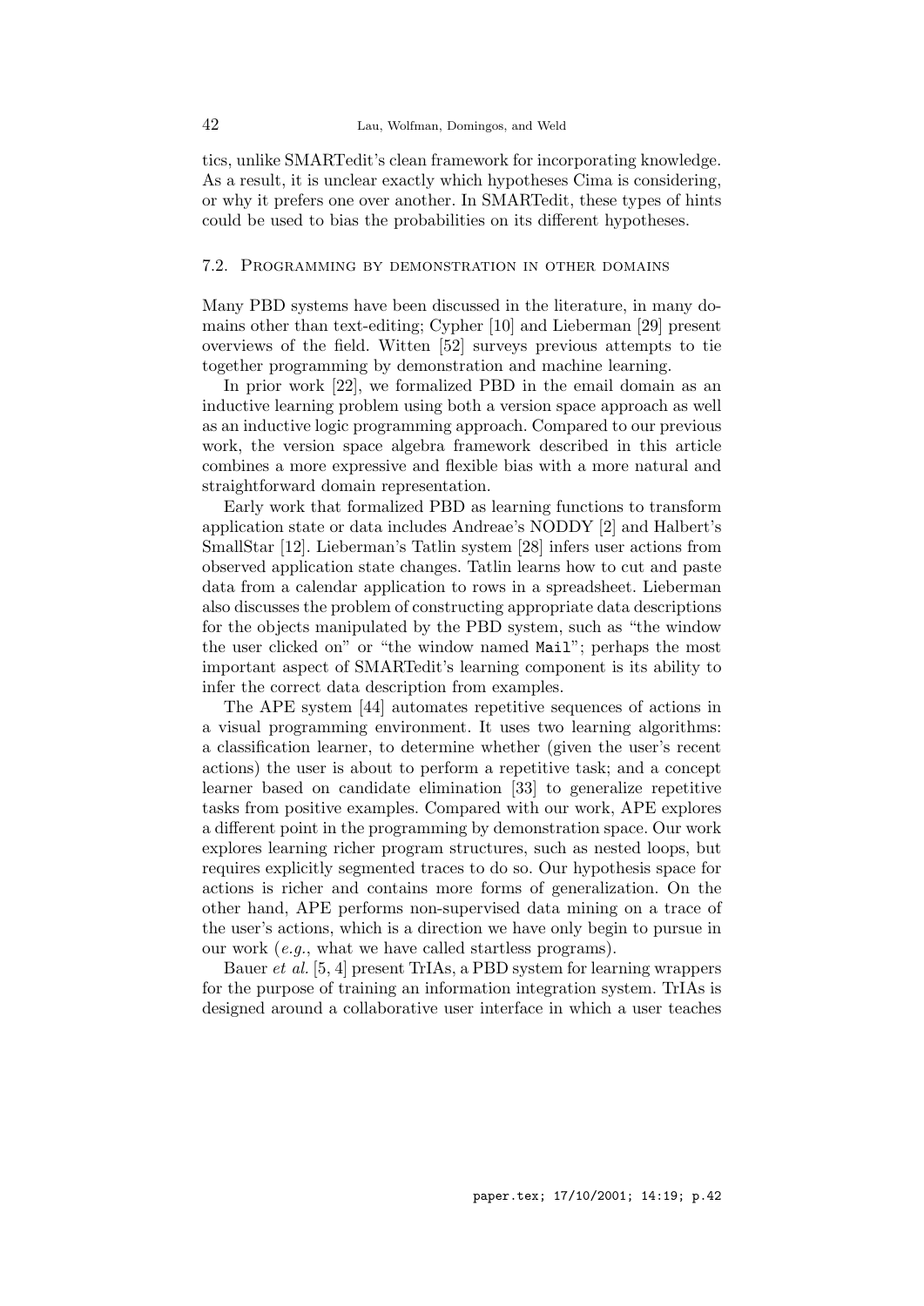tics, unlike SMARTedit's clean framework for incorporating knowledge. As a result, it is unclear exactly which hypotheses Cima is considering, or why it prefers one over another. In SMARTedit, these types of hints could be used to bias the probabilities on its different hypotheses.

### 7.2. Programming by demonstration in other domains

Many PBD systems have been discussed in the literature, in many domains other than text-editing; Cypher [10] and Lieberman [29] present overviews of the field. Witten [52] surveys previous attempts to tie together programming by demonstration and machine learning.

In prior work [22], we formalized PBD in the email domain as an inductive learning problem using both a version space approach as well as an inductive logic programming approach. Compared to our previous work, the version space algebra framework described in this article combines a more expressive and flexible bias with a more natural and straightforward domain representation.

Early work that formalized PBD as learning functions to transform application state or data includes Andreae's NODDY [2] and Halbert's SmallStar [12]. Lieberman's Tatlin system [28] infers user actions from observed application state changes. Tatlin learns how to cut and paste data from a calendar application to rows in a spreadsheet. Lieberman also discusses the problem of constructing appropriate data descriptions for the objects manipulated by the PBD system, such as "the window the user clicked on" or "the window named `Mail`"; perhaps the most important aspect of SMARTedit's learning component is its ability to infer the correct data description from examples.

The APE system [44] automates repetitive sequences of actions in a visual programming environment. It uses two learning algorithms: a classification learner, to determine whether (given the user's recent actions) the user is about to perform a repetitive task; and a concept learner based on candidate elimination [33] to generalize repetitive tasks from positive examples. Compared with our work, APE explores a different point in the programming by demonstration space. Our work explores learning richer program structures, such as nested loops, but requires explicitly segmented traces to do so. Our hypothesis space for actions is richer and contains more forms of generalization. On the other hand, APE performs non-supervised data mining on a trace of the user's actions, which is a direction we have only begin to pursue in our work (*e.g.*, what we have called startless programs).

Bauer *et al.* [5, 4] present TrIAs, a PBD system for learning wrappers for the purpose of training an information integration system. TrIAs is designed around a collaborative user interface in which a user teaches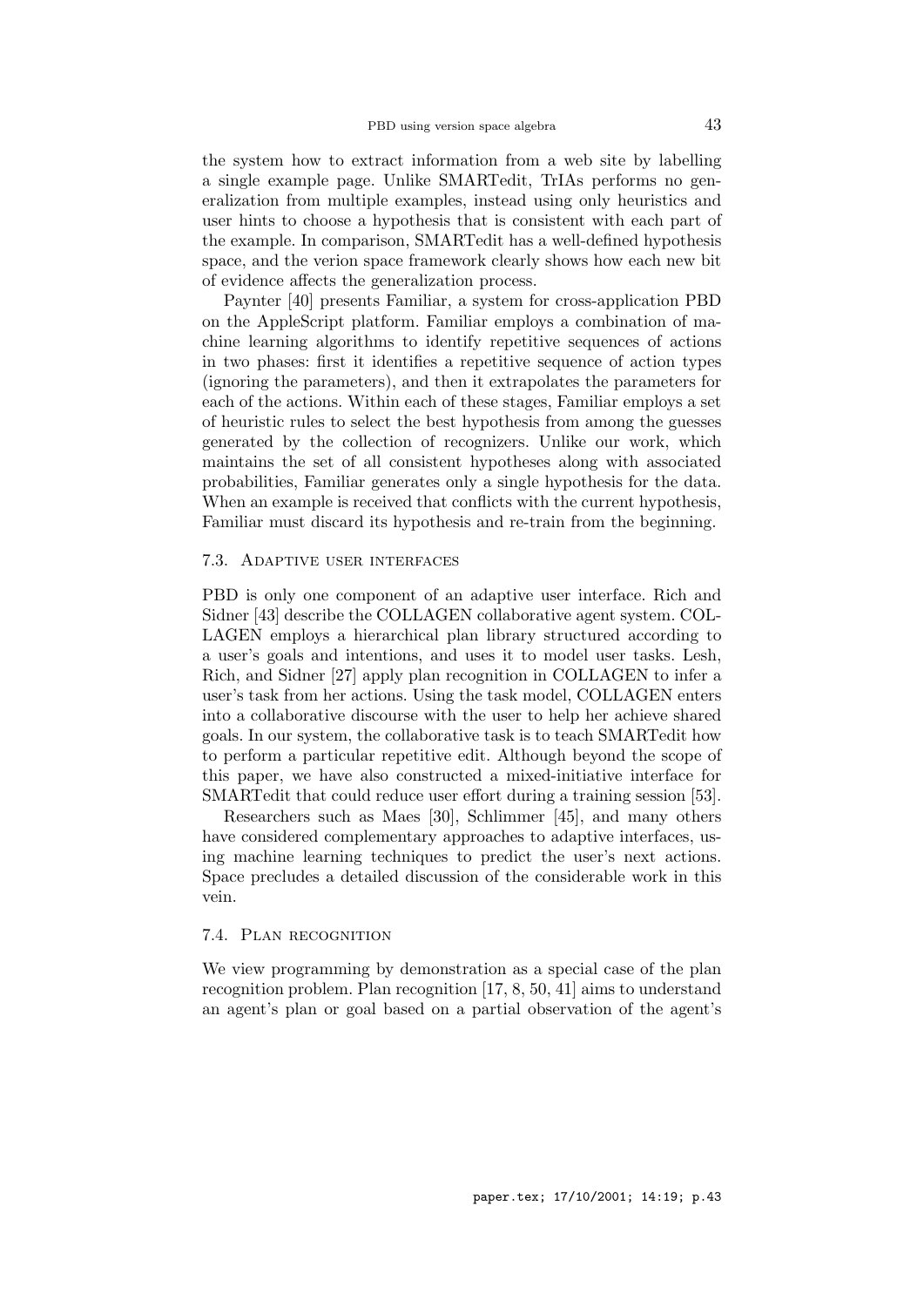the system how to extract information from a web site by labelling a single example page. Unlike SMARTedit, TrIAs performs no generalization from multiple examples, instead using only heuristics and user hints to choose a hypothesis that is consistent with each part of the example. In comparison, SMARTedit has a well-defined hypothesis space, and the verion space framework clearly shows how each new bit of evidence affects the generalization process.

Paynter [40] presents Familiar, a system for cross-application PBD on the AppleScript platform. Familiar employs a combination of machine learning algorithms to identify repetitive sequences of actions in two phases: first it identifies a repetitive sequence of action types (ignoring the parameters), and then it extrapolates the parameters for each of the actions. Within each of these stages, Familiar employs a set of heuristic rules to select the best hypothesis from among the guesses generated by the collection of recognizers. Unlike our work, which maintains the set of all consistent hypotheses along with associated probabilities, Familiar generates only a single hypothesis for the data. When an example is received that conflicts with the current hypothesis, Familiar must discard its hypothesis and re-train from the beginning.

### 7.3. Adaptive user interfaces

PBD is only one component of an adaptive user interface. Rich and Sidner [43] describe the COLLAGEN collaborative agent system. COLLAGEN employs a hierarchical plan library structured according to a user's goals and intentions, and uses it to model user tasks. Lesh, Rich, and Sidner [27] apply plan recognition in COLLAGEN to infer a user's task from her actions. Using the task model, COLLAGEN enters into a collaborative discourse with the user to help her achieve shared goals. In our system, the collaborative task is to teach SMARTedit how to perform a particular repetitive edit. Although beyond the scope of this paper, we have also constructed a mixed-initiative interface for SMARTedit that could reduce user effort during a training session [53].

Researchers such as Maes [30], Schlimmer [45], and many others have considered complementary approaches to adaptive interfaces, using machine learning techniques to predict the user's next actions. Space precludes a detailed discussion of the considerable work in this vein.

### 7.4. Plan recognition

We view programming by demonstration as a special case of the plan recognition problem. Plan recognition [17, 8, 50, 41] aims to understand an agent's plan or goal based on a partial observation of the agent's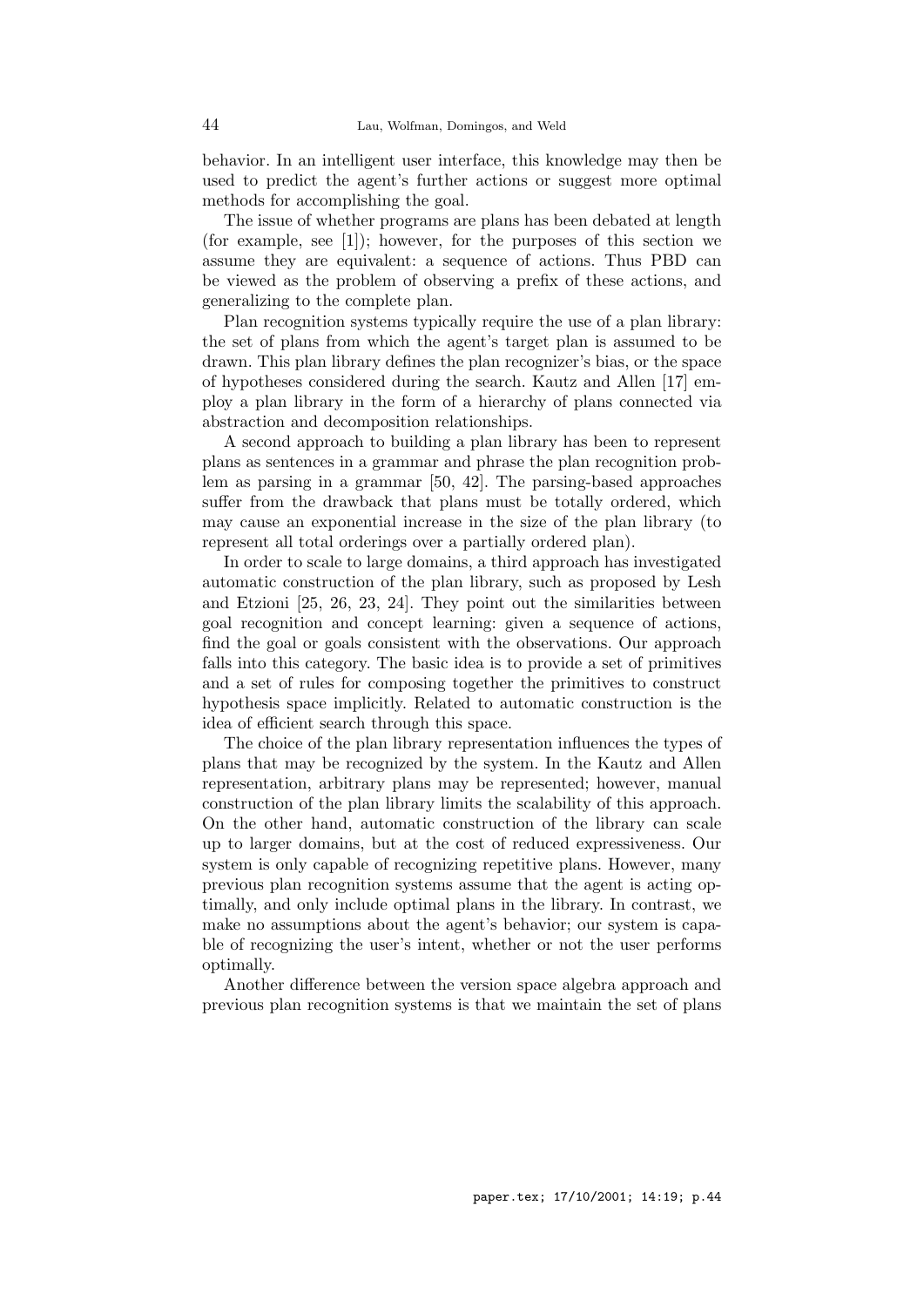behavior. In an intelligent user interface, this knowledge may then be used to predict the agent's further actions or suggest more optimal methods for accomplishing the goal.

The issue of whether programs are plans has been debated at length (for example, see [1]); however, for the purposes of this section we assume they are equivalent: a sequence of actions. Thus PBD can be viewed as the problem of observing a prefix of these actions, and generalizing to the complete plan.

Plan recognition systems typically require the use of a plan library: the set of plans from which the agent's target plan is assumed to be drawn. This plan library defines the plan recognizer's bias, or the space of hypotheses considered during the search. Kautz and Allen [17] employ a plan library in the form of a hierarchy of plans connected via abstraction and decomposition relationships.

A second approach to building a plan library has been to represent plans as sentences in a grammar and phrase the plan recognition problem as parsing in a grammar [50, 42]. The parsing-based approaches suffer from the drawback that plans must be totally ordered, which may cause an exponential increase in the size of the plan library (to represent all total orderings over a partially ordered plan).

In order to scale to large domains, a third approach has investigated automatic construction of the plan library, such as proposed by Lesh and Etzioni [25, 26, 23, 24]. They point out the similarities between goal recognition and concept learning: given a sequence of actions, find the goal or goals consistent with the observations. Our approach falls into this category. The basic idea is to provide a set of primitives and a set of rules for composing together the primitives to construct hypothesis space implicitly. Related to automatic construction is the idea of efficient search through this space.

The choice of the plan library representation influences the types of plans that may be recognized by the system. In the Kautz and Allen representation, arbitrary plans may be represented; however, manual construction of the plan library limits the scalability of this approach. On the other hand, automatic construction of the library can scale up to larger domains, but at the cost of reduced expressiveness. Our system is only capable of recognizing repetitive plans. However, many previous plan recognition systems assume that the agent is acting optimally, and only include optimal plans in the library. In contrast, we make no assumptions about the agent's behavior; our system is capable of recognizing the user's intent, whether or not the user performs optimally.

Another difference between the version space algebra approach and previous plan recognition systems is that we maintain the set of plans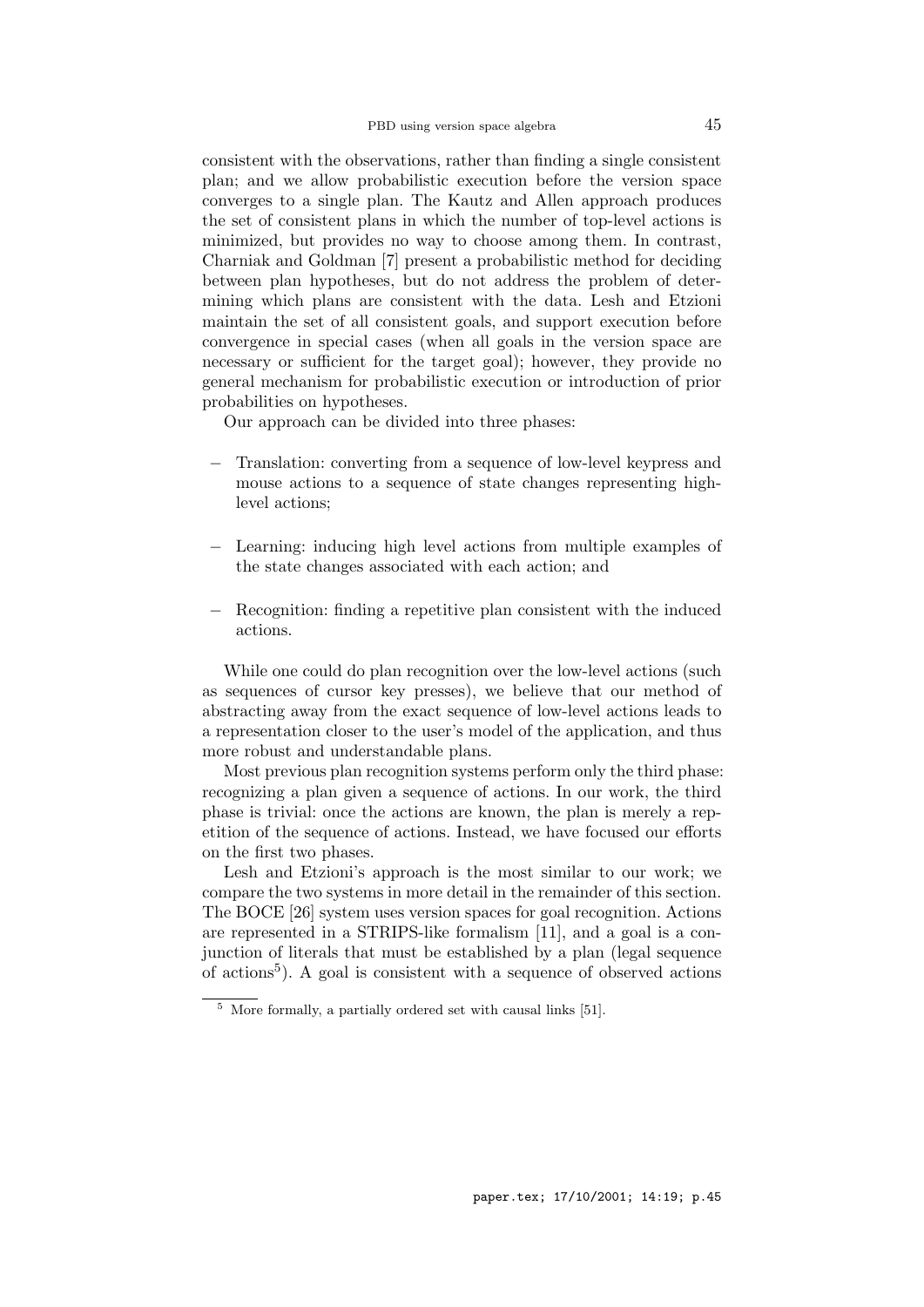consistent with the observations, rather than finding a single consistent plan; and we allow probabilistic execution before the version space converges to a single plan. The Kautz and Allen approach produces the set of consistent plans in which the number of top-level actions is minimized, but provides no way to choose among them. In contrast, Charniak and Goldman [7] present a probabilistic method for deciding between plan hypotheses, but do not address the problem of determining which plans are consistent with the data. Lesh and Etzioni maintain the set of all consistent goals, and support execution before convergence in special cases (when all goals in the version space are necessary or sufficient for the target goal); however, they provide no general mechanism for probabilistic execution or introduction of prior probabilities on hypotheses.

Our approach can be divided into three phases:

- Translation: converting from a sequence of low-level keypress and mouse actions to a sequence of state changes representing high-level actions;
- Learning: inducing high level actions from multiple examples of the state changes associated with each action; and
- Recognition: finding a repetitive plan consistent with the induced actions.

While one could do plan recognition over the low-level actions (such as sequences of cursor key presses), we believe that our method of abstracting away from the exact sequence of low-level actions leads to a representation closer to the user's model of the application, and thus more robust and understandable plans.

Most previous plan recognition systems perform only the third phase: recognizing a plan given a sequence of actions. In our work, the third phase is trivial: once the actions are known, the plan is merely a repetition of the sequence of actions. Instead, we have focused our efforts on the first two phases.

Lesh and Etzioni's approach is the most similar to our work; we compare the two systems in more detail in the remainder of this section. The BOCE [26] system uses version spaces for goal recognition. Actions are represented in a STRIPS-like formalism [11], and a goal is a conjunction of literals that must be established by a plan (legal sequence of actions[5]). A goal is consistent with a sequence of observed actions

[5] More formally, a partially ordered set with causal links [51].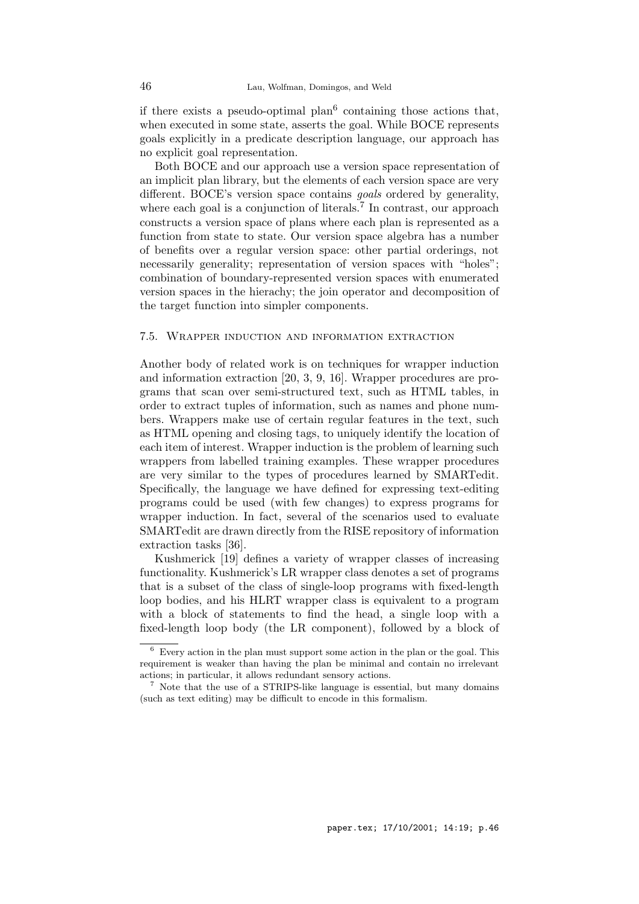if there exists a pseudo-optimal plan[6] containing those actions that, when executed in some state, asserts the goal. While BOCE represents goals explicitly in a predicate description language, our approach has no explicit goal representation.

Both BOCE and our approach use a version space representation of an implicit plan library, but the elements of each version space are very different. BOCE's version space contains *goals* ordered by generality, where each goal is a conjunction of literals.[7] In contrast, our approach constructs a version space of plans where each plan is represented as a function from state to state. Our version space algebra has a number of benefits over a regular version space: other partial orderings, not necessarily generality; representation of version spaces with "holes"; combination of boundary-represented version spaces with enumerated version spaces in the hierachy; the join operator and decomposition of the target function into simpler components.

### 7.5. Wrapper induction and information extraction

Another body of related work is on techniques for wrapper induction and information extraction [20, 3, 9, 16]. Wrapper procedures are programs that scan over semi-structured text, such as HTML tables, in order to extract tuples of information, such as names and phone numbers. Wrappers make use of certain regular features in the text, such as HTML opening and closing tags, to uniquely identify the location of each item of interest. Wrapper induction is the problem of learning such wrappers from labelled training examples. These wrapper procedures are very similar to the types of procedures learned by SMARTedit. Specifically, the language we have defined for expressing text-editing programs could be used (with few changes) to express programs for wrapper induction. In fact, several of the scenarios used to evaluate SMARTedit are drawn directly from the RISE repository of information extraction tasks [36].

Kushmerick [19] defines a variety of wrapper classes of increasing functionality. Kushmerick's LR wrapper class denotes a set of programs that is a subset of the class of single-loop programs with fixed-length loop bodies, and his HLRT wrapper class is equivalent to a program with a block of statements to find the head, a single loop with a fixed-length loop body (the LR component), followed by a block of

---

[6] Every action in the plan must support some action in the plan or the goal. This requirement is weaker than having the plan be minimal and contain no irrelevant actions; in particular, it allows redundant sensory actions.

[7] Note that the use of a STRIPS-like language is essential, but many domains (such as text editing) may be difficult to encode in this formalism.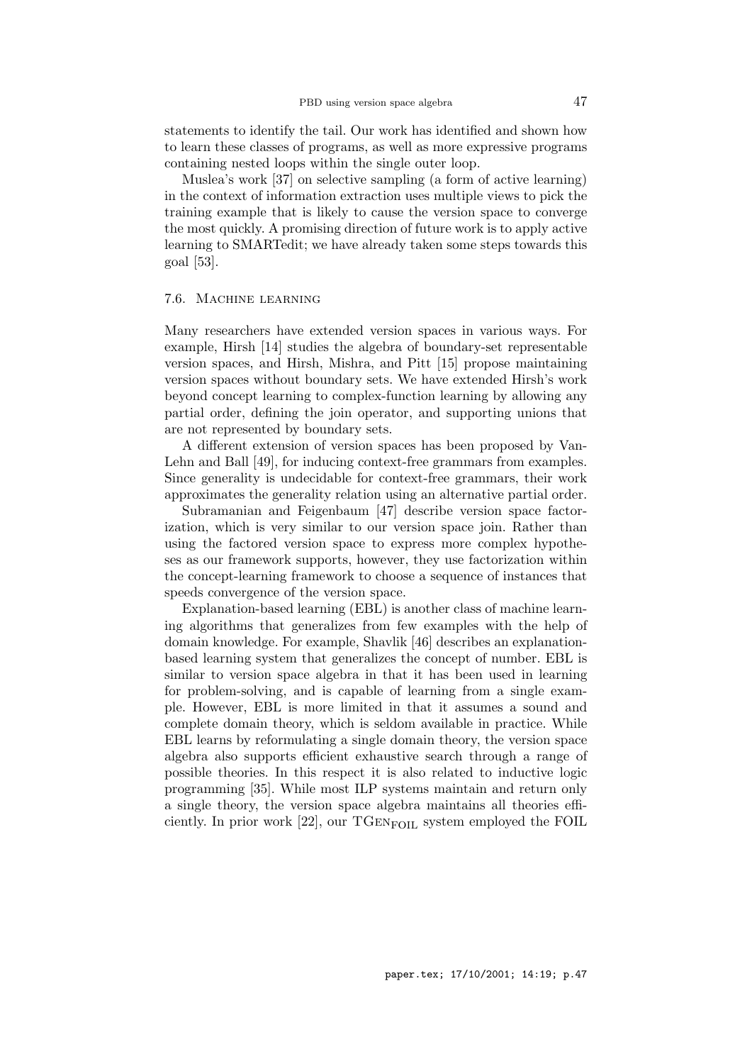statements to identify the tail. Our work has identified and shown how to learn these classes of programs, as well as more expressive programs containing nested loops within the single outer loop.

Muslea's work [37] on selective sampling (a form of active learning) in the context of information extraction uses multiple views to pick the training example that is likely to cause the version space to converge the most quickly. A promising direction of future work is to apply active learning to SMARTedit; we have already taken some steps towards this goal [53].

### 7.6. Machine learning

Many researchers have extended version spaces in various ways. For example, Hirsh [14] studies the algebra of boundary-set representable version spaces, and Hirsh, Mishra, and Pitt [15] propose maintaining version spaces without boundary sets. We have extended Hirsh's work beyond concept learning to complex-function learning by allowing any partial order, defining the join operator, and supporting unions that are not represented by boundary sets.

A different extension of version spaces has been proposed by VanLehn and Ball [49], for inducing context-free grammars from examples. Since generality is undecidable for context-free grammars, their work approximates the generality relation using an alternative partial order.

Subramanian and Feigenbaum [47] describe version space factorization, which is very similar to our version space join. Rather than using the factored version space to express more complex hypotheses as our framework supports, however, they use factorization within the concept-learning framework to choose a sequence of instances that speeds convergence of the version space.

Explanation-based learning (EBL) is another class of machine learning algorithms that generalizes from few examples with the help of domain knowledge. For example, Shavlik [46] describes an explanation-based learning system that generalizes the concept of number. EBL is similar to version space algebra in that it has been used in learning for problem-solving, and is capable of learning from a single example. However, EBL is more limited in that it assumes a sound and complete domain theory, which is seldom available in practice. While EBL learns by reformulating a single domain theory, the version space algebra also supports efficient exhaustive search through a range of possible theories. In this respect it is also related to inductive logic programming [35]. While most ILP systems maintain and return only a single theory, the version space algebra maintains all theories efficiently. In prior work [22], our $\text{TGen}_{\text{FOIL}}$ system employed the FOIL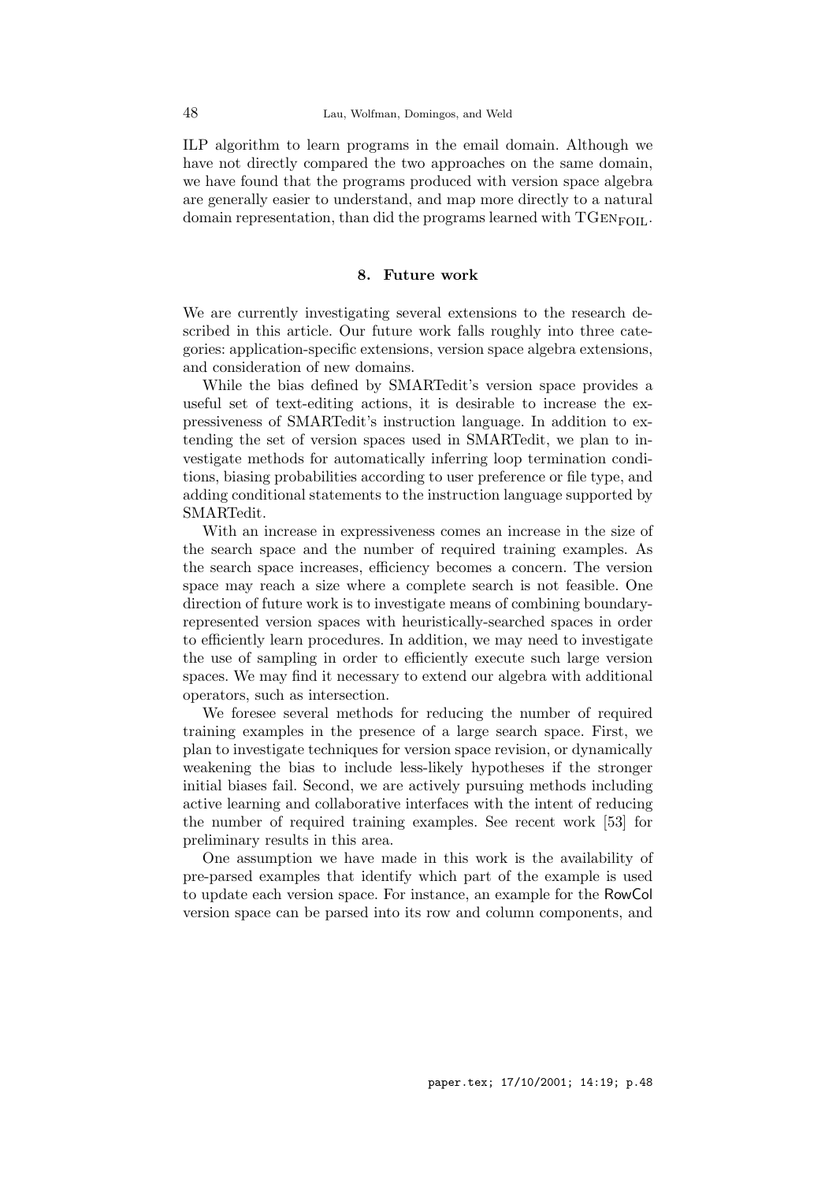ILP algorithm to learn programs in the email domain. Although we have not directly compared the two approaches on the same domain, we have found that the programs produced with version space algebra are generally easier to understand, and map more directly to a natural domain representation, than did the programs learned with $\text{TGEN}_{\text{FOIL}}$.

## 8. Future work

We are currently investigating several extensions to the research described in this article. Our future work falls roughly into three categories: application-specific extensions, version space algebra extensions, and consideration of new domains.

While the bias defined by SMARTedit's version space provides a useful set of text-editing actions, it is desirable to increase the expressiveness of SMARTedit's instruction language. In addition to extending the set of version spaces used in SMARTedit, we plan to investigate methods for automatically inferring loop termination conditions, biasing probabilities according to user preference or file type, and adding conditional statements to the instruction language supported by SMARTedit.

With an increase in expressiveness comes an increase in the size of the search space and the number of required training examples. As the search space increases, efficiency becomes a concern. The version space may reach a size where a complete search is not feasible. One direction of future work is to investigate means of combining boundary-represented version spaces with heuristically-searched spaces in order to efficiently learn procedures. In addition, we may need to investigate the use of sampling in order to efficiently execute such large version spaces. We may find it necessary to extend our algebra with additional operators, such as intersection.

We foresee several methods for reducing the number of required training examples in the presence of a large search space. First, we plan to investigate techniques for version space revision, or dynamically weakening the bias to include less-likely hypotheses if the stronger initial biases fail. Second, we are actively pursuing methods including active learning and collaborative interfaces with the intent of reducing the number of required training examples. See recent work [53] for preliminary results in this area.

One assumption we have made in this work is the availability of pre-parsed examples that identify which part of the example is used to update each version space. For instance, an example for the RowCol version space can be parsed into its row and column components, and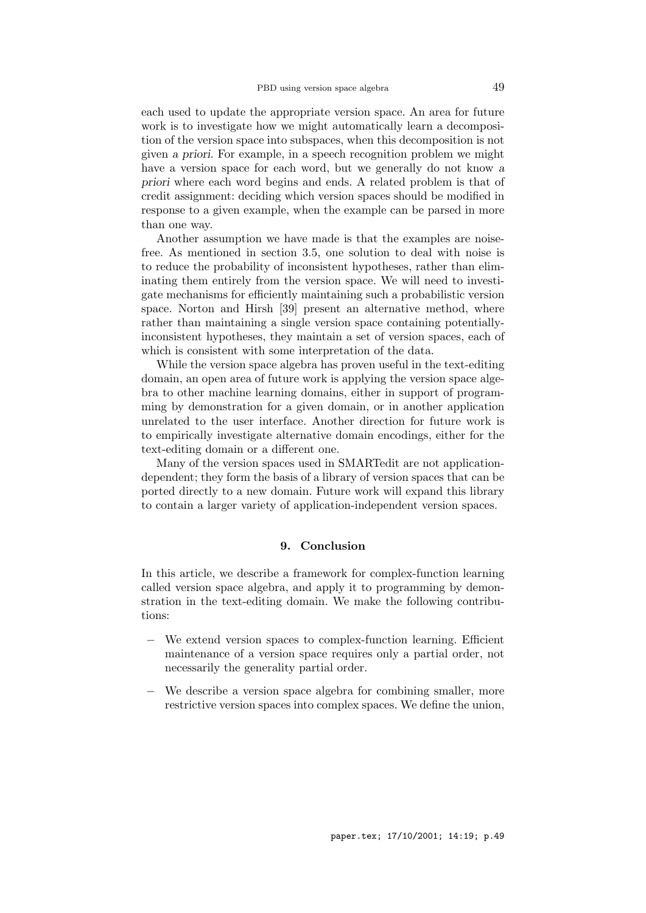each used to update the appropriate version space. An area for future work is to investigate how we might automatically learn a decomposition of the version space into subspaces, when this decomposition is not given *a priori*. For example, in a speech recognition problem we might have a version space for each word, but we generally do not know *a priori* where each word begins and ends. A related problem is that of credit assignment: deciding which version spaces should be modified in response to a given example, when the example can be parsed in more than one way.

Another assumption we have made is that the examples are noise-free. As mentioned in section 3.5, one solution to deal with noise is to reduce the probability of inconsistent hypotheses, rather than eliminating them entirely from the version space. We will need to investigate mechanisms for efficiently maintaining such a probabilistic version space. Norton and Hirsh [39] present an alternative method, where rather than maintaining a single version space containing potentially-inconsistent hypotheses, they maintain a set of version spaces, each of which is consistent with some interpretation of the data.

While the version space algebra has proven useful in the text-editing domain, an open area of future work is applying the version space algebra to other machine learning domains, either in support of programming by demonstration for a given domain, or in another application unrelated to the user interface. Another direction for future work is to empirically investigate alternative domain encodings, either for the text-editing domain or a different one.

Many of the version spaces used in SMARTedit are not application-dependent; they form the basis of a library of version spaces that can be ported directly to a new domain. Future work will expand this library to contain a larger variety of application-independent version spaces.

## 9. Conclusion

In this article, we describe a framework for complex-function learning called version space algebra, and apply it to programming by demonstration in the text-editing domain. We make the following contributions:

- We extend version spaces to complex-function learning. Efficient maintenance of a version space requires only a partial order, not necessarily the generality partial order.
- We describe a version space algebra for combining smaller, more restrictive version spaces into complex spaces. We define the union,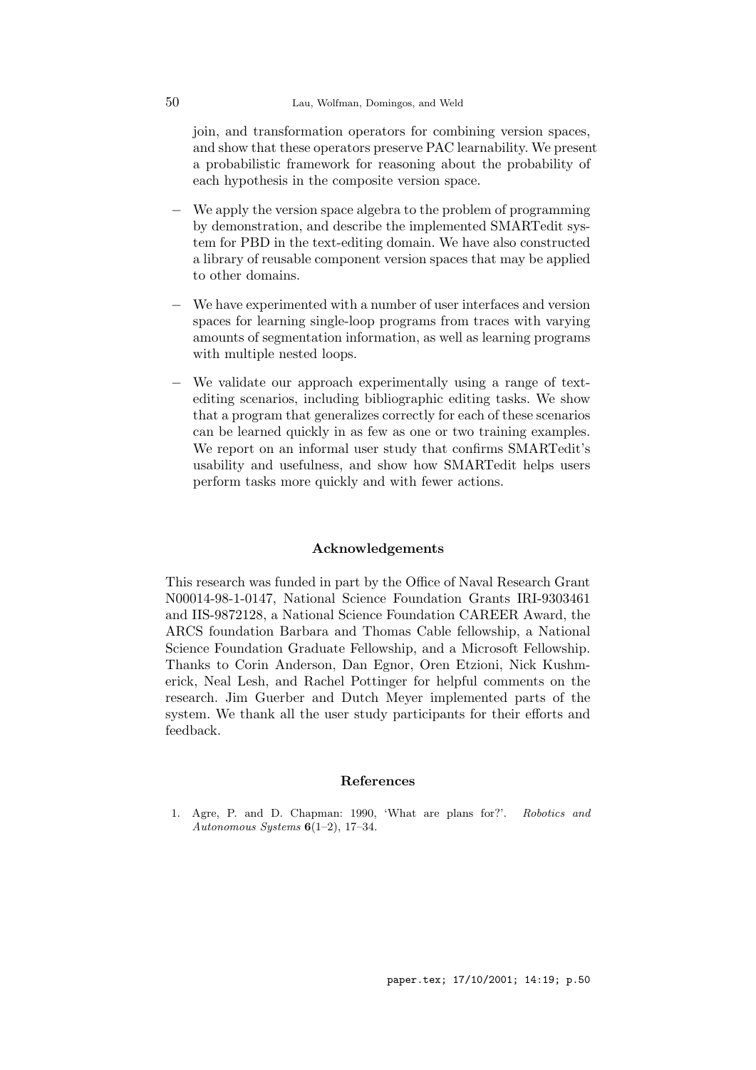join, and transformation operators for combining version spaces, and show that these operators preserve PAC learnability. We present a probabilistic framework for reasoning about the probability of each hypothesis in the composite version space.

- We apply the version space algebra to the problem of programming by demonstration, and describe the implemented SMARTedit system for PBD in the text-editing domain. We have also constructed a library of reusable component version spaces that may be applied to other domains.

- We have experimented with a number of user interfaces and version spaces for learning single-loop programs from traces with varying amounts of segmentation information, as well as learning programs with multiple nested loops.

- We validate our approach experimentally using a range of text-editing scenarios, including bibliographic editing tasks. We show that a program that generalizes correctly for each of these scenarios can be learned quickly in as few as one or two training examples. We report on an informal user study that confirms SMARTedit's usability and usefulness, and show how SMARTedit helps users perform tasks more quickly and with fewer actions.

## Acknowledgements

This research was funded in part by the Office of Naval Research Grant N00014-98-1-0147, National Science Foundation Grants IRI-9303461 and IIS-9872128, a National Science Foundation CAREER Award, the ARCS foundation Barbara and Thomas Cable fellowship, a National Science Foundation Graduate Fellowship, and a Microsoft Fellowship. Thanks to Corin Anderson, Dan Egnor, Oren Etzioni, Nick Kushmerick, Neal Lesh, and Rachel Pottinger for helpful comments on the research. Jim Guerber and Dutch Meyer implemented parts of the system. We thank all the user study participants for their efforts and feedback.

## References

1. Agre, P. and D. Chapman: 1990, 'What are plans for?'. *Robotics and Autonomous Systems* **6**(1–2), 17–34.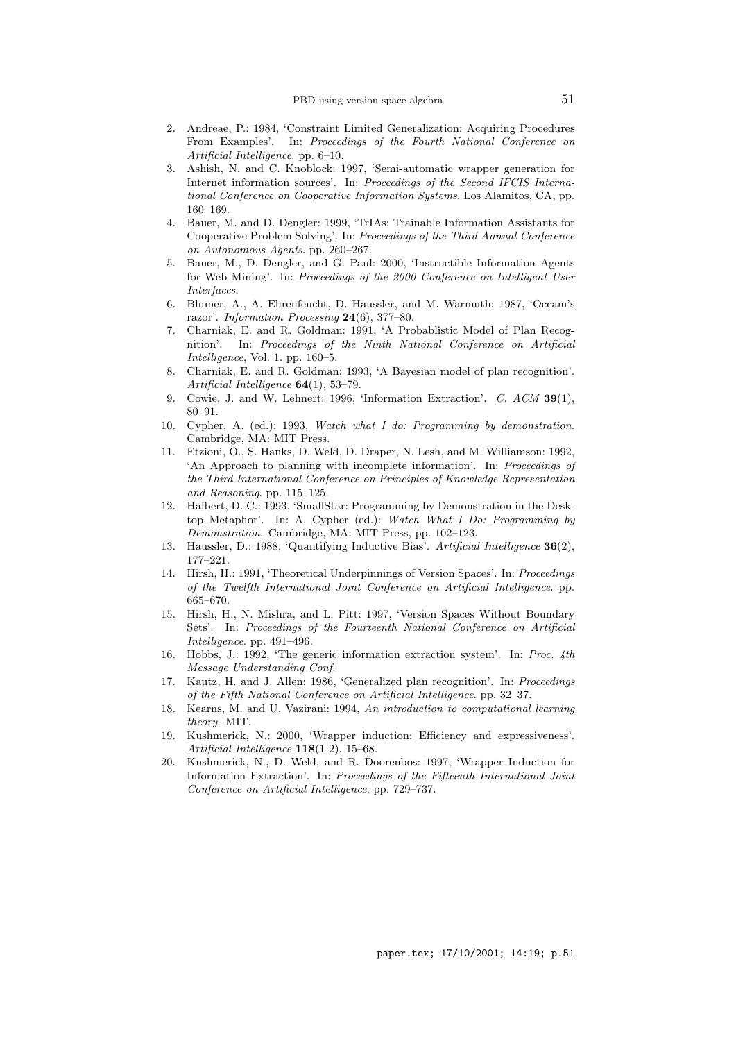2. Andreae, P.: 1984, 'Constraint Limited Generalization: Acquiring Procedures From Examples'. In: *Proceedings of the Fourth National Conference on Artificial Intelligence*. pp. 6–10.
3. Ashish, N. and C. Knoblock: 1997, 'Semi-automatic wrapper generation for Internet information sources'. In: *Proceedings of the Second IFCIS International Conference on Cooperative Information Systems*. Los Alamitos, CA, pp. 160–169.
4. Bauer, M. and D. Dengler: 1999, 'TrIAs: Trainable Information Assistants for Cooperative Problem Solving'. In: *Proceedings of the Third Annual Conference on Autonomous Agents*. pp. 260–267.
5. Bauer, M., D. Dengler, and G. Paul: 2000, 'Instructible Information Agents for Web Mining'. In: *Proceedings of the 2000 Conference on Intelligent User Interfaces*.
6. Blumer, A., A. Ehrenfeucht, D. Haussler, and M. Warmuth: 1987, 'Occam's razor'. *Information Processing* **24**(6), 377–80.
7. Charniak, E. and R. Goldman: 1991, 'A Probablistic Model of Plan Recognition'. In: *Proceedings of the Ninth National Conference on Artificial Intelligence*, Vol. 1. pp. 160–5.
8. Charniak, E. and R. Goldman: 1993, 'A Bayesian model of plan recognition'. *Artificial Intelligence* **64**(1), 53–79.
9. Cowie, J. and W. Lehnert: 1996, 'Information Extraction'. *C. ACM* **39**(1), 80–91.
10. Cypher, A. (ed.): 1993, *Watch what I do: Programming by demonstration*. Cambridge, MA: MIT Press.
11. Etzioni, O., S. Hanks, D. Weld, D. Draper, N. Lesh, and M. Williamson: 1992, 'An Approach to planning with incomplete information'. In: *Proceedings of the Third International Conference on Principles of Knowledge Representation and Reasoning*. pp. 115–125.
12. Halbert, D. C.: 1993, 'SmallStar: Programming by Demonstration in the Desktop Metaphor'. In: A. Cypher (ed.): *Watch What I Do: Programming by Demonstration*. Cambridge, MA: MIT Press, pp. 102–123.
13. Haussler, D.: 1988, 'Quantifying Inductive Bias'. *Artificial Intelligence* **36**(2), 177–221.
14. Hirsh, H.: 1991, 'Theoretical Underpinnings of Version Spaces'. In: *Proceedings of the Twelfth International Joint Conference on Artificial Intelligence*. pp. 665–670.
15. Hirsh, H., N. Mishra, and L. Pitt: 1997, 'Version Spaces Without Boundary Sets'. In: *Proceedings of the Fourteenth National Conference on Artificial Intelligence*. pp. 491–496.
16. Hobbs, J.: 1992, 'The generic information extraction system'. In: *Proc. 4th Message Understanding Conf.*
17. Kautz, H. and J. Allen: 1986, 'Generalized plan recognition'. In: *Proceedings of the Fifth National Conference on Artificial Intelligence*. pp. 32–37.
18. Kearns, M. and U. Vazirani: 1994, *An introduction to computational learning theory.* MIT.
19. Kushmerick, N.: 2000, 'Wrapper induction: Efficiency and expressiveness'. *Artificial Intelligence* **118**(1-2), 15–68.
20. Kushmerick, N., D. Weld, and R. Doorenbos: 1997, 'Wrapper Induction for Information Extraction'. In: *Proceedings of the Fifteenth International Joint Conference on Artificial Intelligence*. pp. 729–737.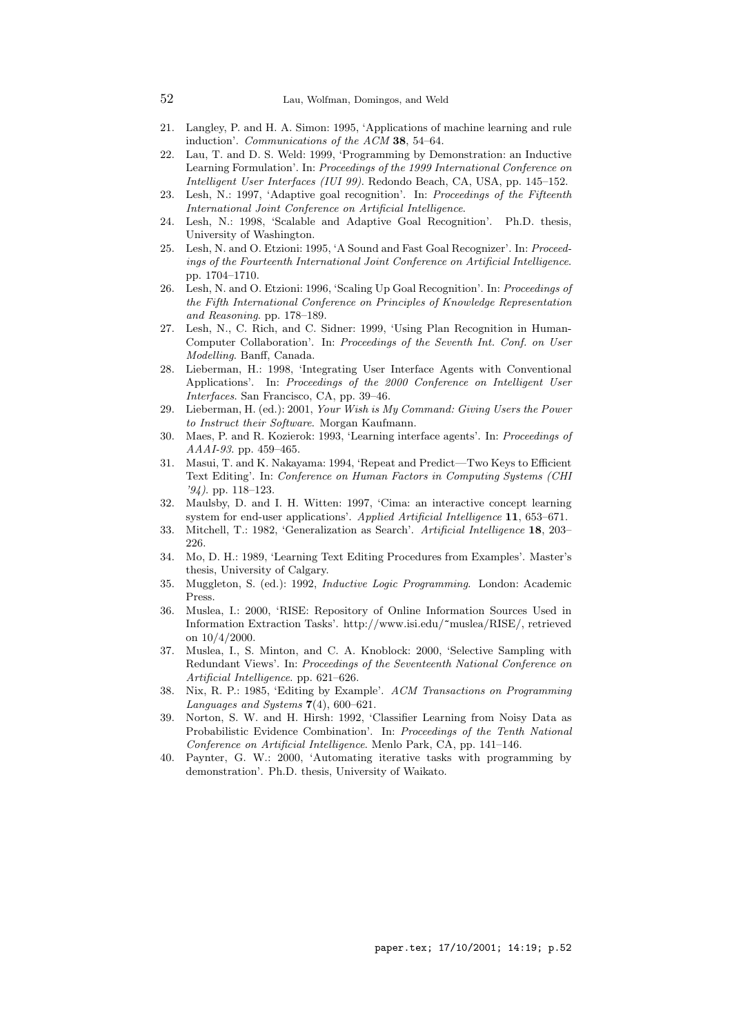21. Langley, P. and H. A. Simon: 1995, 'Applications of machine learning and rule induction'. *Communications of the ACM* **38**, 54–64.
22. Lau, T. and D. S. Weld: 1999, 'Programming by Demonstration: an Inductive Learning Formulation'. In: *Proceedings of the 1999 International Conference on Intelligent User Interfaces (IUI 99)*. Redondo Beach, CA, USA, pp. 145–152.
23. Lesh, N.: 1997, 'Adaptive goal recognition'. In: *Proceedings of the Fifteenth International Joint Conference on Artificial Intelligence*.
24. Lesh, N.: 1998, 'Scalable and Adaptive Goal Recognition'. Ph.D. thesis, University of Washington.
25. Lesh, N. and O. Etzioni: 1995, 'A Sound and Fast Goal Recognizer'. In: *Proceedings of the Fourteenth International Joint Conference on Artificial Intelligence*. pp. 1704–1710.
26. Lesh, N. and O. Etzioni: 1996, 'Scaling Up Goal Recognition'. In: *Proceedings of the Fifth International Conference on Principles of Knowledge Representation and Reasoning*. pp. 178–189.
27. Lesh, N., C. Rich, and C. Sidner: 1999, 'Using Plan Recognition in Human-Computer Collaboration'. In: *Proceedings of the Seventh Int. Conf. on User Modelling*. Banff, Canada.
28. Lieberman, H.: 1998, 'Integrating User Interface Agents with Conventional Applications'. In: *Proceedings of the 2000 Conference on Intelligent User Interfaces*. San Francisco, CA, pp. 39–46.
29. Lieberman, H. (ed.): 2001, *Your Wish is My Command: Giving Users the Power to Instruct their Software*. Morgan Kaufmann.
30. Maes, P. and R. Kozierok: 1993, 'Learning interface agents'. In: *Proceedings of AAAI-93*. pp. 459–465.
31. Masui, T. and K. Nakayama: 1994, 'Repeat and Predict—Two Keys to Efficient Text Editing'. In: *Conference on Human Factors in Computing Systems (CHI '94)*. pp. 118–123.
32. Maulsby, D. and I. H. Witten: 1997, 'Cima: an interactive concept learning system for end-user applications'. *Applied Artificial Intelligence* **11**, 653–671.
33. Mitchell, T.: 1982, 'Generalization as Search'. *Artificial Intelligence* **18**, 203–226.
34. Mo, D. H.: 1989, 'Learning Text Editing Procedures from Examples'. Master's thesis, University of Calgary.
35. Muggleton, S. (ed.): 1992, *Inductive Logic Programming*. London: Academic Press.
36. Muslea, I.: 2000, 'RISE: Repository of Online Information Sources Used in Information Extraction Tasks'. http://www.isi.edu/~muslea/RISE/, retrieved on 10/4/2000.
37. Muslea, I., S. Minton, and C. A. Knoblock: 2000, 'Selective Sampling with Redundant Views'. In: *Proceedings of the Seventeenth National Conference on Artificial Intelligence*. pp. 621–626.
38. Nix, R. P.: 1985, 'Editing by Example'. *ACM Transactions on Programming Languages and Systems* **7**(4), 600–621.
39. Norton, S. W. and H. Hirsh: 1992, 'Classifier Learning from Noisy Data as Probabilistic Evidence Combination'. In: *Proceedings of the Tenth National Conference on Artificial Intelligence*. Menlo Park, CA, pp. 141–146.
40. Paynter, G. W.: 2000, 'Automating iterative tasks with programming by demonstration'. Ph.D. thesis, University of Waikato.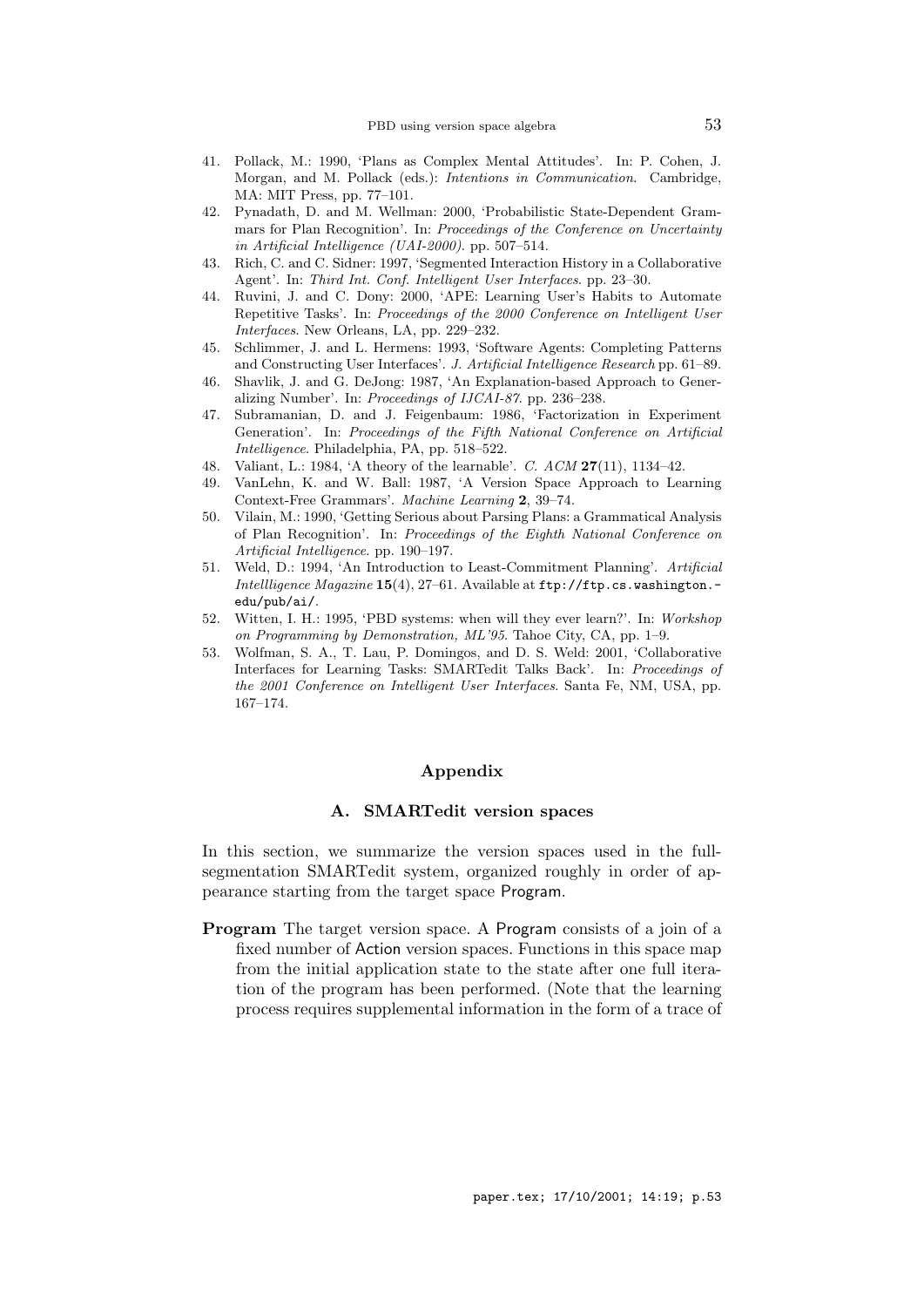41. Pollack, M.: 1990, 'Plans as Complex Mental Attitudes'. In: P. Cohen, J. Morgan, and M. Pollack (eds.): *Intentions in Communication*. Cambridge, MA: MIT Press, pp. 77–101.
42. Pynadath, D. and M. Wellman: 2000, 'Probabilistic State-Dependent Grammars for Plan Recognition'. In: *Proceedings of the Conference on Uncertainty in Artificial Intelligence (UAI-2000)*. pp. 507–514.
43. Rich, C. and C. Sidner: 1997, 'Segmented Interaction History in a Collaborative Agent'. In: *Third Int. Conf. Intelligent User Interfaces*. pp. 23–30.
44. Ruvini, J. and C. Dony: 2000, 'APE: Learning User's Habits to Automate Repetitive Tasks'. In: *Proceedings of the 2000 Conference on Intelligent User Interfaces*. New Orleans, LA, pp. 229–232.
45. Schlimmer, J. and L. Hermens: 1993, 'Software Agents: Completing Patterns and Constructing User Interfaces'. *J. Artificial Intelligence Research* pp. 61–89.
46. Shavlik, J. and G. DeJong: 1987, 'An Explanation-based Approach to Generalizing Number'. In: *Proceedings of IJCAI-87*. pp. 236–238.
47. Subramanian, D. and J. Feigenbaum: 1986, 'Factorization in Experiment Generation'. In: *Proceedings of the Fifth National Conference on Artificial Intelligence*. Philadelphia, PA, pp. 518–522.
48. Valiant, L.: 1984, 'A theory of the learnable'. *C. ACM* **27**(11), 1134–42.
49. VanLehn, K. and W. Ball: 1987, 'A Version Space Approach to Learning Context-Free Grammars'. *Machine Learning* **2**, 39–74.
50. Vilain, M.: 1990, 'Getting Serious about Parsing Plans: a Grammatical Analysis of Plan Recognition'. In: *Proceedings of the Eighth National Conference on Artificial Intelligence*. pp. 190–197.
51. Weld, D.: 1994, 'An Introduction to Least-Commitment Planning'. *Artificial Intellligence Magazine* **15**(4), 27–61. Available at `ftp://ftp.cs.washington.edu/pub/ai/`.
52. Witten, I. H.: 1995, 'PBD systems: when will they ever learn?'. In: *Workshop on Programming by Demonstration, ML'95*. Tahoe City, CA, pp. 1–9.
53. Wolfman, S. A., T. Lau, P. Domingos, and D. S. Weld: 2001, 'Collaborative Interfaces for Learning Tasks: SMARTedit Talks Back'. In: *Proceedings of the 2001 Conference on Intelligent User Interfaces*. Santa Fe, NM, USA, pp. 167–174.

## Appendix

### A. SMARTedit version spaces

In this section, we summarize the version spaces used in the full-segmentation SMARTedit system, organized roughly in order of appearance starting from the target space Program.

**Program** The target version space. A Program consists of a join of a fixed number of Action version spaces. Functions in this space map from the initial application state to the state after one full iteration of the program has been performed. (Note that the learning process requires supplemental information in the form of a trace of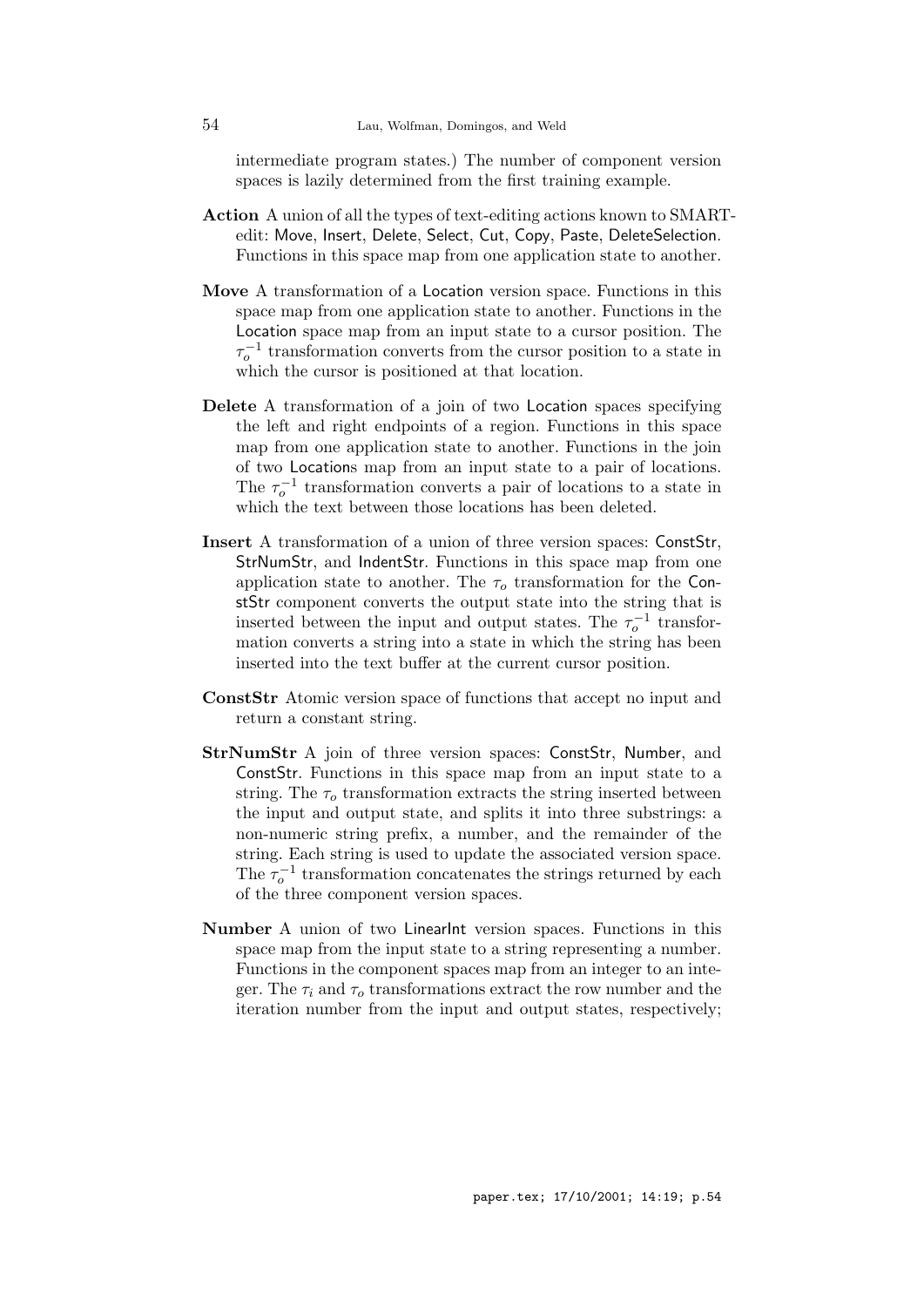intermediate program states.) The number of component version spaces is lazily determined from the first training example.

**Action** A union of all the types of text-editing actions known to SMARTedit: Move, Insert, Delete, Select, Cut, Copy, Paste, DeleteSelection. Functions in this space map from one application state to another.

**Move** A transformation of a Location version space. Functions in this space map from one application state to another. Functions in the Location space map from an input state to a cursor position. The $\tau_o^{-1}$ transformation converts from the cursor position to a state in which the cursor is positioned at that location.

**Delete** A transformation of a join of two Location spaces specifying the left and right endpoints of a region. Functions in this space map from one application state to another. Functions in the join of two Locations map from an input state to a pair of locations. The $\tau_o^{-1}$ transformation converts a pair of locations to a state in which the text between those locations has been deleted.

**Insert** A transformation of a union of three version spaces: ConstStr, StrNumStr, and IndentStr. Functions in this space map from one application state to another. The $\tau_o$ transformation for the ConstStr component converts the output state into the string that is inserted between the input and output states. The $\tau_o^{-1}$ transformation converts a string into a state in which the string has been inserted into the text buffer at the current cursor position.

**ConstStr** Atomic version space of functions that accept no input and return a constant string.

**StrNumStr** A join of three version spaces: ConstStr, Number, and ConstStr. Functions in this space map from an input state to a string. The $\tau_o$ transformation extracts the string inserted between the input and output state, and splits it into three substrings: a non-numeric string prefix, a number, and the remainder of the string. Each string is used to update the associated version space. The $\tau_o^{-1}$ transformation concatenates the strings returned by each of the three component version spaces.

**Number** A union of two LinearInt version spaces. Functions in this space map from the input state to a string representing a number. Functions in the component spaces map from an integer to an integer. The $\tau_i$ and $\tau_o$ transformations extract the row number and the iteration number from the input and output states, respectively;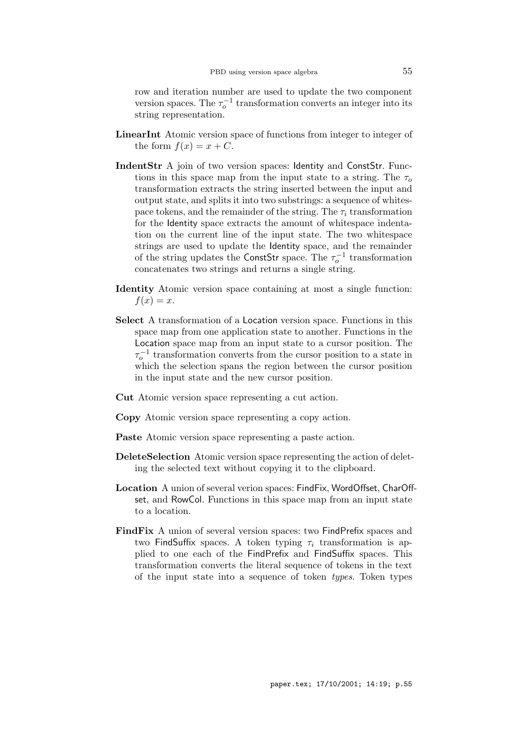row and iteration number are used to update the two component version spaces. The $\tau_o^{-1}$ transformation converts an integer into its string representation.

**LinearInt** Atomic version space of functions from integer to integer of the form $f(x) = x + C$.

**IndentStr** A join of two version spaces: Identity and ConstStr. Functions in this space map from the input state to a string. The $\tau_o$ transformation extracts the string inserted between the input and output state, and splits it into two substrings: a sequence of whitespace tokens, and the remainder of the string. The $\tau_i$ transformation for the Identity space extracts the amount of whitespace indentation on the current line of the input state. The two whitespace strings are used to update the Identity space, and the remainder of the string updates the ConstStr space. The $\tau_o^{-1}$ transformation concatenates two strings and returns a single string.

**Identity** Atomic version space containing at most a single function: $f(x) = x$.

**Select** A transformation of a Location version space. Functions in this space map from one application state to another. Functions in the Location space map from an input state to a cursor position. The $\tau_o^{-1}$ transformation converts from the cursor position to a state in which the selection spans the region between the cursor position in the input state and the new cursor position.

**Cut** Atomic version space representing a cut action.

**Copy** Atomic version space representing a copy action.

**Paste** Atomic version space representing a paste action.

**DeleteSelection** Atomic version space representing the action of deleting the selected text without copying it to the clipboard.

**Location** A union of several verion spaces: FindFix, WordOffset, CharOffset, and RowCol. Functions in this space map from an input state to a location.

**FindFix** A union of several version spaces: two FindPrefix spaces and two FindSuffix spaces. A token typing $\tau_i$ transformation is applied to one each of the FindPrefix and FindSuffix spaces. This transformation converts the literal sequence of tokens in the text of the input state into a sequence of token *types*. Token types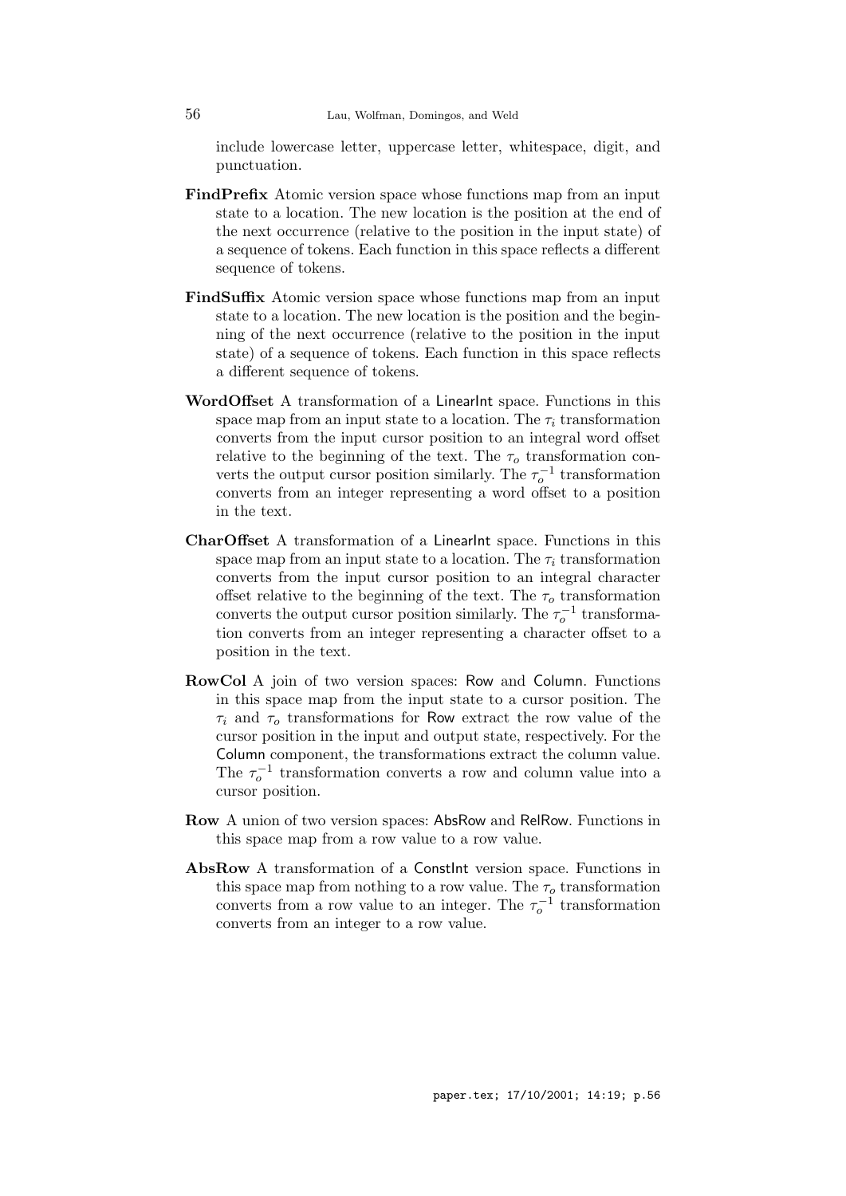include lowercase letter, uppercase letter, whitespace, digit, and punctuation.

**FindPrefix** Atomic version space whose functions map from an input state to a location. The new location is the position at the end of the next occurrence (relative to the position in the input state) of a sequence of tokens. Each function in this space reflects a different sequence of tokens.

**FindSuffix** Atomic version space whose functions map from an input state to a location. The new location is the position and the beginning of the next occurrence (relative to the position in the input state) of a sequence of tokens. Each function in this space reflects a different sequence of tokens.

**WordOffset** A transformation of a LinearInt space. Functions in this space map from an input state to a location. The $\tau_i$ transformation converts from the input cursor position to an integral word offset relative to the beginning of the text. The $\tau_o$ transformation converts the output cursor position similarly. The $\tau_o^{-1}$ transformation converts from an integer representing a word offset to a position in the text.

**CharOffset** A transformation of a LinearInt space. Functions in this space map from an input state to a location. The $\tau_i$ transformation converts from the input cursor position to an integral character offset relative to the beginning of the text. The $\tau_o$ transformation converts the output cursor position similarly. The $\tau_o^{-1}$ transformation converts from an integer representing a character offset to a position in the text.

**RowCol** A join of two version spaces: Row and Column. Functions in this space map from the input state to a cursor position. The $\tau_i$ and $\tau_o$ transformations for Row extract the row value of the cursor position in the input and output state, respectively. For the Column component, the transformations extract the column value. The $\tau_o^{-1}$ transformation converts a row and column value into a cursor position.

**Row** A union of two version spaces: AbsRow and RelRow. Functions in this space map from a row value to a row value.

**AbsRow** A transformation of a ConstInt version space. Functions in this space map from nothing to a row value. The $\tau_o$ transformation converts from a row value to an integer. The $\tau_o^{-1}$ transformation converts from an integer to a row value.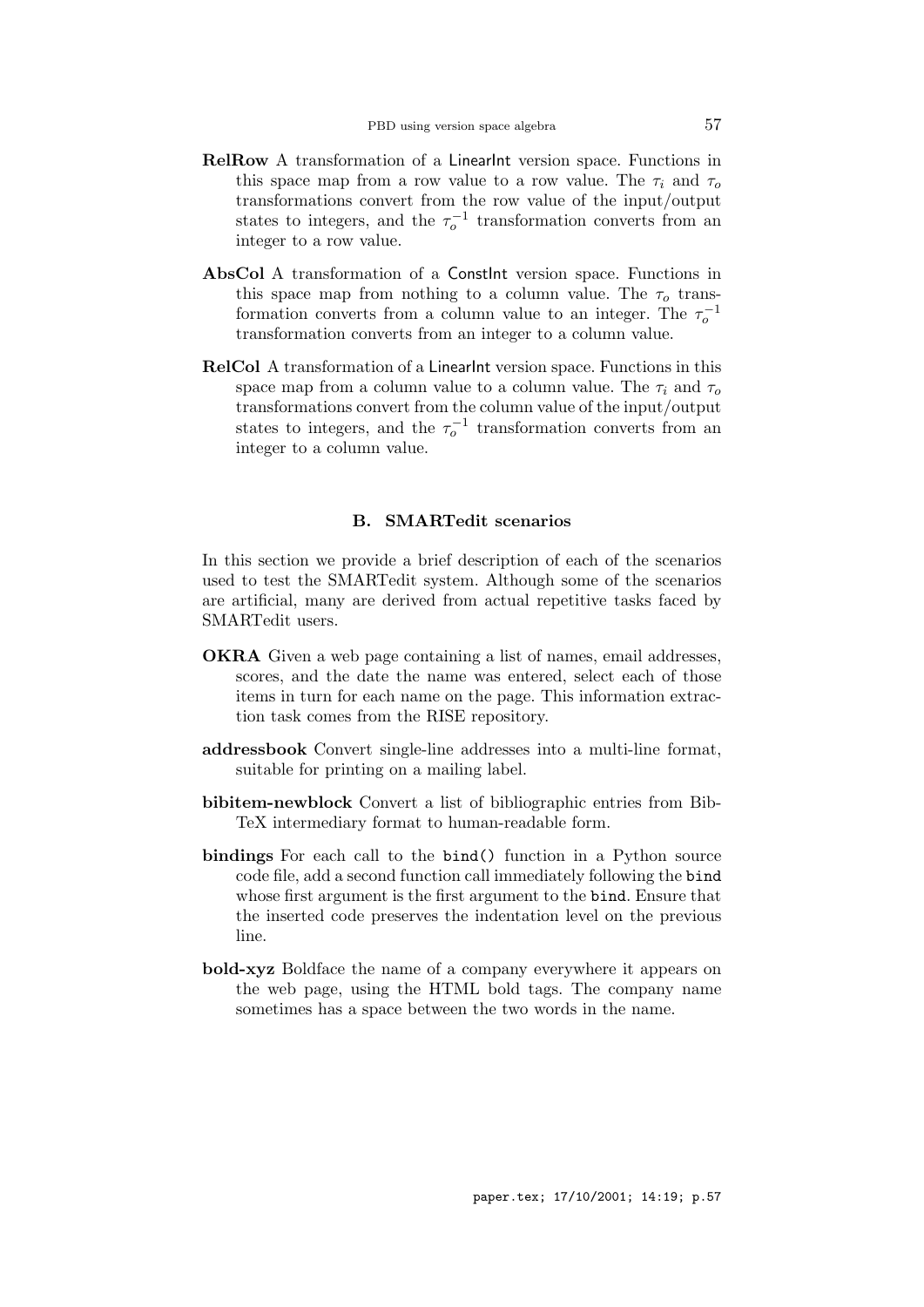**RelRow** A transformation of a LinearInt version space. Functions in this space map from a row value to a row value. The $\tau_i$ and $\tau_o$ transformations convert from the row value of the input/output states to integers, and the $\tau_o^{-1}$ transformation converts from an integer to a row value.

**AbsCol** A transformation of a ConstInt version space. Functions in this space map from nothing to a column value. The $\tau_o$ transformation converts from a column value to an integer. The $\tau_o^{-1}$ transformation converts from an integer to a column value.

**RelCol** A transformation of a LinearInt version space. Functions in this space map from a column value to a column value. The $\tau_i$ and $\tau_o$ transformations convert from the column value of the input/output states to integers, and the $\tau_o^{-1}$ transformation converts from an integer to a column value.

## B. SMARTedit scenarios

In this section we provide a brief description of each of the scenarios used to test the SMARTedit system. Although some of the scenarios are artificial, many are derived from actual repetitive tasks faced by SMARTedit users.

**OKRA** Given a web page containing a list of names, email addresses, scores, and the date the name was entered, select each of those items in turn for each name on the page. This information extraction task comes from the RISE repository.

**addressbook** Convert single-line addresses into a multi-line format, suitable for printing on a mailing label.

**bibitem-newblock** Convert a list of bibliographic entries from BibTeX intermediary format to human-readable form.

**bindings** For each call to the `bind()` function in a Python source code file, add a second function call immediately following the `bind` whose first argument is the first argument to the `bind`. Ensure that the inserted code preserves the indentation level on the previous line.

**bold-xyz** Boldface the name of a company everywhere it appears on the web page, using the HTML bold tags. The company name sometimes has a space between the two words in the name.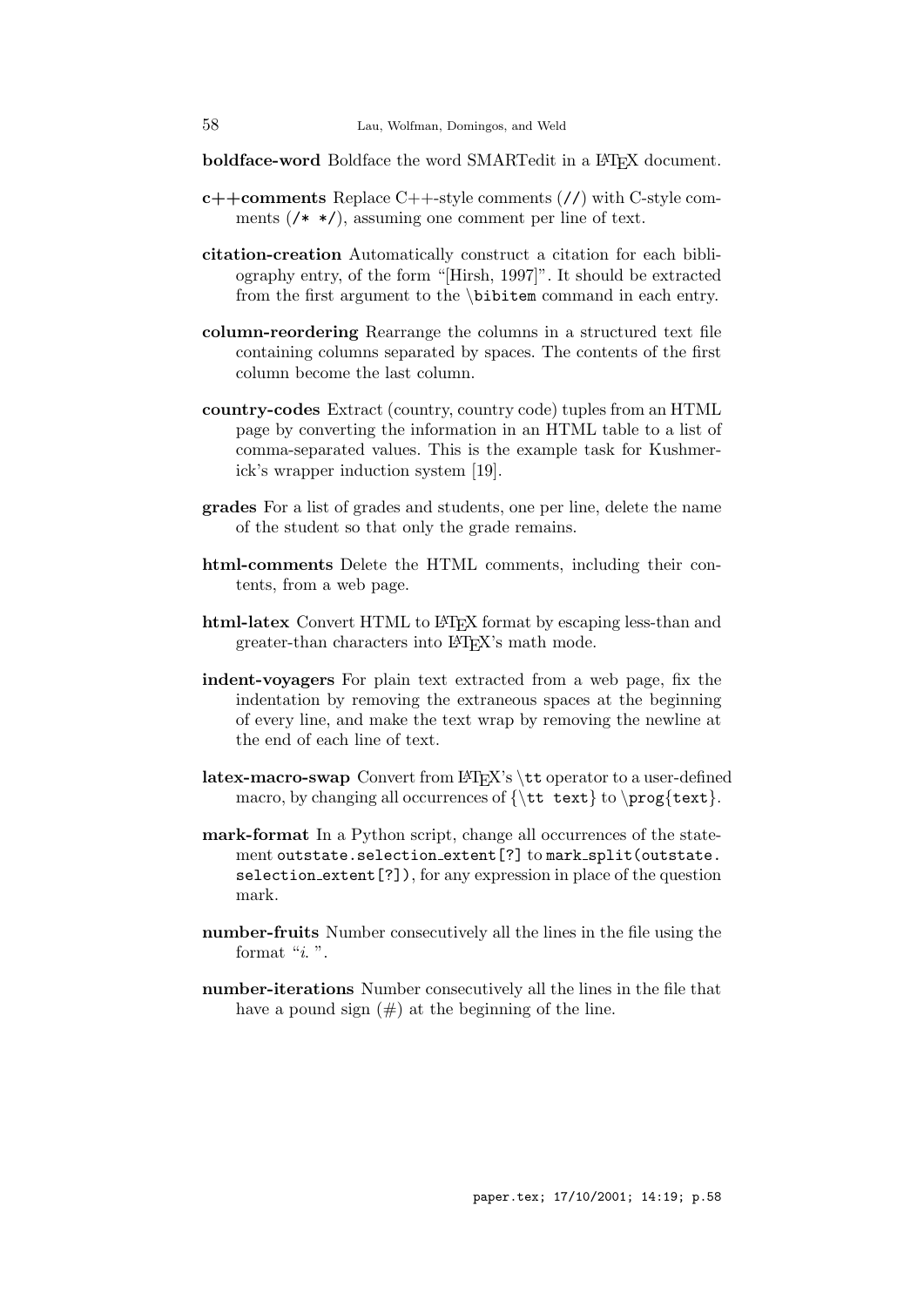**boldface-word** Boldface the word SMARTedit in a LaTeX document.

**c++comments** Replace C++-style comments (`//`) with C-style comments (`/* */`), assuming one comment per line of text.

**citation-creation** Automatically construct a citation for each bibliography entry, of the form "[Hirsh, 1997]". It should be extracted from the first argument to the `\bibitem` command in each entry.

**column-reordering** Rearrange the columns in a structured text file containing columns separated by spaces. The contents of the first column become the last column.

**country-codes** Extract (country, country code) tuples from an HTML page by converting the information in an HTML table to a list of comma-separated values. This is the example task for Kushmerick's wrapper induction system [19].

**grades** For a list of grades and students, one per line, delete the name of the student so that only the grade remains.

**html-comments** Delete the HTML comments, including their contents, from a web page.

**html-latex** Convert HTML to LaTeX format by escaping less-than and greater-than characters into LaTeX's math mode.

**indent-voyagers** For plain text extracted from a web page, fix the indentation by removing the extraneous spaces at the beginning of every line, and make the text wrap by removing the newline at the end of each line of text.

**latex-macro-swap** Convert from LaTeX's `\tt` operator to a user-defined macro, by changing all occurrences of `{\tt text}` to `\prog{text}`.

**mark-format** In a Python script, change all occurrences of the statement `outstate.selection_extent[?]` to `mark_split(outstate.selection_extent[?])`, for any expression in place of the question mark.

**number-fruits** Number consecutively all the lines in the file using the format "*i.* ".

**number-iterations** Number consecutively all the lines in the file that have a pound sign (#) at the beginning of the line.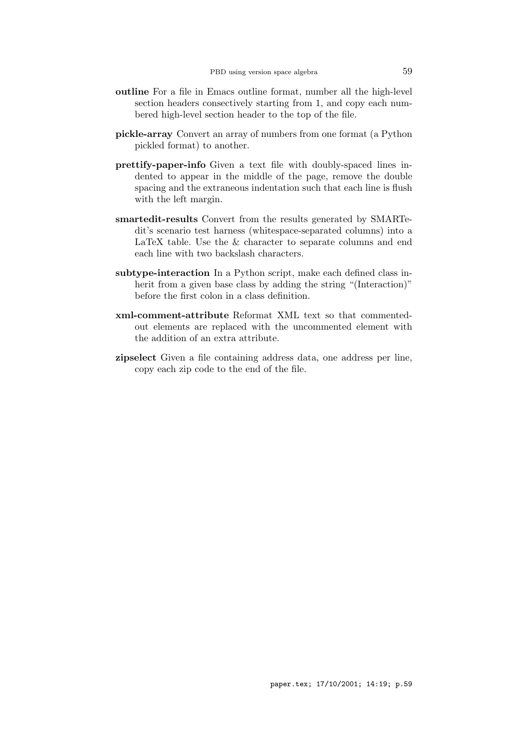**outline** For a file in Emacs outline format, number all the high-level section headers consecutively starting from 1, and copy each numbered high-level section header to the top of the file.

**pickle-array** Convert an array of numbers from one format (a Python pickled format) to another.

**prettify-paper-info** Given a text file with doubly-spaced lines indented to appear in the middle of the page, remove the double spacing and the extraneous indentation such that each line is flush with the left margin.

**smartedit-results** Convert from the results generated by SMARTedit's scenario test harness (whitespace-separated columns) into a LaTeX table. Use the & character to separate columns and end each line with two backslash characters.

**subtype-interaction** In a Python script, make each defined class inherit from a given base class by adding the string "(Interaction)" before the first colon in a class definition.

**xml-comment-attribute** Reformat XML text so that commented-out elements are replaced with the uncommented element with the addition of an extra attribute.

**zipselect** Given a file containing address data, one address per line, copy each zip code to the end of the file.